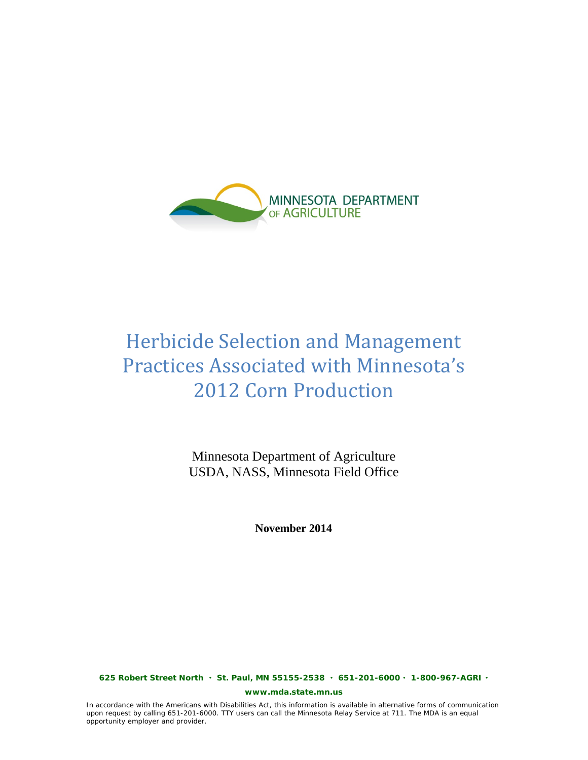MINNESOTA DEPARTMENT OF AGRICULTURE

# Herbicide Selection and Management Practices Associated with Minnesota's 2012 Corn Production

Minnesota Department of Agriculture
USDA, NASS, Minnesota Field Office

**November 2014**

**625 Robert Street North · St. Paul, MN 55155-2538 · 651-201-6000 · 1-800-967-AGRI ·**

**www.mda.state.mn.us**

In accordance with the Americans with Disabilities Act, this information is available in alternative forms of communication upon request by calling 651-201-6000. TTY users can call the Minnesota Relay Service at 711. The MDA is an equal opportunity employer and provider.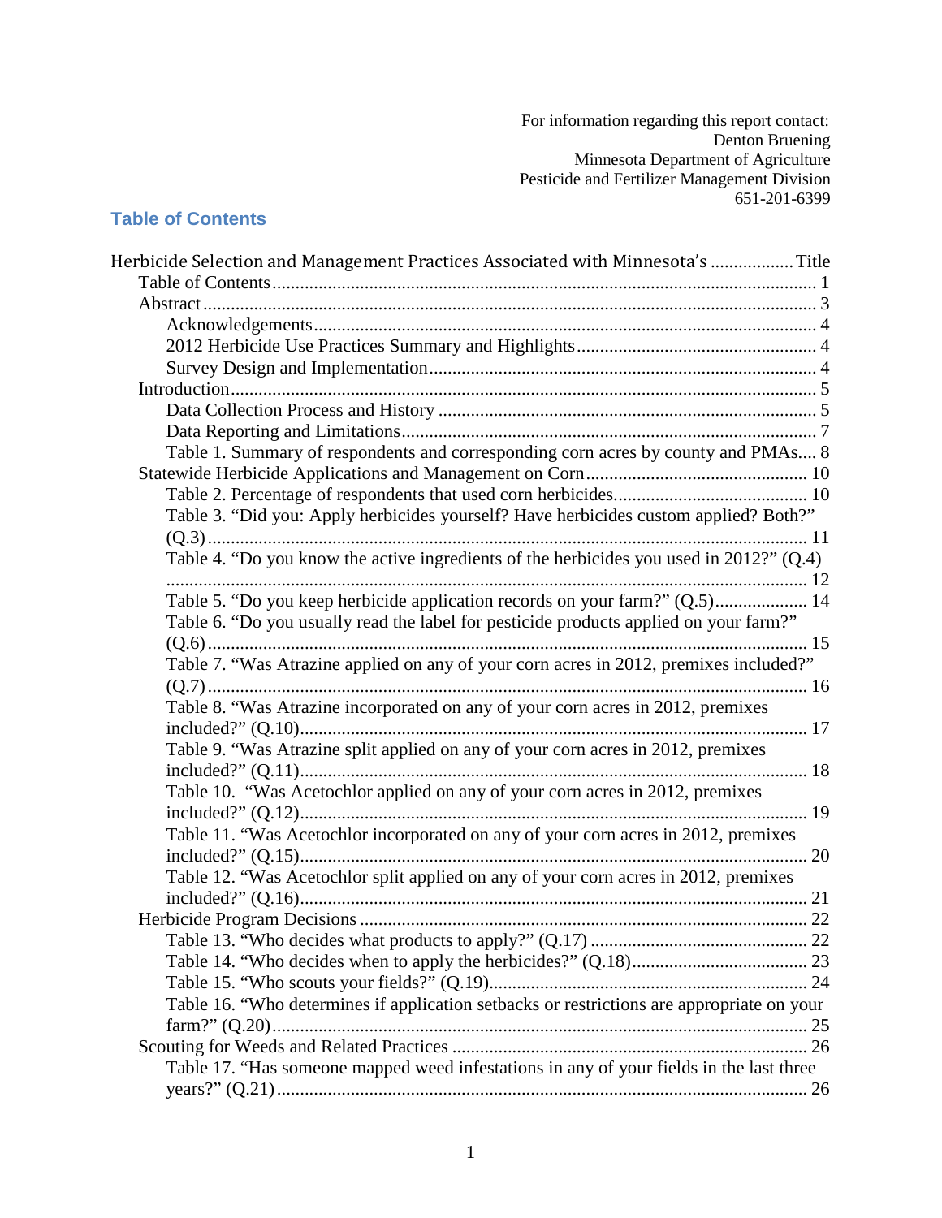For information regarding this report contact:
Denton Bruening
Minnesota Department of Agriculture
Pesticide and Fertilizer Management Division
651-201-6399

## Table of Contents

Herbicide Selection and Management Practices Associated with Minnesota's .................. Title

- Table of Contents .................................................................................................... 1
- Abstract .................................................................................................... 3
  - Acknowledgements .................................................................................................... 4
  - 2012 Herbicide Use Practices Summary and Highlights .................................................... 4
  - Survey Design and Implementation .................................................................................... 4
- Introduction .................................................................................................... 5
  - Data Collection Process and History .................................................................................... 5
  - Data Reporting and Limitations .................................................................................... 7
  - Table 1. Summary of respondents and corresponding corn acres by county and PMAs.... 8
- Statewide Herbicide Applications and Management on Corn ................................................ 10
  - Table 2. Percentage of respondents that used corn herbicides.......................................... 10
  - Table 3. "Did you: Apply herbicides yourself? Have herbicides custom applied? Both?" (Q.3) .................................................................................................... 11
  - Table 4. "Do you know the active ingredients of the herbicides you used in 2012?" (Q.4) .................................................................................................... 12
  - Table 5. "Do you keep herbicide application records on your farm?" (Q.5).................... 14
  - Table 6. "Do you usually read the label for pesticide products applied on your farm?" (Q.6) .................................................................................................... 15
  - Table 7. "Was Atrazine applied on any of your corn acres in 2012, premixes included?" (Q.7) .................................................................................................... 16
  - Table 8. "Was Atrazine incorporated on any of your corn acres in 2012, premixes included?" (Q.10) .................................................................................................... 17
  - Table 9. "Was Atrazine split applied on any of your corn acres in 2012, premixes included?" (Q.11) .................................................................................................... 18
  - Table 10. "Was Acetochlor applied on any of your corn acres in 2012, premixes included?" (Q.12) .................................................................................................... 19
  - Table 11. "Was Acetochlor incorporated on any of your corn acres in 2012, premixes included?" (Q.15) .................................................................................................... 20
  - Table 12. "Was Acetochlor split applied on any of your corn acres in 2012, premixes included?" (Q.16) .................................................................................................... 21
- Herbicide Program Decisions .................................................................................................... 22
  - Table 13. "Who decides what products to apply?" (Q.17) ............................................... 22
  - Table 14. "Who decides when to apply the herbicides?" (Q.18)...................................... 23
  - Table 15. "Who scouts your fields?" (Q.19).................................................................... 24
  - Table 16. "Who determines if application setbacks or restrictions are appropriate on your farm?" (Q.20) .................................................................................................... 25
- Scouting for Weeds and Related Practices .................................................................................... 26
  - Table 17. "Has someone mapped weed infestations in any of your fields in the last three years?" (Q.21) .................................................................................................... 26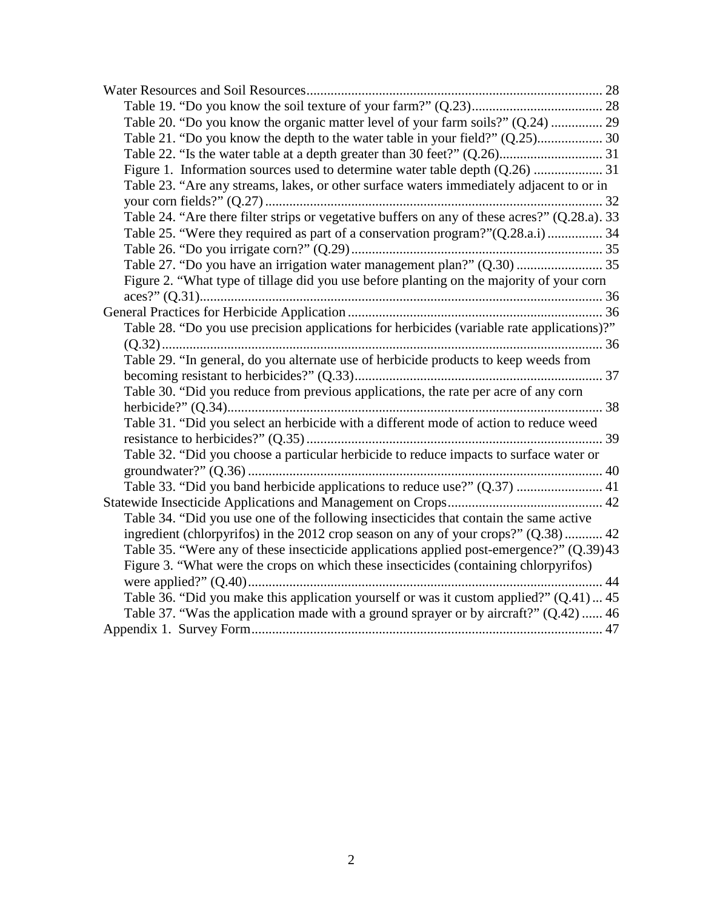Water Resources and Soil Resources ..... 28

- Table 19. “Do you know the soil texture of your farm?” (Q.23) ..... 28
- Table 20. “Do you know the organic matter level of your farm soils?” (Q.24) ..... 29
- Table 21. “Do you know the depth to the water table in your field?” (Q.25) ..... 30
- Table 22. “Is the water table at a depth greater than 30 feet?” (Q.26) ..... 31
- Figure 1. Information sources used to determine water table depth (Q.26) ..... 31
- Table 23. “Are any streams, lakes, or other surface waters immediately adjacent to or in your corn fields?” (Q.27) ..... 32
- Table 24. “Are there filter strips or vegetative buffers on any of these acres?” (Q.28.a). 33
- Table 25. “Were they required as part of a conservation program?”(Q.28.a.i) ..... 34
- Table 26. “Do you irrigate corn?” (Q.29) ..... 35
- Table 27. “Do you have an irrigation water management plan?” (Q.30) ..... 35
- Figure 2. “What type of tillage did you use before planting on the majority of your corn aces?” (Q.31) ..... 36

General Practices for Herbicide Application ..... 36

- Table 28. “Do you use precision applications for herbicides (variable rate applications)?” (Q.32) ..... 36
- Table 29. “In general, do you alternate use of herbicide products to keep weeds from becoming resistant to herbicides?” (Q.33) ..... 37
- Table 30. “Did you reduce from previous applications, the rate per acre of any corn herbicide?” (Q.34) ..... 38
- Table 31. “Did you select an herbicide with a different mode of action to reduce weed resistance to herbicides?” (Q.35) ..... 39
- Table 32. “Did you choose a particular herbicide to reduce impacts to surface water or groundwater?” (Q.36) ..... 40
- Table 33. “Did you band herbicide applications to reduce use?” (Q.37) ..... 41

Statewide Insecticide Applications and Management on Crops ..... 42

- Table 34. “Did you use one of the following insecticides that contain the same active ingredient (chlorpyrifos) in the 2012 crop season on any of your crops?” (Q.38) ..... 42
- Table 35. “Were any of these insecticide applications applied post-emergence?” (Q.39) 43
- Figure 3. “What were the crops on which these insecticides (containing chlorpyrifos) were applied?” (Q.40) ..... 44
- Table 36. “Did you make this application yourself or was it custom applied?” (Q.41) ... 45
- Table 37. “Was the application made with a ground sprayer or by aircraft?” (Q.42) ..... 46

Appendix 1. Survey Form ..... 47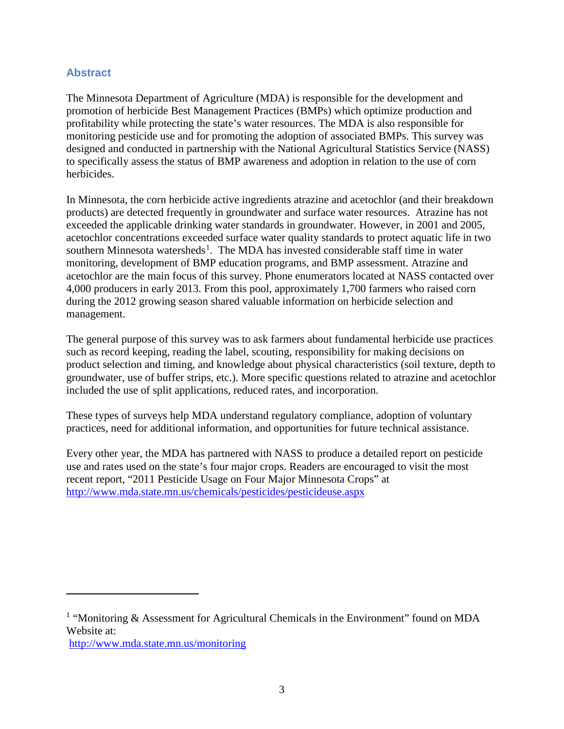## Abstract

The Minnesota Department of Agriculture (MDA) is responsible for the development and promotion of herbicide Best Management Practices (BMPs) which optimize production and profitability while protecting the state's water resources. The MDA is also responsible for monitoring pesticide use and for promoting the adoption of associated BMPs. This survey was designed and conducted in partnership with the National Agricultural Statistics Service (NASS) to specifically assess the status of BMP awareness and adoption in relation to the use of corn herbicides.

In Minnesota, the corn herbicide active ingredients atrazine and acetochlor (and their breakdown products) are detected frequently in groundwater and surface water resources. Atrazine has not exceeded the applicable drinking water standards in groundwater. However, in 2001 and 2005, acetochlor concentrations exceeded surface water quality standards to protect aquatic life in two southern Minnesota watersheds[1]. The MDA has invested considerable staff time in water monitoring, development of BMP education programs, and BMP assessment. Atrazine and acetochlor are the main focus of this survey. Phone enumerators located at NASS contacted over 4,000 producers in early 2013. From this pool, approximately 1,700 farmers who raised corn during the 2012 growing season shared valuable information on herbicide selection and management.

The general purpose of this survey was to ask farmers about fundamental herbicide use practices such as record keeping, reading the label, scouting, responsibility for making decisions on product selection and timing, and knowledge about physical characteristics (soil texture, depth to groundwater, use of buffer strips, etc.). More specific questions related to atrazine and acetochlor included the use of split applications, reduced rates, and incorporation.

These types of surveys help MDA understand regulatory compliance, adoption of voluntary practices, need for additional information, and opportunities for future technical assistance.

Every other year, the MDA has partnered with NASS to produce a detailed report on pesticide use and rates used on the state's four major crops. Readers are encouraged to visit the most recent report, "2011 Pesticide Usage on Four Major Minnesota Crops" at http://www.mda.state.mn.us/chemicals/pesticides/pesticideuse.aspx

---

[1] "Monitoring & Assessment for Agricultural Chemicals in the Environment" found on MDA Website at:
http://www.mda.state.mn.us/monitoring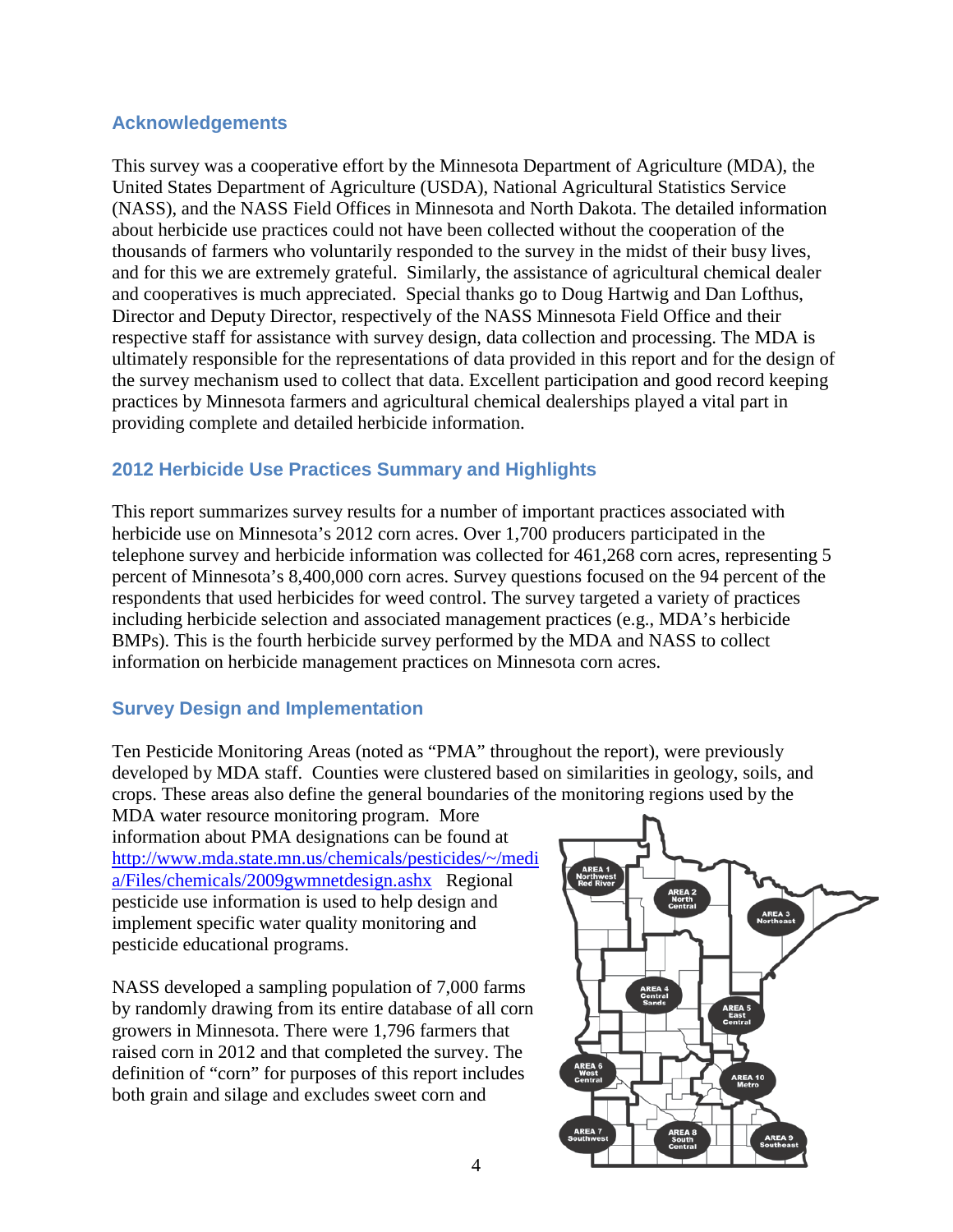## Acknowledgements

This survey was a cooperative effort by the Minnesota Department of Agriculture (MDA), the United States Department of Agriculture (USDA), National Agricultural Statistics Service (NASS), and the NASS Field Offices in Minnesota and North Dakota. The detailed information about herbicide use practices could not have been collected without the cooperation of the thousands of farmers who voluntarily responded to the survey in the midst of their busy lives, and for this we are extremely grateful. Similarly, the assistance of agricultural chemical dealer and cooperatives is much appreciated. Special thanks go to Doug Hartwig and Dan Lofthus, Director and Deputy Director, respectively of the NASS Minnesota Field Office and their respective staff for assistance with survey design, data collection and processing. The MDA is ultimately responsible for the representations of data provided in this report and for the design of the survey mechanism used to collect that data. Excellent participation and good record keeping practices by Minnesota farmers and agricultural chemical dealerships played a vital part in providing complete and detailed herbicide information.

## 2012 Herbicide Use Practices Summary and Highlights

This report summarizes survey results for a number of important practices associated with herbicide use on Minnesota's 2012 corn acres. Over 1,700 producers participated in the telephone survey and herbicide information was collected for 461,268 corn acres, representing 5 percent of Minnesota's 8,400,000 corn acres. Survey questions focused on the 94 percent of the respondents that used herbicides for weed control. The survey targeted a variety of practices including herbicide selection and associated management practices (e.g., MDA's herbicide BMPs). This is the fourth herbicide survey performed by the MDA and NASS to collect information on herbicide management practices on Minnesota corn acres.

## Survey Design and Implementation

Ten Pesticide Monitoring Areas (noted as "PMA" throughout the report), were previously developed by MDA staff. Counties were clustered based on similarities in geology, soils, and crops. These areas also define the general boundaries of the monitoring regions used by the MDA water resource monitoring program. More information about PMA designations can be found at [http://www.mda.state.mn.us/chemicals/pesticides/~/media/Files/chemicals/2009gwmnetdesign.ashx](http://www.mda.state.mn.us/chemicals/pesticides/~/media/Files/chemicals/2009gwmnetdesign.ashx) Regional pesticide use information is used to help design and implement specific water quality monitoring and pesticide educational programs.

AREA 1 Northwest Red River | AREA 2 North Central | AREA 3 Northeast | AREA 4 Central Sands | AREA 5 East Central | AREA 6 West Central | AREA 7 Southwest | AREA 8 South Central | AREA 9 Southeast | AREA 10 Metro

NASS developed a sampling population of 7,000 farms by randomly drawing from its entire database of all corn growers in Minnesota. There were 1,796 farmers that raised corn in 2012 and that completed the survey. The definition of "corn" for purposes of this report includes both grain and silage and excludes sweet corn and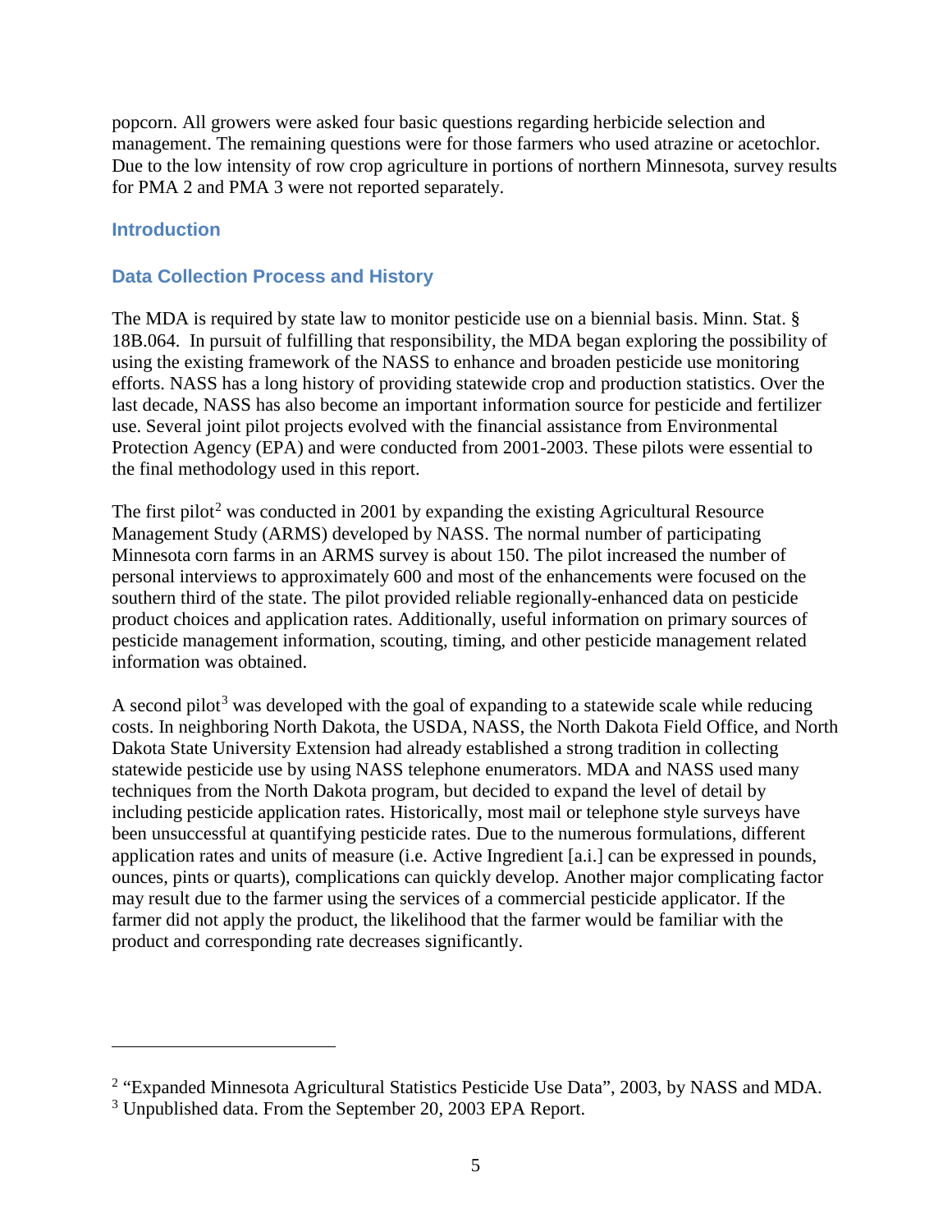popcorn. All growers were asked four basic questions regarding herbicide selection and management. The remaining questions were for those farmers who used atrazine or acetochlor. Due to the low intensity of row crop agriculture in portions of northern Minnesota, survey results for PMA 2 and PMA 3 were not reported separately.

## Introduction

## Data Collection Process and History

The MDA is required by state law to monitor pesticide use on a biennial basis. Minn. Stat. § 18B.064. In pursuit of fulfilling that responsibility, the MDA began exploring the possibility of using the existing framework of the NASS to enhance and broaden pesticide use monitoring efforts. NASS has a long history of providing statewide crop and production statistics. Over the last decade, NASS has also become an important information source for pesticide and fertilizer use. Several joint pilot projects evolved with the financial assistance from Environmental Protection Agency (EPA) and were conducted from 2001-2003. These pilots were essential to the final methodology used in this report.

The first pilot[2] was conducted in 2001 by expanding the existing Agricultural Resource Management Study (ARMS) developed by NASS. The normal number of participating Minnesota corn farms in an ARMS survey is about 150. The pilot increased the number of personal interviews to approximately 600 and most of the enhancements were focused on the southern third of the state. The pilot provided reliable regionally-enhanced data on pesticide product choices and application rates. Additionally, useful information on primary sources of pesticide management information, scouting, timing, and other pesticide management related information was obtained.

A second pilot[3] was developed with the goal of expanding to a statewide scale while reducing costs. In neighboring North Dakota, the USDA, NASS, the North Dakota Field Office, and North Dakota State University Extension had already established a strong tradition in collecting statewide pesticide use by using NASS telephone enumerators. MDA and NASS used many techniques from the North Dakota program, but decided to expand the level of detail by including pesticide application rates. Historically, most mail or telephone style surveys have been unsuccessful at quantifying pesticide rates. Due to the numerous formulations, different application rates and units of measure (i.e. Active Ingredient [a.i.] can be expressed in pounds, ounces, pints or quarts), complications can quickly develop. Another major complicating factor may result due to the farmer using the services of a commercial pesticide applicator. If the farmer did not apply the product, the likelihood that the farmer would be familiar with the product and corresponding rate decreases significantly.

---

[2] "Expanded Minnesota Agricultural Statistics Pesticide Use Data", 2003, by NASS and MDA.

[3] Unpublished data. From the September 20, 2003 EPA Report.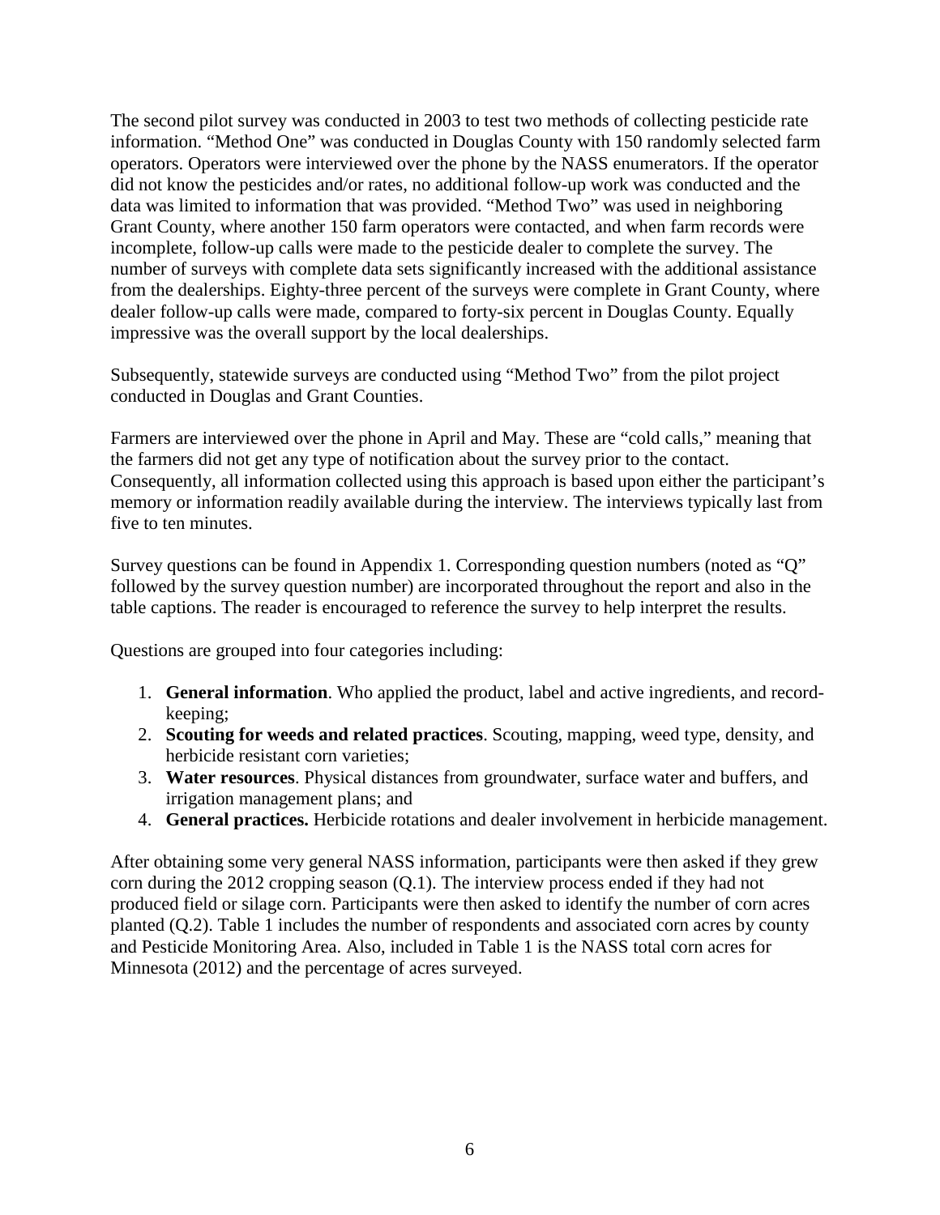The second pilot survey was conducted in 2003 to test two methods of collecting pesticide rate information. "Method One" was conducted in Douglas County with 150 randomly selected farm operators. Operators were interviewed over the phone by the NASS enumerators. If the operator did not know the pesticides and/or rates, no additional follow-up work was conducted and the data was limited to information that was provided. "Method Two" was used in neighboring Grant County, where another 150 farm operators were contacted, and when farm records were incomplete, follow-up calls were made to the pesticide dealer to complete the survey. The number of surveys with complete data sets significantly increased with the additional assistance from the dealerships. Eighty-three percent of the surveys were complete in Grant County, where dealer follow-up calls were made, compared to forty-six percent in Douglas County. Equally impressive was the overall support by the local dealerships.

Subsequently, statewide surveys are conducted using "Method Two" from the pilot project conducted in Douglas and Grant Counties.

Farmers are interviewed over the phone in April and May. These are "cold calls," meaning that the farmers did not get any type of notification about the survey prior to the contact. Consequently, all information collected using this approach is based upon either the participant's memory or information readily available during the interview. The interviews typically last from five to ten minutes.

Survey questions can be found in Appendix 1. Corresponding question numbers (noted as "Q" followed by the survey question number) are incorporated throughout the report and also in the table captions. The reader is encouraged to reference the survey to help interpret the results.

Questions are grouped into four categories including:

1. **General information**. Who applied the product, label and active ingredients, and record-keeping;
2. **Scouting for weeds and related practices**. Scouting, mapping, weed type, density, and herbicide resistant corn varieties;
3. **Water resources**. Physical distances from groundwater, surface water and buffers, and irrigation management plans; and
4. **General practices.** Herbicide rotations and dealer involvement in herbicide management.

After obtaining some very general NASS information, participants were then asked if they grew corn during the 2012 cropping season (Q.1). The interview process ended if they had not produced field or silage corn. Participants were then asked to identify the number of corn acres planted (Q.2). Table 1 includes the number of respondents and associated corn acres by county and Pesticide Monitoring Area. Also, included in Table 1 is the NASS total corn acres for Minnesota (2012) and the percentage of acres surveyed.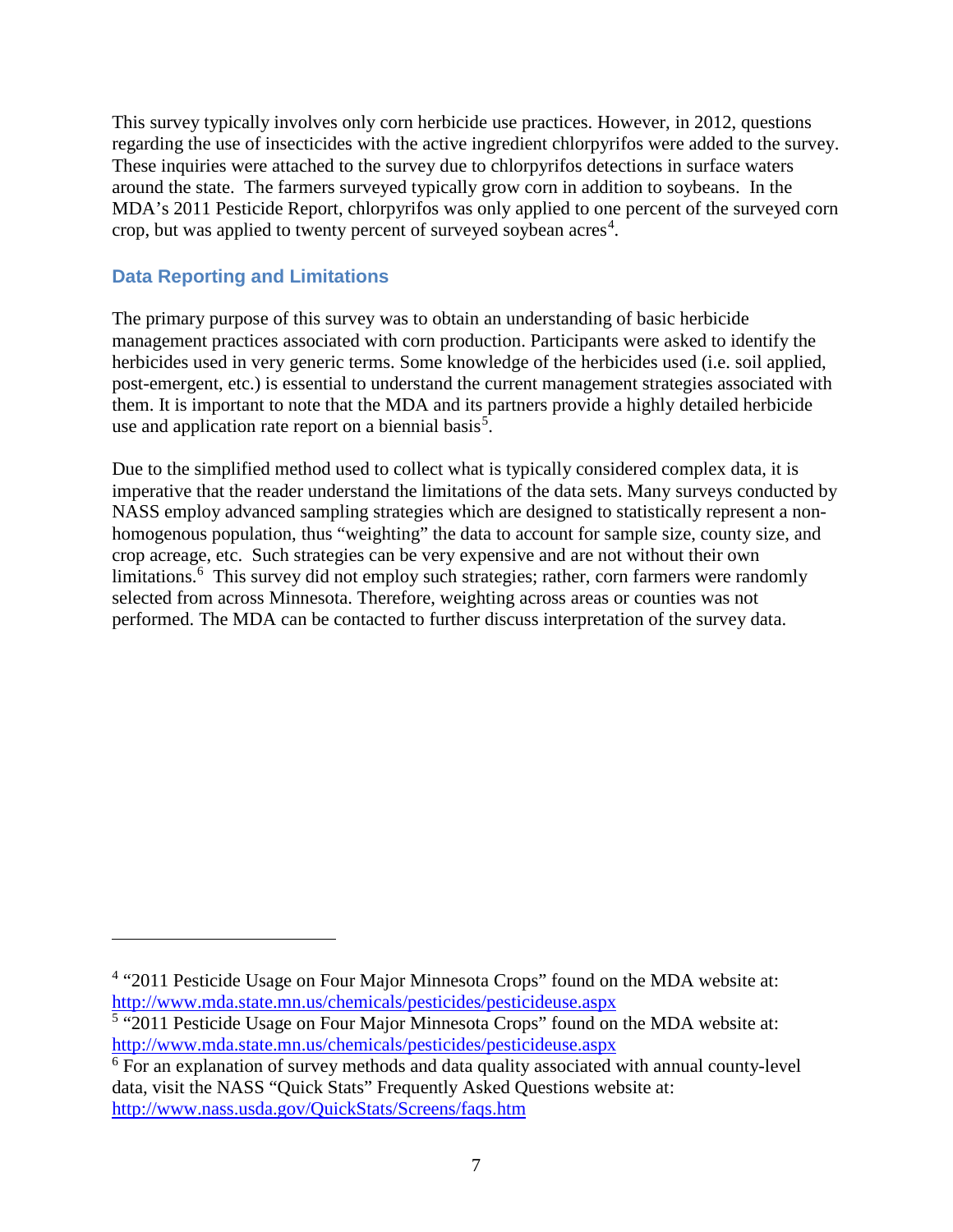This survey typically involves only corn herbicide use practices. However, in 2012, questions regarding the use of insecticides with the active ingredient chlorpyrifos were added to the survey. These inquiries were attached to the survey due to chlorpyrifos detections in surface waters around the state. The farmers surveyed typically grow corn in addition to soybeans. In the MDA's 2011 Pesticide Report, chlorpyrifos was only applied to one percent of the surveyed corn crop, but was applied to twenty percent of surveyed soybean acres[4].

### Data Reporting and Limitations

The primary purpose of this survey was to obtain an understanding of basic herbicide management practices associated with corn production. Participants were asked to identify the herbicides used in very generic terms. Some knowledge of the herbicides used (i.e. soil applied, post-emergent, etc.) is essential to understand the current management strategies associated with them. It is important to note that the MDA and its partners provide a highly detailed herbicide use and application rate report on a biennial basis[5].

Due to the simplified method used to collect what is typically considered complex data, it is imperative that the reader understand the limitations of the data sets. Many surveys conducted by NASS employ advanced sampling strategies which are designed to statistically represent a non-homogenous population, thus "weighting" the data to account for sample size, county size, and crop acreage, etc. Such strategies can be very expensive and are not without their own limitations.[6] This survey did not employ such strategies; rather, corn farmers were randomly selected from across Minnesota. Therefore, weighting across areas or counties was not performed. The MDA can be contacted to further discuss interpretation of the survey data.

---

[4] "2011 Pesticide Usage on Four Major Minnesota Crops" found on the MDA website at: http://www.mda.state.mn.us/chemicals/pesticides/pesticideuse.aspx

[5] "2011 Pesticide Usage on Four Major Minnesota Crops" found on the MDA website at: http://www.mda.state.mn.us/chemicals/pesticides/pesticideuse.aspx

[6] For an explanation of survey methods and data quality associated with annual county-level data, visit the NASS "Quick Stats" Frequently Asked Questions website at: http://www.nass.usda.gov/QuickStats/Screens/faqs.htm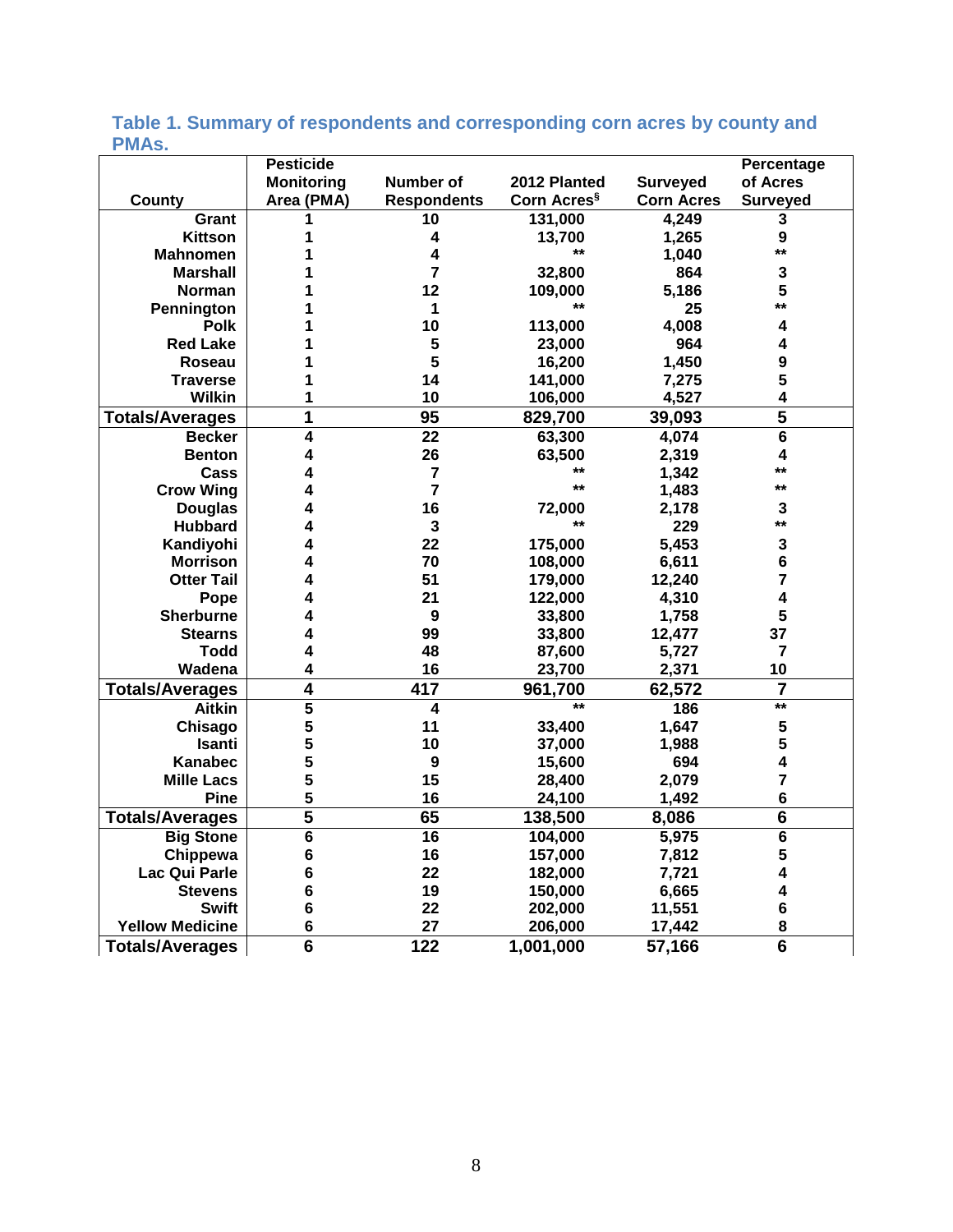### Table 1. Summary of respondents and corresponding corn acres by county and PMAs.

| County | Pesticide Monitoring Area (PMA) | Number of Respondents | 2012 Planted Corn Acres§ | Surveyed Corn Acres | Percentage of Acres Surveyed |
|---|---|---|---|---|---|
| Grant | 1 | 10 | 131,000 | 4,249 | 3 |
| Kittson | 1 | 4 | 13,700 | 1,265 | 9 |
| Mahnomen | 1 | 4 | ** | 1,040 | ** |
| Marshall | 1 | 7 | 32,800 | 864 | 3 |
| Norman | 1 | 12 | 109,000 | 5,186 | 5 |
| Pennington | 1 | 1 | ** | 25 | ** |
| Polk | 1 | 10 | 113,000 | 4,008 | 4 |
| Red Lake | 1 | 5 | 23,000 | 964 | 4 |
| Roseau | 1 | 5 | 16,200 | 1,450 | 9 |
| Traverse | 1 | 14 | 141,000 | 7,275 | 5 |
| Wilkin | 1 | 10 | 106,000 | 4,527 | 4 |
| **Totals/Averages** | **1** | **95** | **829,700** | **39,093** | **5** |
| Becker | 4 | 22 | 63,300 | 4,074 | 6 |
| Benton | 4 | 26 | 63,500 | 2,319 | 4 |
| Cass | 4 | 7 | ** | 1,342 | ** |
| Crow Wing | 4 | 7 | ** | 1,483 | ** |
| Douglas | 4 | 16 | 72,000 | 2,178 | 3 |
| Hubbard | 4 | 3 | ** | 229 | ** |
| Kandiyohi | 4 | 22 | 175,000 | 5,453 | 3 |
| Morrison | 4 | 70 | 108,000 | 6,611 | 6 |
| Otter Tail | 4 | 51 | 179,000 | 12,240 | 7 |
| Pope | 4 | 21 | 122,000 | 4,310 | 4 |
| Sherburne | 4 | 9 | 33,800 | 1,758 | 5 |
| Stearns | 4 | 99 | 33,800 | 12,477 | 37 |
| Todd | 4 | 48 | 87,600 | 5,727 | 7 |
| Wadena | 4 | 16 | 23,700 | 2,371 | 10 |
| **Totals/Averages** | **4** | **417** | **961,700** | **62,572** | **7** |
| Aitkin | 5 | 4 | ** | 186 | ** |
| Chisago | 5 | 11 | 33,400 | 1,647 | 5 |
| Isanti | 5 | 10 | 37,000 | 1,988 | 5 |
| Kanabec | 5 | 9 | 15,600 | 694 | 4 |
| Mille Lacs | 5 | 15 | 28,400 | 2,079 | 7 |
| Pine | 5 | 16 | 24,100 | 1,492 | 6 |
| **Totals/Averages** | **5** | **65** | **138,500** | **8,086** | **6** |
| Big Stone | 6 | 16 | 104,000 | 5,975 | 6 |
| Chippewa | 6 | 16 | 157,000 | 7,812 | 5 |
| Lac Qui Parle | 6 | 22 | 182,000 | 7,721 | 4 |
| Stevens | 6 | 19 | 150,000 | 6,665 | 4 |
| Swift | 6 | 22 | 202,000 | 11,551 | 6 |
| Yellow Medicine | 6 | 27 | 206,000 | 17,442 | 8 |
| **Totals/Averages** | **6** | **122** | **1,001,000** | **57,166** | **6** |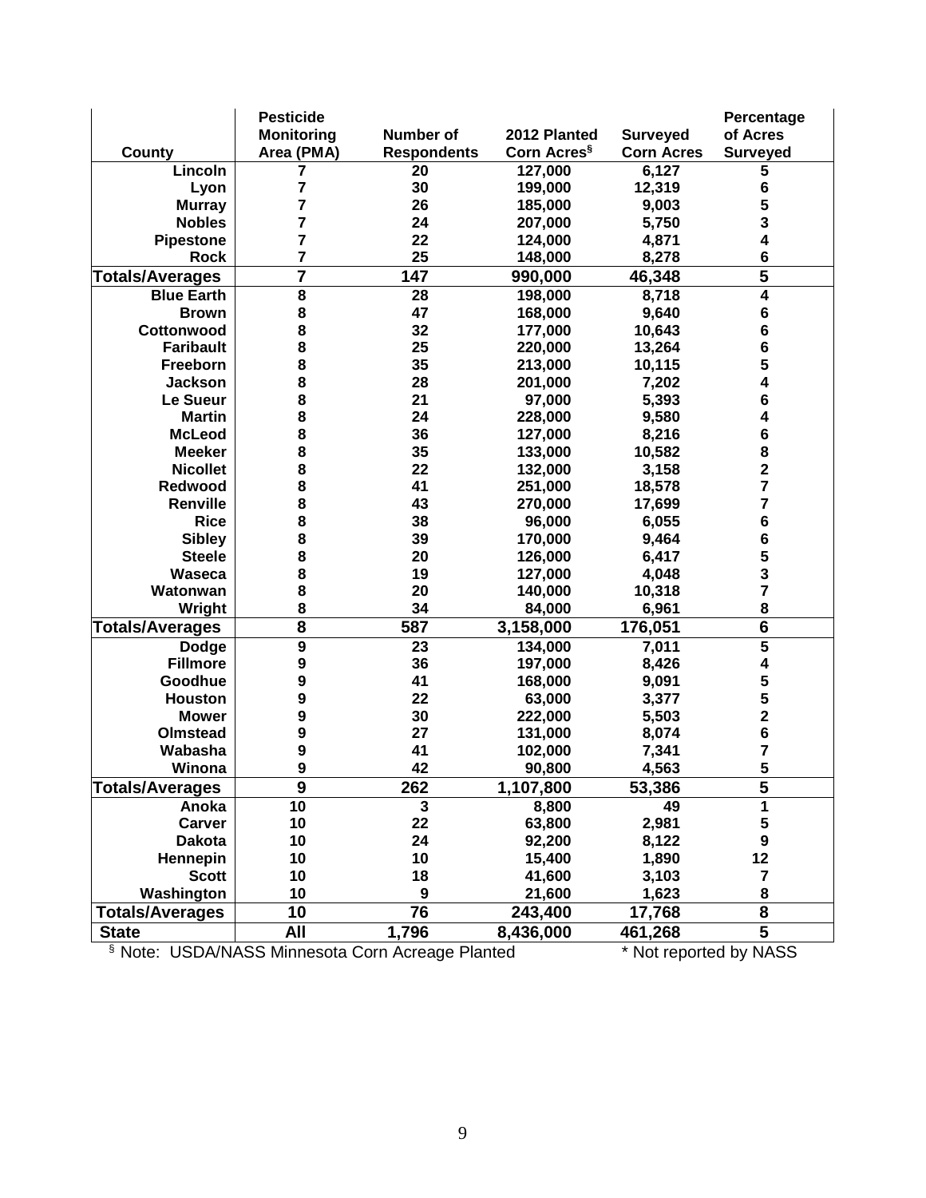| County | Pesticide Monitoring Area (PMA) | Number of Respondents | 2012 Planted Corn Acres§ | Surveyed Corn Acres | Percentage of Acres Surveyed |
|---|---|---|---|---|---|
| Lincoln | 7 | 20 | 127,000 | 6,127 | 5 |
| Lyon | 7 | 30 | 199,000 | 12,319 | 6 |
| Murray | 7 | 26 | 185,000 | 9,003 | 5 |
| Nobles | 7 | 24 | 207,000 | 5,750 | 3 |
| Pipestone | 7 | 22 | 124,000 | 4,871 | 4 |
| Rock | 7 | 25 | 148,000 | 8,278 | 6 |
| **Totals/Averages** | **7** | **147** | **990,000** | **46,348** | **5** |
| Blue Earth | 8 | 28 | 198,000 | 8,718 | 4 |
| Brown | 8 | 47 | 168,000 | 9,640 | 6 |
| Cottonwood | 8 | 32 | 177,000 | 10,643 | 6 |
| Faribault | 8 | 25 | 220,000 | 13,264 | 6 |
| Freeborn | 8 | 35 | 213,000 | 10,115 | 5 |
| Jackson | 8 | 28 | 201,000 | 7,202 | 4 |
| Le Sueur | 8 | 21 | 97,000 | 5,393 | 6 |
| Martin | 8 | 24 | 228,000 | 9,580 | 4 |
| McLeod | 8 | 36 | 127,000 | 8,216 | 6 |
| Meeker | 8 | 35 | 133,000 | 10,582 | 8 |
| Nicollet | 8 | 22 | 132,000 | 3,158 | 2 |
| Redwood | 8 | 41 | 251,000 | 18,578 | 7 |
| Renville | 8 | 43 | 270,000 | 17,699 | 7 |
| Rice | 8 | 38 | 96,000 | 6,055 | 6 |
| Sibley | 8 | 39 | 170,000 | 9,464 | 6 |
| Steele | 8 | 20 | 126,000 | 6,417 | 5 |
| Waseca | 8 | 19 | 127,000 | 4,048 | 3 |
| Watonwan | 8 | 20 | 140,000 | 10,318 | 7 |
| Wright | 8 | 34 | 84,000 | 6,961 | 8 |
| **Totals/Averages** | **8** | **587** | **3,158,000** | **176,051** | **6** |
| Dodge | 9 | 23 | 134,000 | 7,011 | 5 |
| Fillmore | 9 | 36 | 197,000 | 8,426 | 4 |
| Goodhue | 9 | 41 | 168,000 | 9,091 | 5 |
| Houston | 9 | 22 | 63,000 | 3,377 | 5 |
| Mower | 9 | 30 | 222,000 | 5,503 | 2 |
| Olmstead | 9 | 27 | 131,000 | 8,074 | 6 |
| Wabasha | 9 | 41 | 102,000 | 7,341 | 7 |
| Winona | 9 | 42 | 90,800 | 4,563 | 5 |
| **Totals/Averages** | **9** | **262** | **1,107,800** | **53,386** | **5** |
| Anoka | 10 | 3 | 8,800 | 49 | 1 |
| Carver | 10 | 22 | 63,800 | 2,981 | 5 |
| Dakota | 10 | 24 | 92,200 | 8,122 | 9 |
| Hennepin | 10 | 10 | 15,400 | 1,890 | 12 |
| Scott | 10 | 18 | 41,600 | 3,103 | 7 |
| Washington | 10 | 9 | 21,600 | 1,623 | 8 |
| **Totals/Averages** | **10** | **76** | **243,400** | **17,768** | **8** |
| **State** | **All** | **1,796** | **8,436,000** | **461,268** | **5** |

§ Note: USDA/NASS Minnesota Corn Acreage Planted    * Not reported by NASS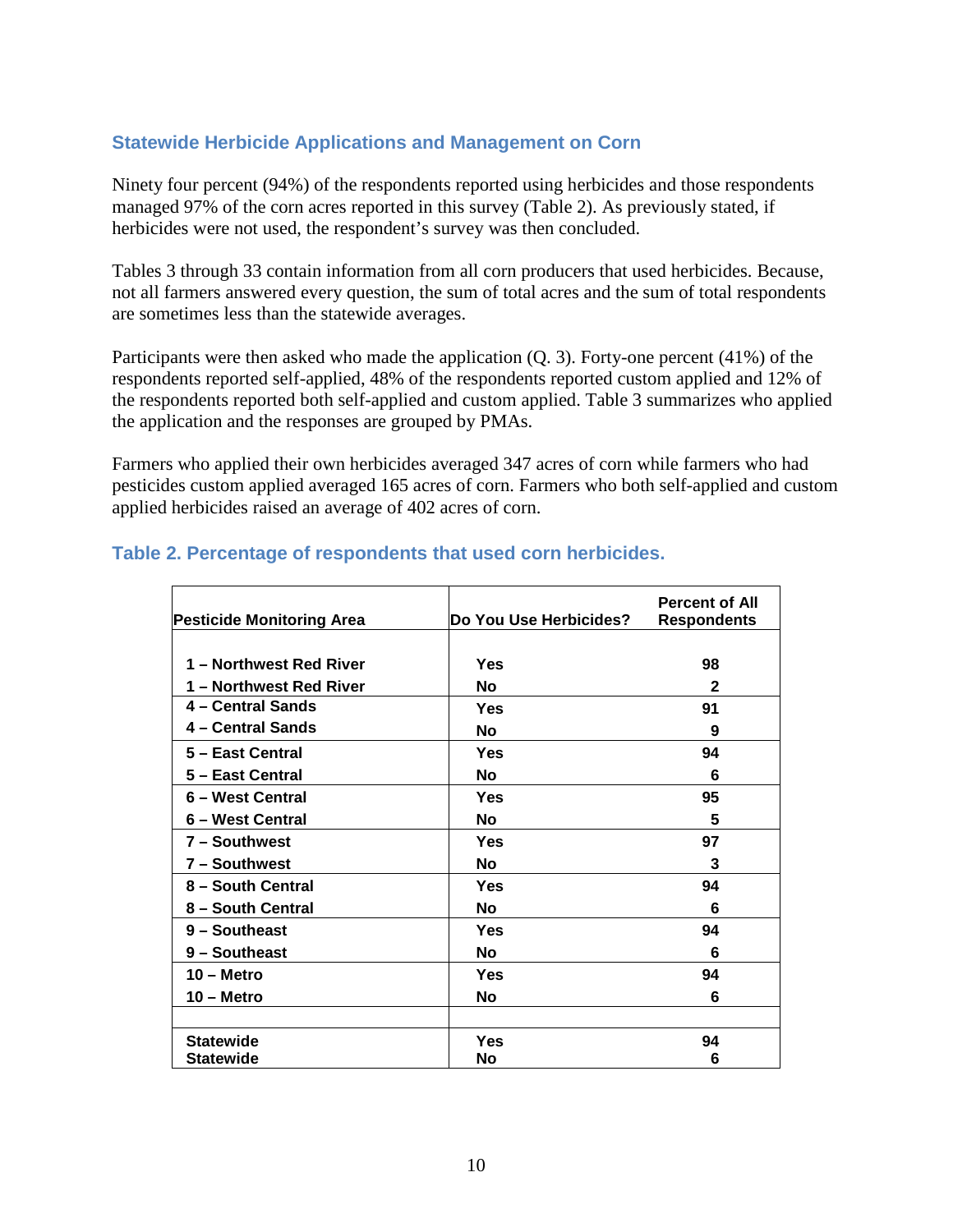## Statewide Herbicide Applications and Management on Corn

Ninety four percent (94%) of the respondents reported using herbicides and those respondents managed 97% of the corn acres reported in this survey (Table 2). As previously stated, if herbicides were not used, the respondent's survey was then concluded.

Tables 3 through 33 contain information from all corn producers that used herbicides. Because, not all farmers answered every question, the sum of total acres and the sum of total respondents are sometimes less than the statewide averages.

Participants were then asked who made the application (Q. 3). Forty-one percent (41%) of the respondents reported self-applied, 48% of the respondents reported custom applied and 12% of the respondents reported both self-applied and custom applied. Table 3 summarizes who applied the application and the responses are grouped by PMAs.

Farmers who applied their own herbicides averaged 347 acres of corn while farmers who had pesticides custom applied averaged 165 acres of corn. Farmers who both self-applied and custom applied herbicides raised an average of 402 acres of corn.

### Table 2. Percentage of respondents that used corn herbicides.

| Pesticide Monitoring Area | Do You Use Herbicides? | Percent of All Respondents |
|---|---|---|
| 1 – Northwest Red River | Yes | 98 |
| 1 – Northwest Red River | No | 2 |
| 4 – Central Sands | Yes | 91 |
| 4 – Central Sands | No | 9 |
| 5 – East Central | Yes | 94 |
| 5 – East Central | No | 6 |
| 6 – West Central | Yes | 95 |
| 6 – West Central | No | 5 |
| 7 – Southwest | Yes | 97 |
| 7 – Southwest | No | 3 |
| 8 – South Central | Yes | 94 |
| 8 – South Central | No | 6 |
| 9 – Southeast | Yes | 94 |
| 9 – Southeast | No | 6 |
| 10 – Metro | Yes | 94 |
| 10 – Metro | No | 6 |
| | | |
| Statewide | Yes | 94 |
| Statewide | No | 6 |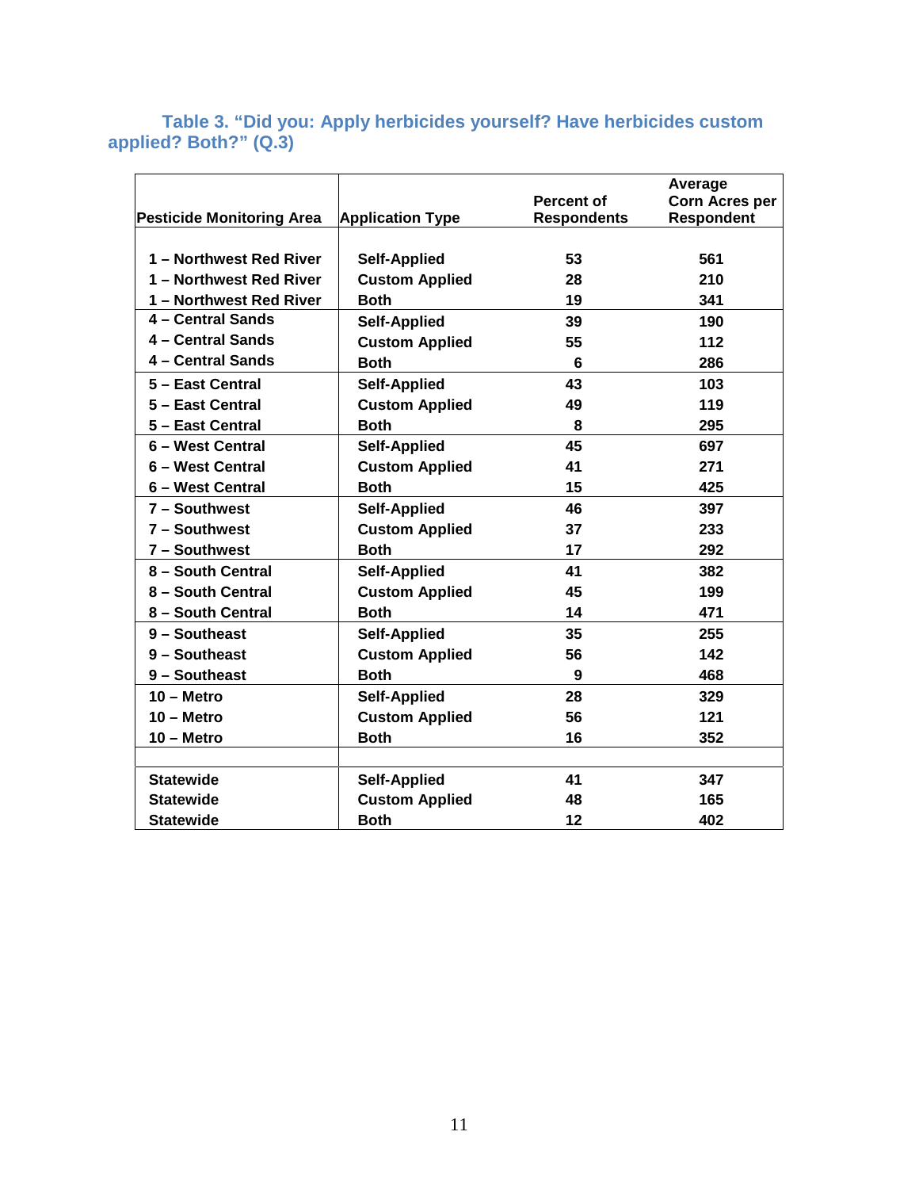### Table 3. "Did you: Apply herbicides yourself? Have herbicides custom applied? Both?" (Q.3)

| Pesticide Monitoring Area | Application Type | Percent of Respondents | Average Corn Acres per Respondent |
|---|---|---|---|
| 1 – Northwest Red River | Self-Applied | 53 | 561 |
| 1 – Northwest Red River | Custom Applied | 28 | 210 |
| 1 – Northwest Red River | Both | 19 | 341 |
| 4 – Central Sands | Self-Applied | 39 | 190 |
| 4 – Central Sands | Custom Applied | 55 | 112 |
| 4 – Central Sands | Both | 6 | 286 |
| 5 – East Central | Self-Applied | 43 | 103 |
| 5 – East Central | Custom Applied | 49 | 119 |
| 5 – East Central | Both | 8 | 295 |
| 6 – West Central | Self-Applied | 45 | 697 |
| 6 – West Central | Custom Applied | 41 | 271 |
| 6 – West Central | Both | 15 | 425 |
| 7 – Southwest | Self-Applied | 46 | 397 |
| 7 – Southwest | Custom Applied | 37 | 233 |
| 7 – Southwest | Both | 17 | 292 |
| 8 – South Central | Self-Applied | 41 | 382 |
| 8 – South Central | Custom Applied | 45 | 199 |
| 8 – South Central | Both | 14 | 471 |
| 9 – Southeast | Self-Applied | 35 | 255 |
| 9 – Southeast | Custom Applied | 56 | 142 |
| 9 – Southeast | Both | 9 | 468 |
| 10 – Metro | Self-Applied | 28 | 329 |
| 10 – Metro | Custom Applied | 56 | 121 |
| 10 – Metro | Both | 16 | 352 |
| | | | |
| Statewide | Self-Applied | 41 | 347 |
| Statewide | Custom Applied | 48 | 165 |
| Statewide | Both | 12 | 402 |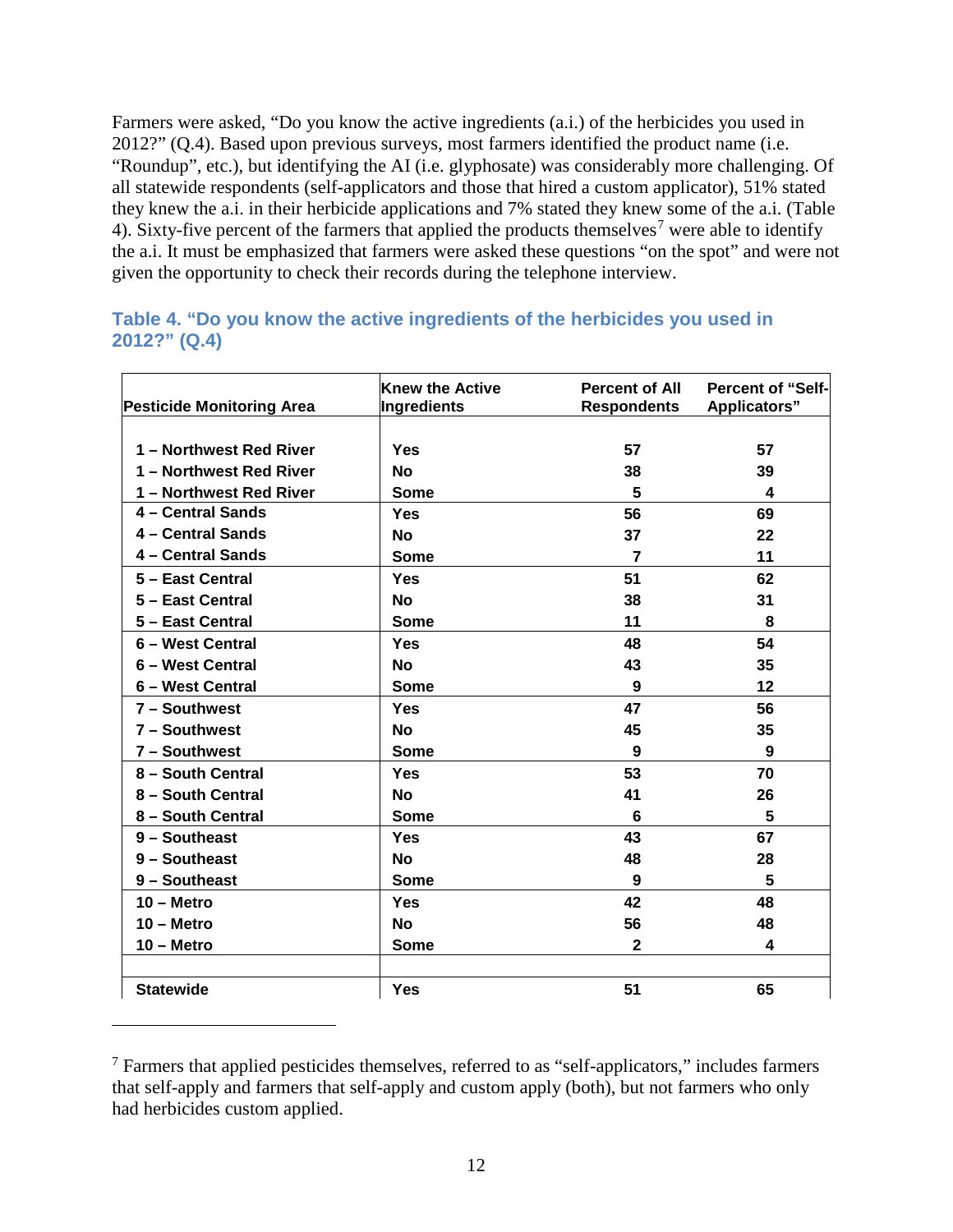Farmers were asked, "Do you know the active ingredients (a.i.) of the herbicides you used in 2012?" (Q.4). Based upon previous surveys, most farmers identified the product name (i.e. "Roundup", etc.), but identifying the AI (i.e. glyphosate) was considerably more challenging. Of all statewide respondents (self-applicators and those that hired a custom applicator), 51% stated they knew the a.i. in their herbicide applications and 7% stated they knew some of the a.i. (Table 4). Sixty-five percent of the farmers that applied the products themselves[7] were able to identify the a.i. It must be emphasized that farmers were asked these questions "on the spot" and were not given the opportunity to check their records during the telephone interview.

### Table 4. "Do you know the active ingredients of the herbicides you used in 2012?" (Q.4)

| Pesticide Monitoring Area | Knew the Active Ingredients | Percent of All Respondents | Percent of "Self-Applicators" |
|---|---|---|---|
| 1 – Northwest Red River | Yes | 57 | 57 |
| 1 – Northwest Red River | No | 38 | 39 |
| 1 – Northwest Red River | Some | 5 | 4 |
| 4 – Central Sands | Yes | 56 | 69 |
| 4 – Central Sands | No | 37 | 22 |
| 4 – Central Sands | Some | 7 | 11 |
| 5 – East Central | Yes | 51 | 62 |
| 5 – East Central | No | 38 | 31 |
| 5 – East Central | Some | 11 | 8 |
| 6 – West Central | Yes | 48 | 54 |
| 6 – West Central | No | 43 | 35 |
| 6 – West Central | Some | 9 | 12 |
| 7 – Southwest | Yes | 47 | 56 |
| 7 – Southwest | No | 45 | 35 |
| 7 – Southwest | Some | 9 | 9 |
| 8 – South Central | Yes | 53 | 70 |
| 8 – South Central | No | 41 | 26 |
| 8 – South Central | Some | 6 | 5 |
| 9 – Southeast | Yes | 43 | 67 |
| 9 – Southeast | No | 48 | 28 |
| 9 – Southeast | Some | 9 | 5 |
| 10 – Metro | Yes | 42 | 48 |
| 10 – Metro | No | 56 | 48 |
| 10 – Metro | Some | 2 | 4 |
| | | | |
| Statewide | Yes | 51 | 65 |

[7] Farmers that applied pesticides themselves, referred to as "self-applicators," includes farmers that self-apply and farmers that self-apply and custom apply (both), but not farmers who only had herbicides custom applied.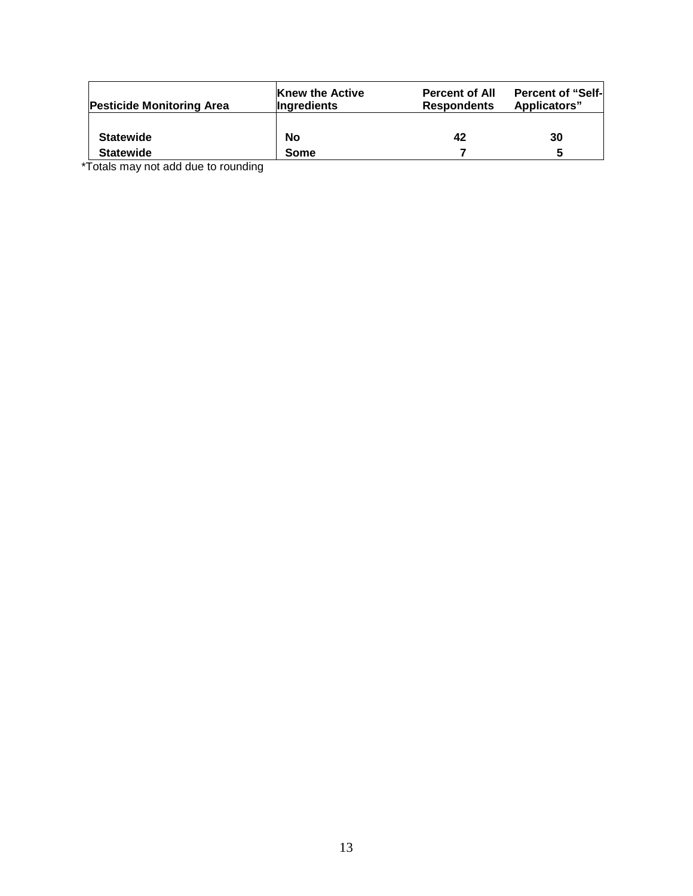| Pesticide Monitoring Area | Knew the Active Ingredients | Percent of All Respondents | Percent of "Self-Applicators" |
|---|---|---|---|
| Statewide | No | 42 | 30 |
| Statewide | Some | 7 | 5 |

*Totals may not add due to rounding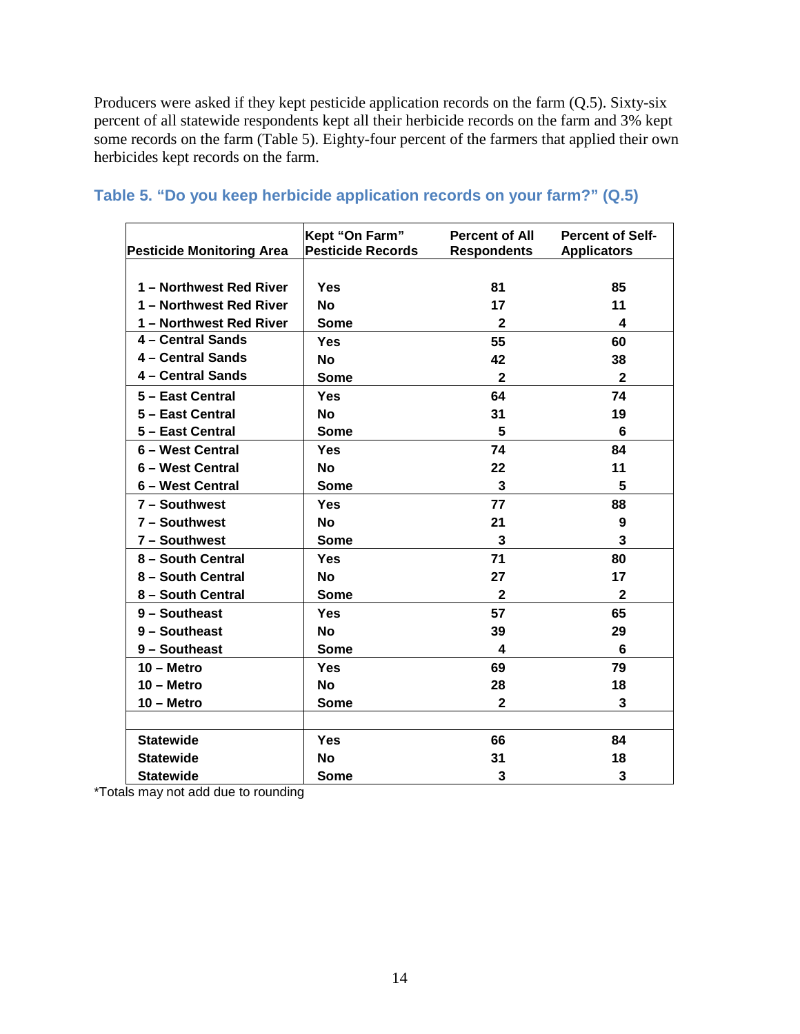Producers were asked if they kept pesticide application records on the farm (Q.5). Sixty-six percent of all statewide respondents kept all their herbicide records on the farm and 3% kept some records on the farm (Table 5). Eighty-four percent of the farmers that applied their own herbicides kept records on the farm.

## Table 5. "Do you keep herbicide application records on your farm?" (Q.5)

| Pesticide Monitoring Area | Kept "On Farm" Pesticide Records | Percent of All Respondents | Percent of Self-Applicators |
|---|---|---|---|
| 1 – Northwest Red River | Yes | 81 | 85 |
| 1 – Northwest Red River | No | 17 | 11 |
| 1 – Northwest Red River | Some | 2 | 4 |
| 4 – Central Sands | Yes | 55 | 60 |
| 4 – Central Sands | No | 42 | 38 |
| 4 – Central Sands | Some | 2 | 2 |
| 5 – East Central | Yes | 64 | 74 |
| 5 – East Central | No | 31 | 19 |
| 5 – East Central | Some | 5 | 6 |
| 6 – West Central | Yes | 74 | 84 |
| 6 – West Central | No | 22 | 11 |
| 6 – West Central | Some | 3 | 5 |
| 7 – Southwest | Yes | 77 | 88 |
| 7 – Southwest | No | 21 | 9 |
| 7 – Southwest | Some | 3 | 3 |
| 8 – South Central | Yes | 71 | 80 |
| 8 – South Central | No | 27 | 17 |
| 8 – South Central | Some | 2 | 2 |
| 9 – Southeast | Yes | 57 | 65 |
| 9 – Southeast | No | 39 | 29 |
| 9 – Southeast | Some | 4 | 6 |
| 10 – Metro | Yes | 69 | 79 |
| 10 – Metro | No | 28 | 18 |
| 10 – Metro | Some | 2 | 3 |
| | | | |
| Statewide | Yes | 66 | 84 |
| Statewide | No | 31 | 18 |
| Statewide | Some | 3 | 3 |

*Totals may not add due to rounding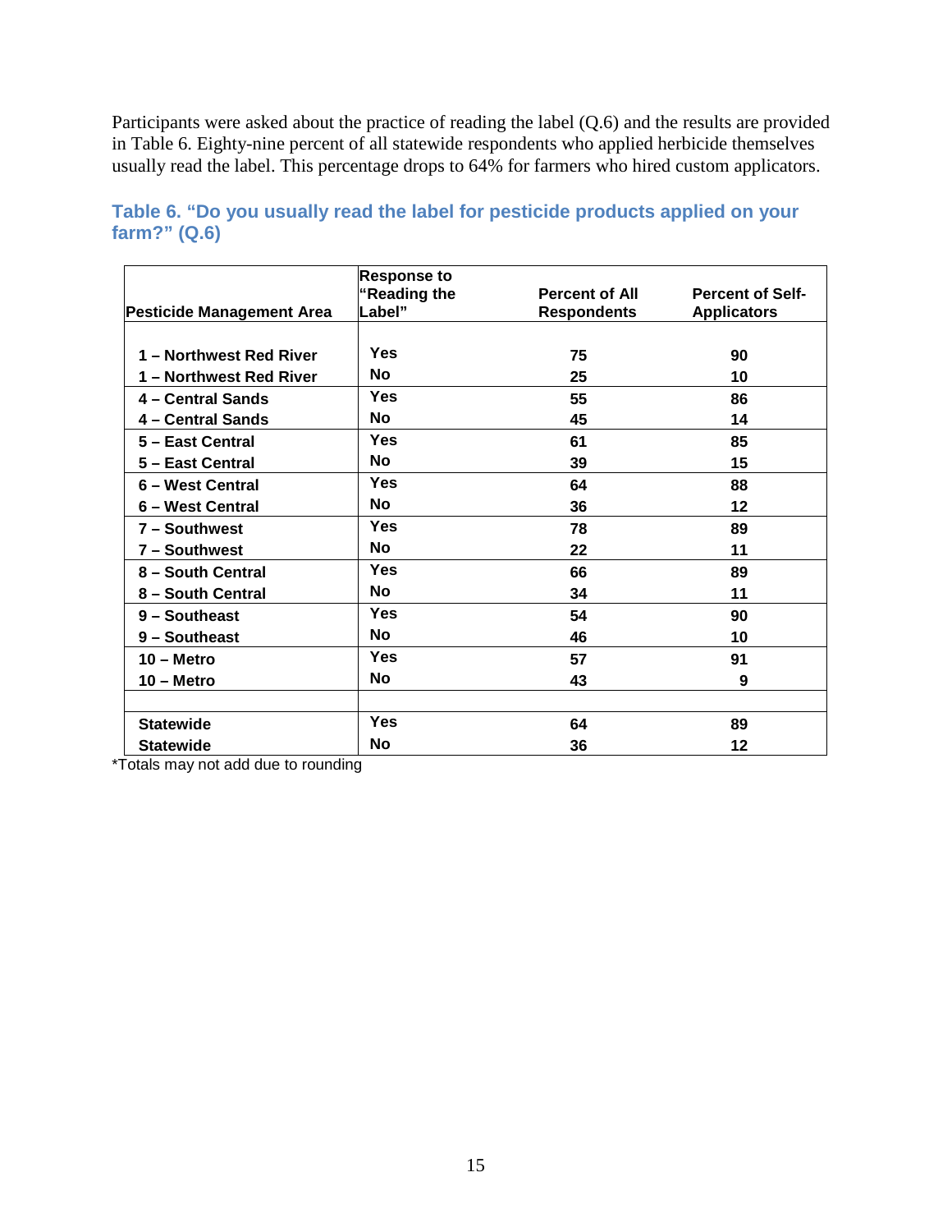Participants were asked about the practice of reading the label (Q.6) and the results are provided in Table 6. Eighty-nine percent of all statewide respondents who applied herbicide themselves usually read the label. This percentage drops to 64% for farmers who hired custom applicators.

### Table 6. "Do you usually read the label for pesticide products applied on your farm?" (Q.6)

| Pesticide Management Area | Response to "Reading the Label" | Percent of All Respondents | Percent of Self-Applicators |
|---|---|---|---|
| 1 – Northwest Red River | Yes | 75 | 90 |
| 1 – Northwest Red River | No | 25 | 10 |
| 4 – Central Sands | Yes | 55 | 86 |
| 4 – Central Sands | No | 45 | 14 |
| 5 – East Central | Yes | 61 | 85 |
| 5 – East Central | No | 39 | 15 |
| 6 – West Central | Yes | 64 | 88 |
| 6 – West Central | No | 36 | 12 |
| 7 – Southwest | Yes | 78 | 89 |
| 7 – Southwest | No | 22 | 11 |
| 8 – South Central | Yes | 66 | 89 |
| 8 – South Central | No | 34 | 11 |
| 9 – Southeast | Yes | 54 | 90 |
| 9 – Southeast | No | 46 | 10 |
| 10 – Metro | Yes | 57 | 91 |
| 10 – Metro | No | 43 | 9 |
| | | | |
| Statewide | Yes | 64 | 89 |
| Statewide | No | 36 | 12 |

*Totals may not add due to rounding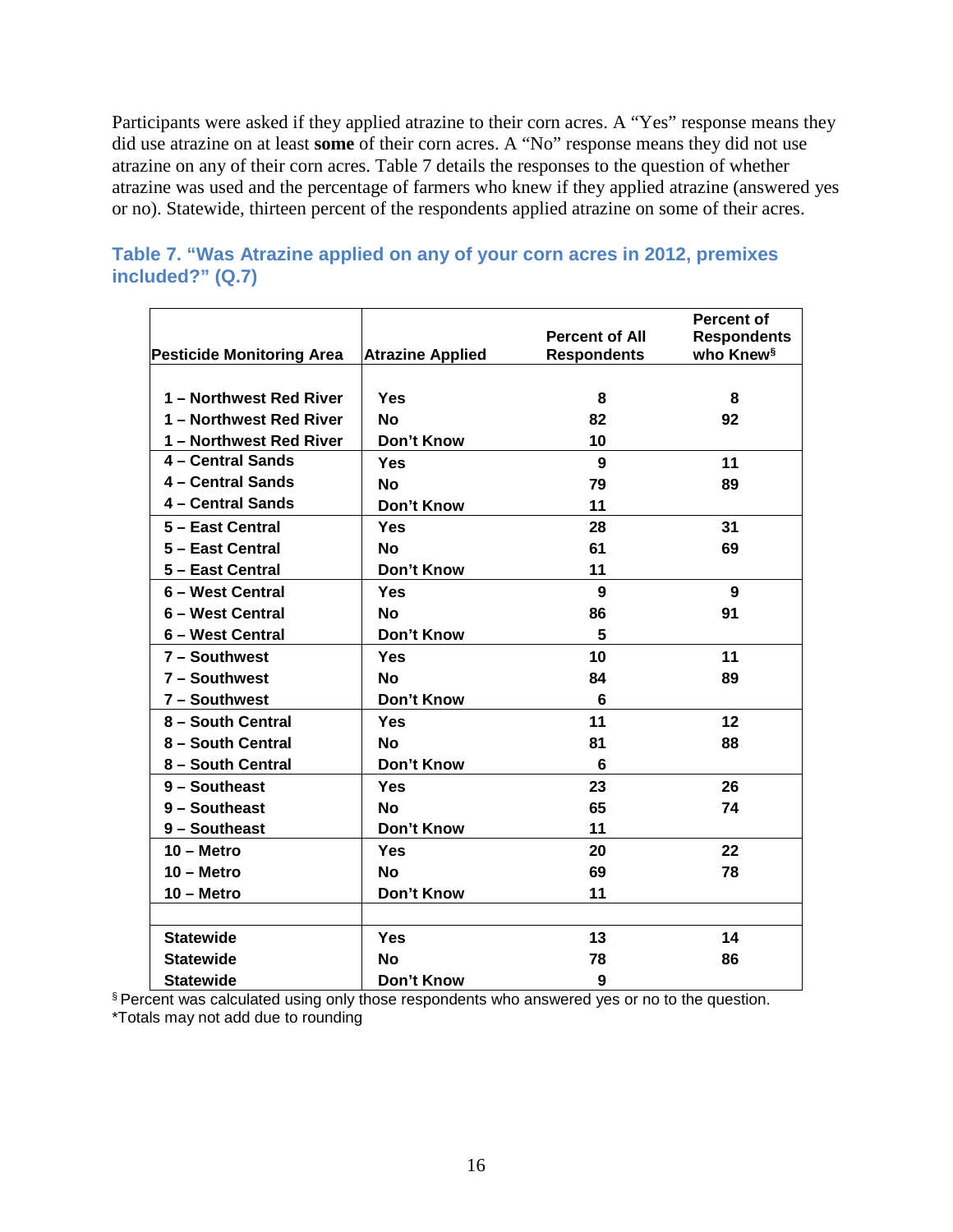Participants were asked if they applied atrazine to their corn acres. A "Yes" response means they did use atrazine on at least **some** of their corn acres. A "No" response means they did not use atrazine on any of their corn acres. Table 7 details the responses to the question of whether atrazine was used and the percentage of farmers who knew if they applied atrazine (answered yes or no). Statewide, thirteen percent of the respondents applied atrazine on some of their acres.

### Table 7. "Was Atrazine applied on any of your corn acres in 2012, premixes included?" (Q.7)

| Pesticide Monitoring Area | Atrazine Applied | Percent of All Respondents | Percent of Respondents who Knew§ |
|---|---|---|---|
| 1 – Northwest Red River | Yes | 8 | 8 |
| 1 – Northwest Red River | No | 82 | 92 |
| 1 – Northwest Red River | Don't Know | 10 | |
| 4 – Central Sands | Yes | 9 | 11 |
| 4 – Central Sands | No | 79 | 89 |
| 4 – Central Sands | Don't Know | 11 | |
| 5 – East Central | Yes | 28 | 31 |
| 5 – East Central | No | 61 | 69 |
| 5 – East Central | Don't Know | 11 | |
| 6 – West Central | Yes | 9 | 9 |
| 6 – West Central | No | 86 | 91 |
| 6 – West Central | Don't Know | 5 | |
| 7 – Southwest | Yes | 10 | 11 |
| 7 – Southwest | No | 84 | 89 |
| 7 – Southwest | Don't Know | 6 | |
| 8 – South Central | Yes | 11 | 12 |
| 8 – South Central | No | 81 | 88 |
| 8 – South Central | Don't Know | 6 | |
| 9 – Southeast | Yes | 23 | 26 |
| 9 – Southeast | No | 65 | 74 |
| 9 – Southeast | Don't Know | 11 | |
| 10 – Metro | Yes | 20 | 22 |
| 10 – Metro | No | 69 | 78 |
| 10 – Metro | Don't Know | 11 | |
| Statewide | Yes | 13 | 14 |
| Statewide | No | 78 | 86 |
| Statewide | Don't Know | 9 | |

§ Percent was calculated using only those respondents who answered yes or no to the question.
*Totals may not add due to rounding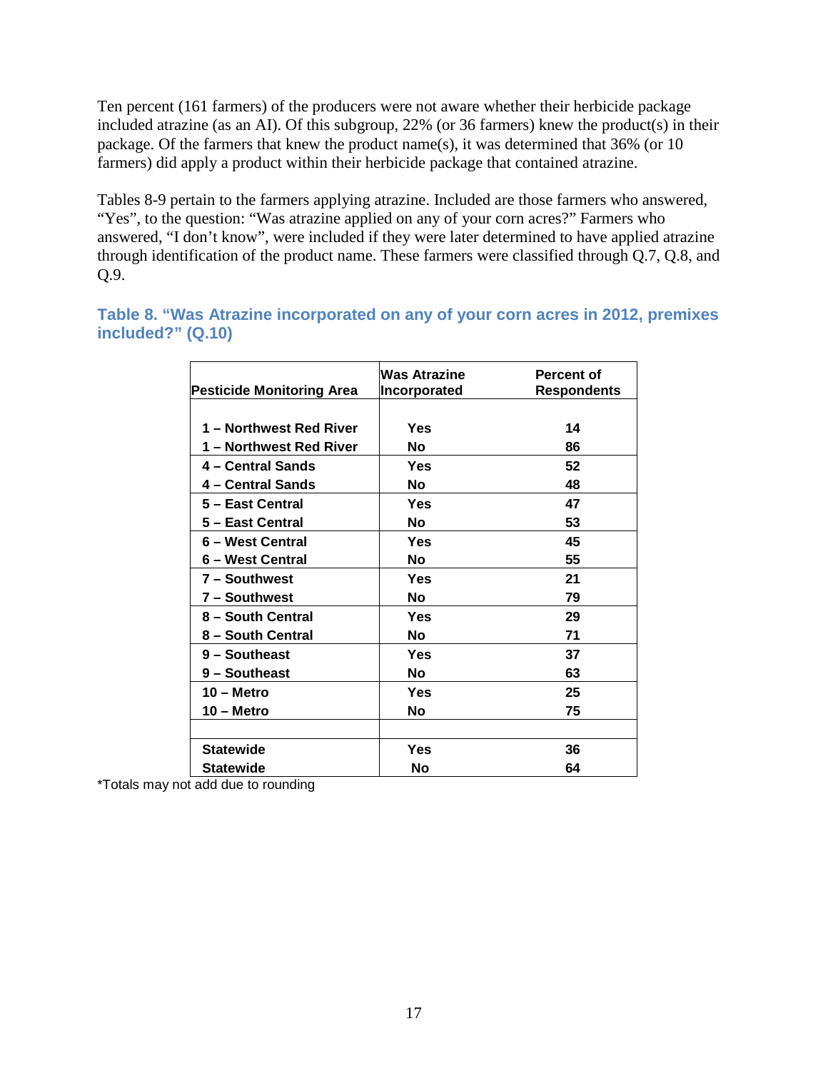Ten percent (161 farmers) of the producers were not aware whether their herbicide package included atrazine (as an AI). Of this subgroup, 22% (or 36 farmers) knew the product(s) in their package. Of the farmers that knew the product name(s), it was determined that 36% (or 10 farmers) did apply a product within their herbicide package that contained atrazine.

Tables 8-9 pertain to the farmers applying atrazine. Included are those farmers who answered, "Yes", to the question: "Was atrazine applied on any of your corn acres?" Farmers who answered, "I don't know", were included if they were later determined to have applied atrazine through identification of the product name. These farmers were classified through Q.7, Q.8, and Q.9.

### Table 8. "Was Atrazine incorporated on any of your corn acres in 2012, premixes included?" (Q.10)

| Pesticide Monitoring Area | Was Atrazine Incorporated | Percent of Respondents |
|---|---|---|
| 1 – Northwest Red River | Yes | 14 |
| 1 – Northwest Red River | No | 86 |
| 4 – Central Sands | Yes | 52 |
| 4 – Central Sands | No | 48 |
| 5 – East Central | Yes | 47 |
| 5 – East Central | No | 53 |
| 6 – West Central | Yes | 45 |
| 6 – West Central | No | 55 |
| 7 – Southwest | Yes | 21 |
| 7 – Southwest | No | 79 |
| 8 – South Central | Yes | 29 |
| 8 – South Central | No | 71 |
| 9 – Southeast | Yes | 37 |
| 9 – Southeast | No | 63 |
| 10 – Metro | Yes | 25 |
| 10 – Metro | No | 75 |
| | | |
| Statewide | Yes | 36 |
| Statewide | No | 64 |

*Totals may not add due to rounding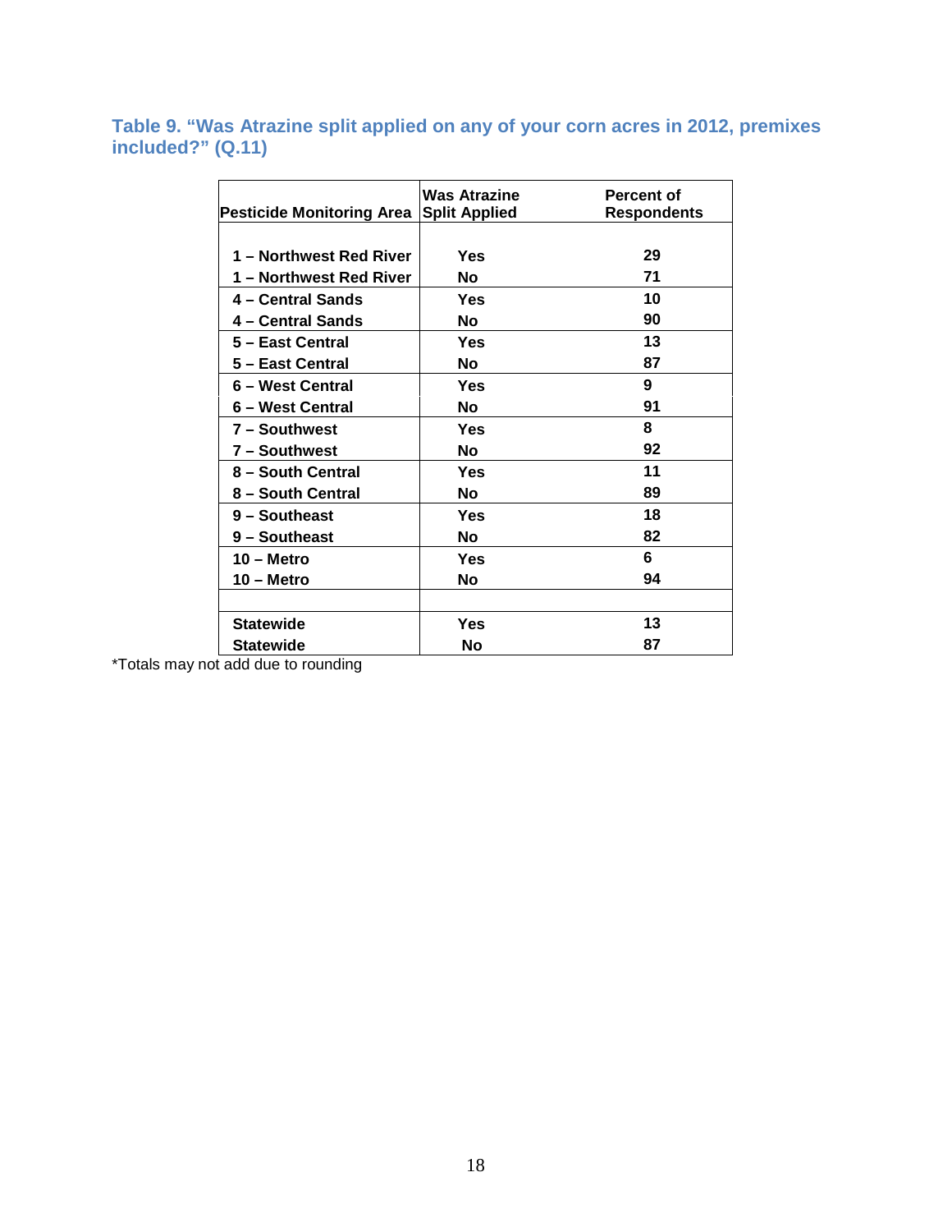### Table 9. "Was Atrazine split applied on any of your corn acres in 2012, premixes included?" (Q.11)

| Pesticide Monitoring Area | Was Atrazine Split Applied | Percent of Respondents |
|---|---|---|
| 1 – Northwest Red River | Yes | 29 |
| 1 – Northwest Red River | No | 71 |
| 4 – Central Sands | Yes | 10 |
| 4 – Central Sands | No | 90 |
| 5 – East Central | Yes | 13 |
| 5 – East Central | No | 87 |
| 6 – West Central | Yes | 9 |
| 6 – West Central | No | 91 |
| 7 – Southwest | Yes | 8 |
| 7 – Southwest | No | 92 |
| 8 – South Central | Yes | 11 |
| 8 – South Central | No | 89 |
| 9 – Southeast | Yes | 18 |
| 9 – Southeast | No | 82 |
| 10 – Metro | Yes | 6 |
| 10 – Metro | No | 94 |
| | | |
| Statewide | Yes | 13 |
| Statewide | No | 87 |

*Totals may not add due to rounding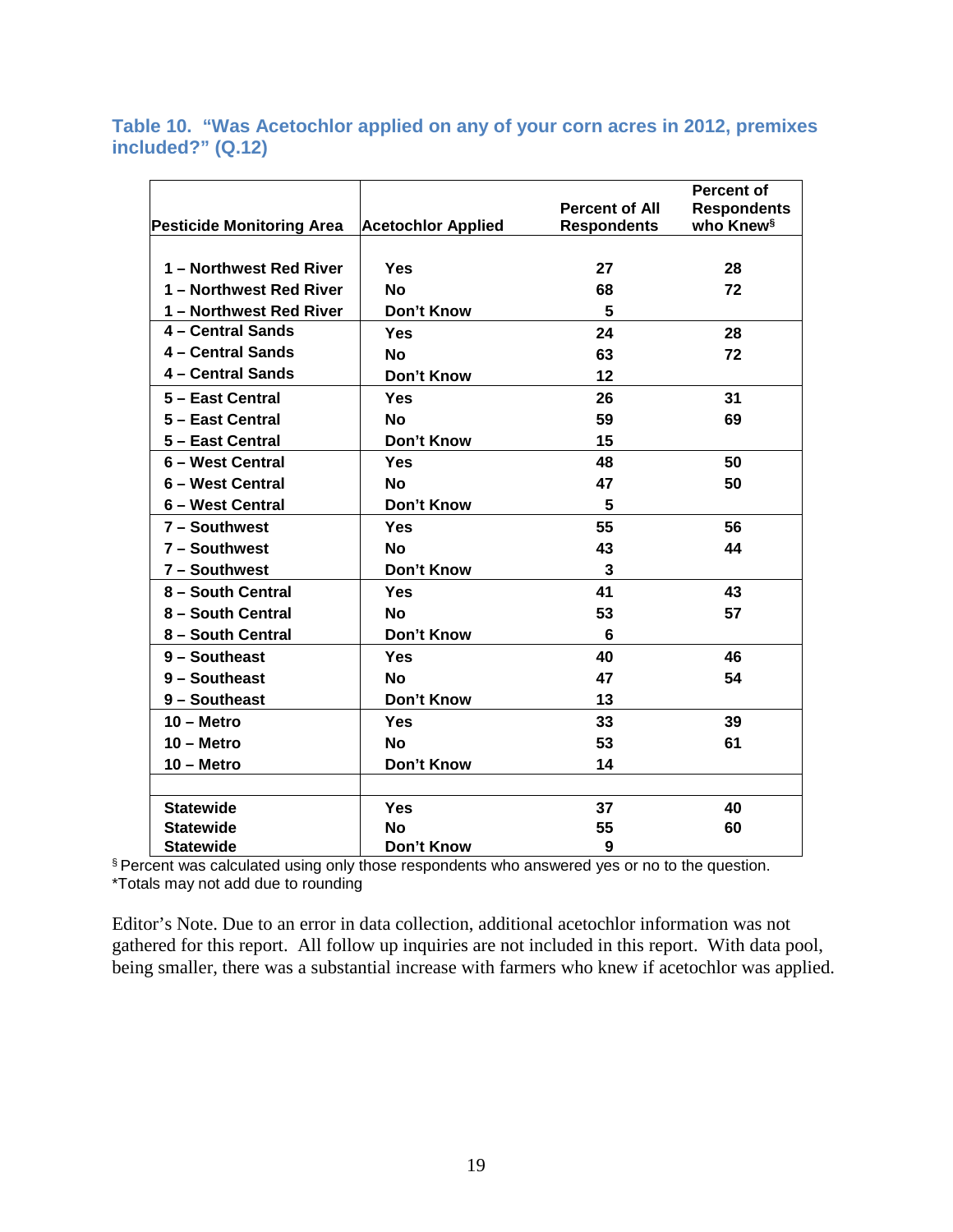### Table 10. "Was Acetochlor applied on any of your corn acres in 2012, premixes included?" (Q.12)

| Pesticide Monitoring Area | Acetochlor Applied | Percent of All Respondents | Percent of Respondents who Knew§ |
|---|---|---|---|
| 1 – Northwest Red River | Yes | 27 | 28 |
| 1 – Northwest Red River | No | 68 | 72 |
| 1 – Northwest Red River | Don't Know | 5 | |
| 4 – Central Sands | Yes | 24 | 28 |
| 4 – Central Sands | No | 63 | 72 |
| 4 – Central Sands | Don't Know | 12 | |
| 5 – East Central | Yes | 26 | 31 |
| 5 – East Central | No | 59 | 69 |
| 5 – East Central | Don't Know | 15 | |
| 6 – West Central | Yes | 48 | 50 |
| 6 – West Central | No | 47 | 50 |
| 6 – West Central | Don't Know | 5 | |
| 7 – Southwest | Yes | 55 | 56 |
| 7 – Southwest | No | 43 | 44 |
| 7 – Southwest | Don't Know | 3 | |
| 8 – South Central | Yes | 41 | 43 |
| 8 – South Central | No | 53 | 57 |
| 8 – South Central | Don't Know | 6 | |
| 9 – Southeast | Yes | 40 | 46 |
| 9 – Southeast | No | 47 | 54 |
| 9 – Southeast | Don't Know | 13 | |
| 10 – Metro | Yes | 33 | 39 |
| 10 – Metro | No | 53 | 61 |
| 10 – Metro | Don't Know | 14 | |
| | | | |
| Statewide | Yes | 37 | 40 |
| Statewide | No | 55 | 60 |
| Statewide | Don't Know | 9 | |

§ Percent was calculated using only those respondents who answered yes or no to the question.
*Totals may not add due to rounding

Editor's Note. Due to an error in data collection, additional acetochlor information was not gathered for this report. All follow up inquiries are not included in this report. With data pool, being smaller, there was a substantial increase with farmers who knew if acetochlor was applied.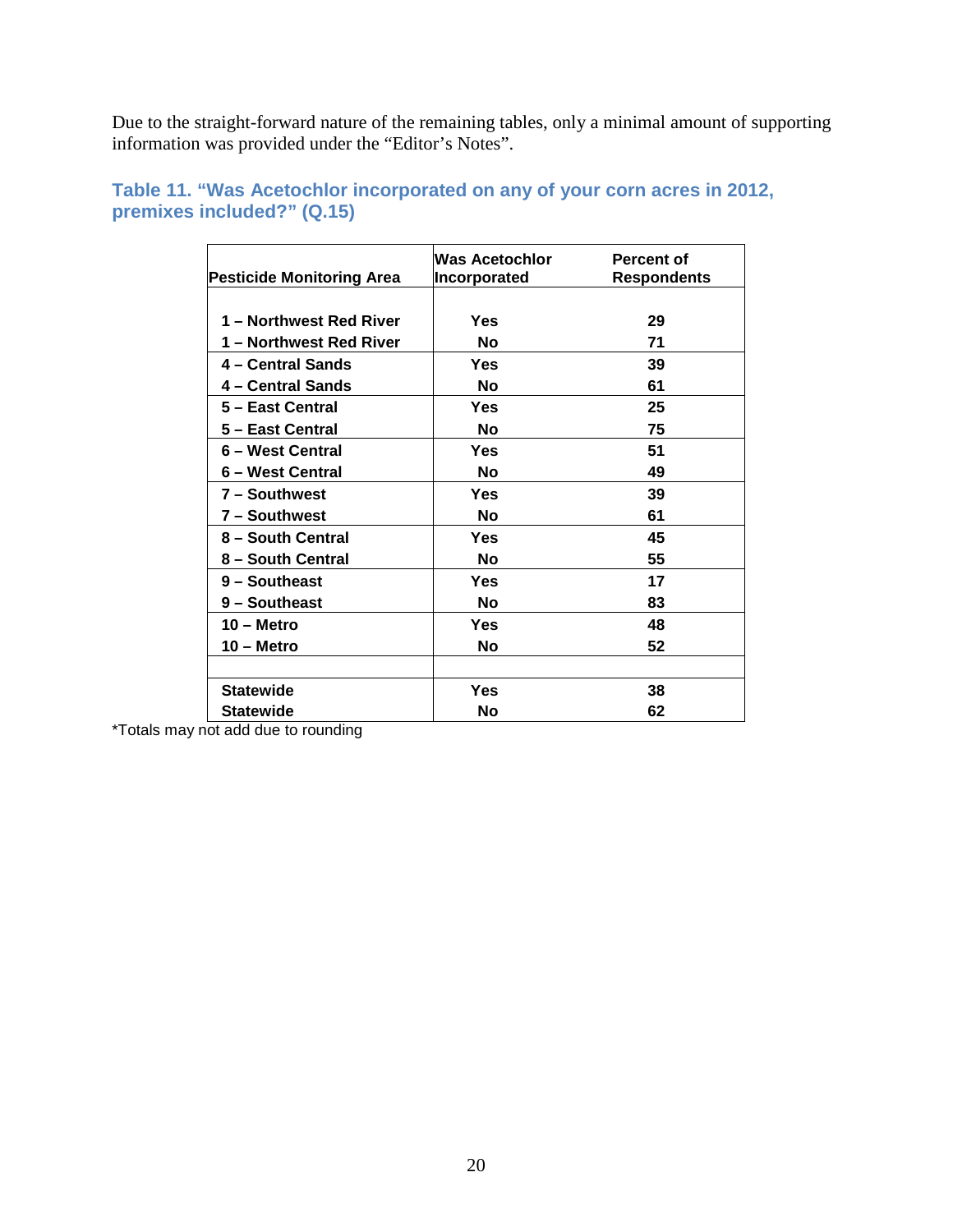Due to the straight-forward nature of the remaining tables, only a minimal amount of supporting information was provided under the "Editor's Notes".

### Table 11. "Was Acetochlor incorporated on any of your corn acres in 2012, premixes included?" (Q.15)

| Pesticide Monitoring Area | Was Acetochlor Incorporated | Percent of Respondents |
|---|---|---|
| 1 – Northwest Red River | Yes | 29 |
| 1 – Northwest Red River | No | 71 |
| 4 – Central Sands | Yes | 39 |
| 4 – Central Sands | No | 61 |
| 5 – East Central | Yes | 25 |
| 5 – East Central | No | 75 |
| 6 – West Central | Yes | 51 |
| 6 – West Central | No | 49 |
| 7 – Southwest | Yes | 39 |
| 7 – Southwest | No | 61 |
| 8 – South Central | Yes | 45 |
| 8 – South Central | No | 55 |
| 9 – Southeast | Yes | 17 |
| 9 – Southeast | No | 83 |
| 10 – Metro | Yes | 48 |
| 10 – Metro | No | 52 |
| | | |
| Statewide | Yes | 38 |
| Statewide | No | 62 |

*Totals may not add due to rounding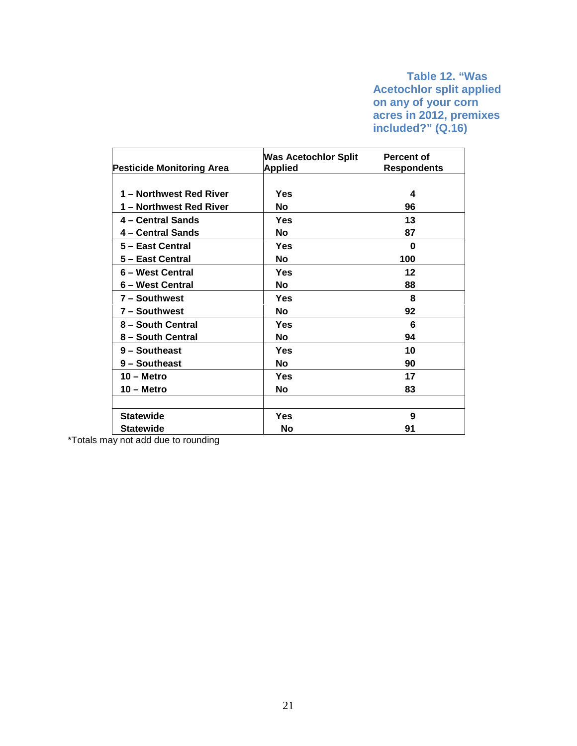**Table 12. "Was Acetochlor split applied on any of your corn acres in 2012, premixes included?" (Q.16)**

| Pesticide Monitoring Area | Was Acetochlor Split Applied | Percent of Respondents |
|---|---|---|
| 1 – Northwest Red River | Yes | 4 |
| 1 – Northwest Red River | No | 96 |
| 4 – Central Sands | Yes | 13 |
| 4 – Central Sands | No | 87 |
| 5 – East Central | Yes | 0 |
| 5 – East Central | No | 100 |
| 6 – West Central | Yes | 12 |
| 6 – West Central | No | 88 |
| 7 – Southwest | Yes | 8 |
| 7 – Southwest | No | 92 |
| 8 – South Central | Yes | 6 |
| 8 – South Central | No | 94 |
| 9 – Southeast | Yes | 10 |
| 9 – Southeast | No | 90 |
| 10 – Metro | Yes | 17 |
| 10 – Metro | No | 83 |
| | | |
| Statewide | Yes | 9 |
| Statewide | No | 91 |

*Totals may not add due to rounding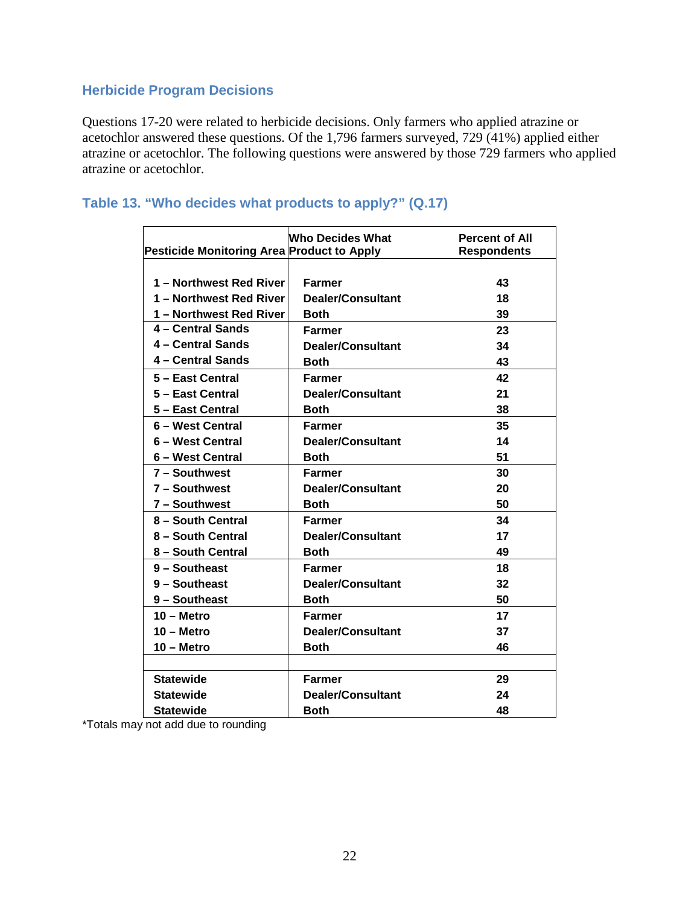## Herbicide Program Decisions

Questions 17-20 were related to herbicide decisions. Only farmers who applied atrazine or acetochlor answered these questions. Of the 1,796 farmers surveyed, 729 (41%) applied either atrazine or acetochlor. The following questions were answered by those 729 farmers who applied atrazine or acetochlor.

## Table 13. "Who decides what products to apply?" (Q.17)

| Pesticide Monitoring Area | Who Decides What Product to Apply | Percent of All Respondents |
|---|---|---|
| 1 – Northwest Red River | Farmer | 43 |
| 1 – Northwest Red River | Dealer/Consultant | 18 |
| 1 – Northwest Red River | Both | 39 |
| 4 – Central Sands | Farmer | 23 |
| 4 – Central Sands | Dealer/Consultant | 34 |
| 4 – Central Sands | Both | 43 |
| 5 – East Central | Farmer | 42 |
| 5 – East Central | Dealer/Consultant | 21 |
| 5 – East Central | Both | 38 |
| 6 – West Central | Farmer | 35 |
| 6 – West Central | Dealer/Consultant | 14 |
| 6 – West Central | Both | 51 |
| 7 – Southwest | Farmer | 30 |
| 7 – Southwest | Dealer/Consultant | 20 |
| 7 – Southwest | Both | 50 |
| 8 – South Central | Farmer | 34 |
| 8 – South Central | Dealer/Consultant | 17 |
| 8 – South Central | Both | 49 |
| 9 – Southeast | Farmer | 18 |
| 9 – Southeast | Dealer/Consultant | 32 |
| 9 – Southeast | Both | 50 |
| 10 – Metro | Farmer | 17 |
| 10 – Metro | Dealer/Consultant | 37 |
| 10 – Metro | Both | 46 |
| | | |
| Statewide | Farmer | 29 |
| Statewide | Dealer/Consultant | 24 |
| Statewide | Both | 48 |

*Totals may not add due to rounding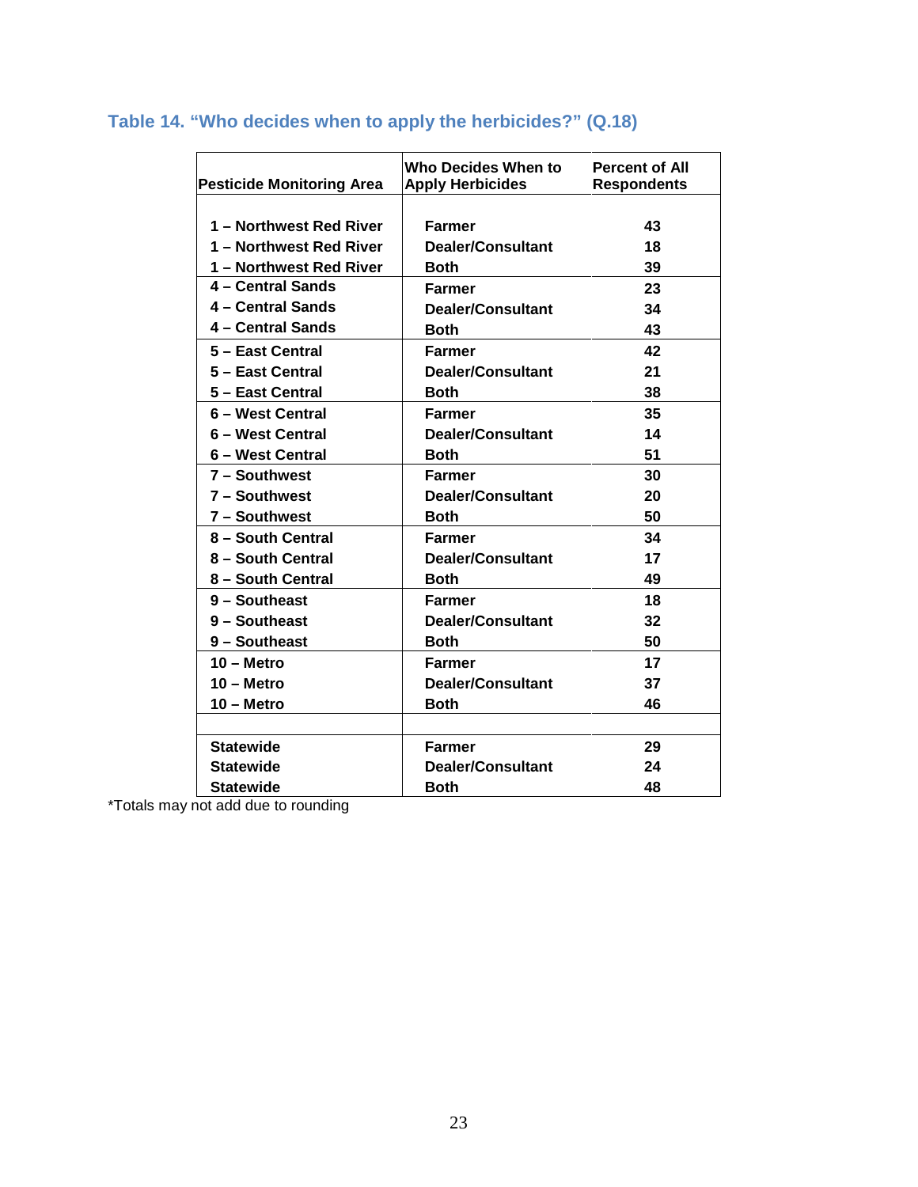### Table 14. "Who decides when to apply the herbicides?" (Q.18)

| Pesticide Monitoring Area | Who Decides When to Apply Herbicides | Percent of All Respondents |
|---|---|---|
| 1 – Northwest Red River | Farmer | 43 |
| 1 – Northwest Red River | Dealer/Consultant | 18 |
| 1 – Northwest Red River | Both | 39 |
| 4 – Central Sands | Farmer | 23 |
| 4 – Central Sands | Dealer/Consultant | 34 |
| 4 – Central Sands | Both | 43 |
| 5 – East Central | Farmer | 42 |
| 5 – East Central | Dealer/Consultant | 21 |
| 5 – East Central | Both | 38 |
| 6 – West Central | Farmer | 35 |
| 6 – West Central | Dealer/Consultant | 14 |
| 6 – West Central | Both | 51 |
| 7 – Southwest | Farmer | 30 |
| 7 – Southwest | Dealer/Consultant | 20 |
| 7 – Southwest | Both | 50 |
| 8 – South Central | Farmer | 34 |
| 8 – South Central | Dealer/Consultant | 17 |
| 8 – South Central | Both | 49 |
| 9 – Southeast | Farmer | 18 |
| 9 – Southeast | Dealer/Consultant | 32 |
| 9 – Southeast | Both | 50 |
| 10 – Metro | Farmer | 17 |
| 10 – Metro | Dealer/Consultant | 37 |
| 10 – Metro | Both | 46 |
| | | |
| Statewide | Farmer | 29 |
| Statewide | Dealer/Consultant | 24 |
| Statewide | Both | 48 |

*Totals may not add due to rounding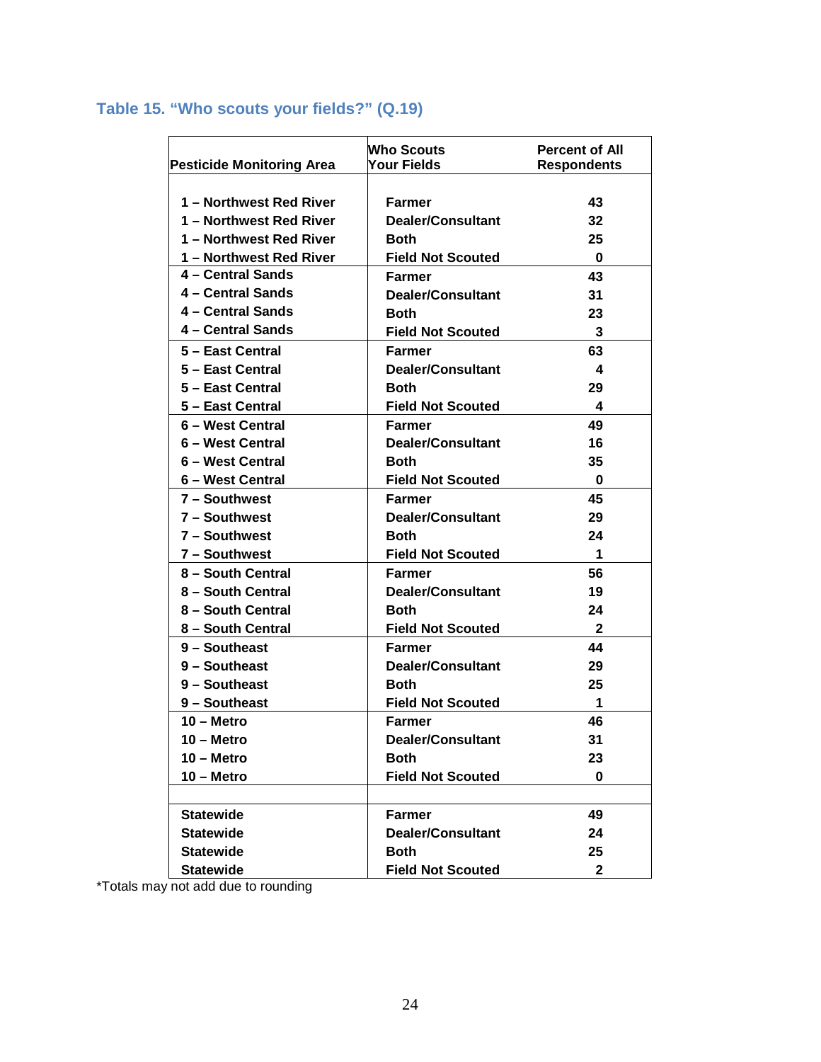### Table 15. "Who scouts your fields?" (Q.19)

| Pesticide Monitoring Area | Who Scouts Your Fields | Percent of All Respondents |
|---|---|---|
| 1 – Northwest Red River | Farmer | 43 |
| 1 – Northwest Red River | Dealer/Consultant | 32 |
| 1 – Northwest Red River | Both | 25 |
| 1 – Northwest Red River | Field Not Scouted | 0 |
| 4 – Central Sands | Farmer | 43 |
| 4 – Central Sands | Dealer/Consultant | 31 |
| 4 – Central Sands | Both | 23 |
| 4 – Central Sands | Field Not Scouted | 3 |
| 5 – East Central | Farmer | 63 |
| 5 – East Central | Dealer/Consultant | 4 |
| 5 – East Central | Both | 29 |
| 5 – East Central | Field Not Scouted | 4 |
| 6 – West Central | Farmer | 49 |
| 6 – West Central | Dealer/Consultant | 16 |
| 6 – West Central | Both | 35 |
| 6 – West Central | Field Not Scouted | 0 |
| 7 – Southwest | Farmer | 45 |
| 7 – Southwest | Dealer/Consultant | 29 |
| 7 – Southwest | Both | 24 |
| 7 – Southwest | Field Not Scouted | 1 |
| 8 – South Central | Farmer | 56 |
| 8 – South Central | Dealer/Consultant | 19 |
| 8 – South Central | Both | 24 |
| 8 – South Central | Field Not Scouted | 2 |
| 9 – Southeast | Farmer | 44 |
| 9 – Southeast | Dealer/Consultant | 29 |
| 9 – Southeast | Both | 25 |
| 9 – Southeast | Field Not Scouted | 1 |
| 10 – Metro | Farmer | 46 |
| 10 – Metro | Dealer/Consultant | 31 |
| 10 – Metro | Both | 23 |
| 10 – Metro | Field Not Scouted | 0 |
| Statewide | Farmer | 49 |
| Statewide | Dealer/Consultant | 24 |
| Statewide | Both | 25 |
| Statewide | Field Not Scouted | 2 |

*Totals may not add due to rounding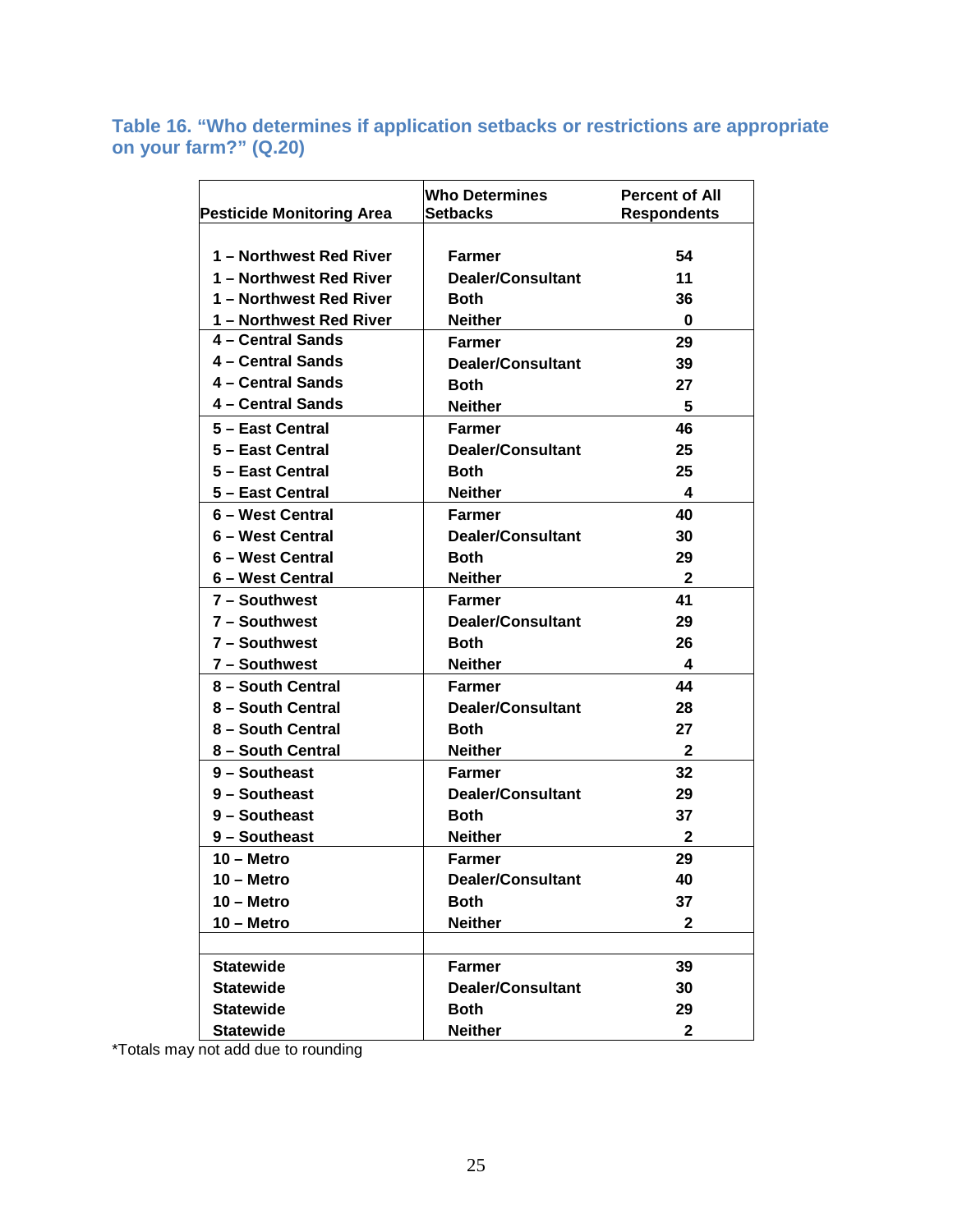### Table 16. "Who determines if application setbacks or restrictions are appropriate on your farm?" (Q.20)

| Pesticide Monitoring Area | Who Determines Setbacks | Percent of All Respondents |
|---|---|---|
| 1 – Northwest Red River | Farmer | 54 |
| 1 – Northwest Red River | Dealer/Consultant | 11 |
| 1 – Northwest Red River | Both | 36 |
| 1 – Northwest Red River | Neither | 0 |
| 4 – Central Sands | Farmer | 29 |
| 4 – Central Sands | Dealer/Consultant | 39 |
| 4 – Central Sands | Both | 27 |
| 4 – Central Sands | Neither | 5 |
| 5 – East Central | Farmer | 46 |
| 5 – East Central | Dealer/Consultant | 25 |
| 5 – East Central | Both | 25 |
| 5 – East Central | Neither | 4 |
| 6 – West Central | Farmer | 40 |
| 6 – West Central | Dealer/Consultant | 30 |
| 6 – West Central | Both | 29 |
| 6 – West Central | Neither | 2 |
| 7 – Southwest | Farmer | 41 |
| 7 – Southwest | Dealer/Consultant | 29 |
| 7 – Southwest | Both | 26 |
| 7 – Southwest | Neither | 4 |
| 8 – South Central | Farmer | 44 |
| 8 – South Central | Dealer/Consultant | 28 |
| 8 – South Central | Both | 27 |
| 8 – South Central | Neither | 2 |
| 9 – Southeast | Farmer | 32 |
| 9 – Southeast | Dealer/Consultant | 29 |
| 9 – Southeast | Both | 37 |
| 9 – Southeast | Neither | 2 |
| 10 – Metro | Farmer | 29 |
| 10 – Metro | Dealer/Consultant | 40 |
| 10 – Metro | Both | 37 |
| 10 – Metro | Neither | 2 |
| Statewide | Farmer | 39 |
| Statewide | Dealer/Consultant | 30 |
| Statewide | Both | 29 |
| Statewide | Neither | 2 |

*Totals may not add due to rounding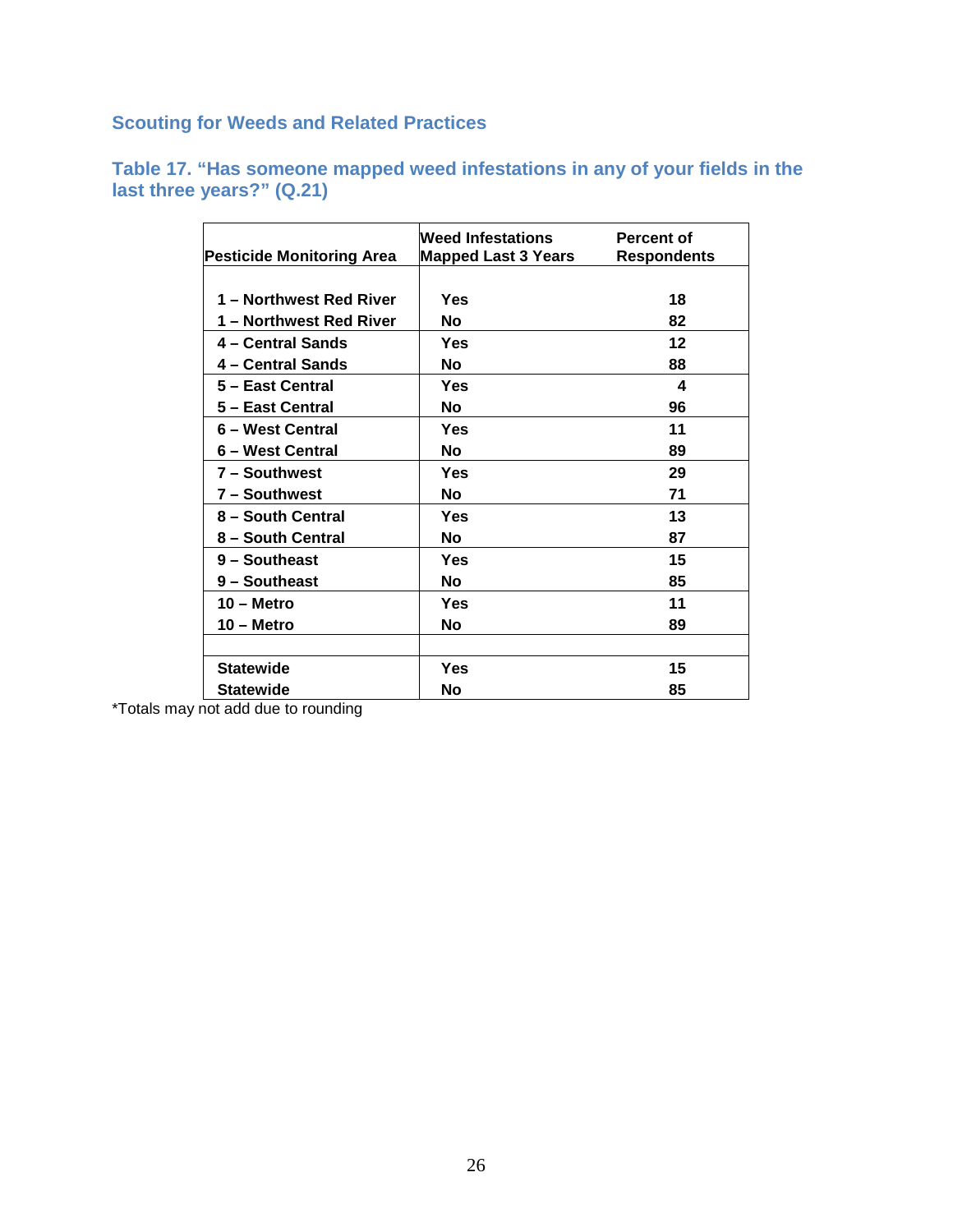## Scouting for Weeds and Related Practices

### Table 17. “Has someone mapped weed infestations in any of your fields in the last three years?” (Q.21)

| Pesticide Monitoring Area | Weed Infestations Mapped Last 3 Years | Percent of Respondents |
|---|---|---|
| 1 – Northwest Red River | Yes | 18 |
| 1 – Northwest Red River | No | 82 |
| 4 – Central Sands | Yes | 12 |
| 4 – Central Sands | No | 88 |
| 5 – East Central | Yes | 4 |
| 5 – East Central | No | 96 |
| 6 – West Central | Yes | 11 |
| 6 – West Central | No | 89 |
| 7 – Southwest | Yes | 29 |
| 7 – Southwest | No | 71 |
| 8 – South Central | Yes | 13 |
| 8 – South Central | No | 87 |
| 9 – Southeast | Yes | 15 |
| 9 – Southeast | No | 85 |
| 10 – Metro | Yes | 11 |
| 10 – Metro | No | 89 |
| | | |
| Statewide | Yes | 15 |
| Statewide | No | 85 |

*Totals may not add due to rounding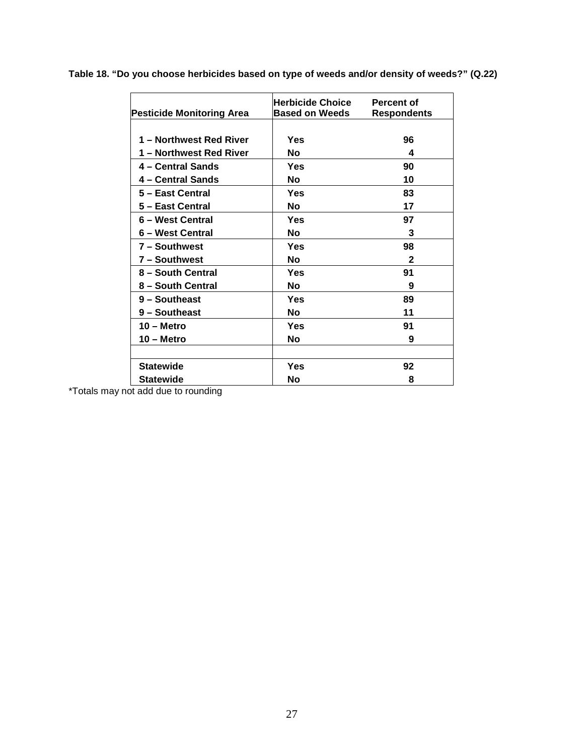**Table 18. "Do you choose herbicides based on type of weeds and/or density of weeds?" (Q.22)**

| Pesticide Monitoring Area | Herbicide Choice Based on Weeds | Percent of Respondents |
|---|---|---|
| 1 – Northwest Red River | Yes | 96 |
| 1 – Northwest Red River | No | 4 |
| 4 – Central Sands | Yes | 90 |
| 4 – Central Sands | No | 10 |
| 5 – East Central | Yes | 83 |
| 5 – East Central | No | 17 |
| 6 – West Central | Yes | 97 |
| 6 – West Central | No | 3 |
| 7 – Southwest | Yes | 98 |
| 7 – Southwest | No | 2 |
| 8 – South Central | Yes | 91 |
| 8 – South Central | No | 9 |
| 9 – Southeast | Yes | 89 |
| 9 – Southeast | No | 11 |
| 10 – Metro | Yes | 91 |
| 10 – Metro | No | 9 |
| | | |
| Statewide | Yes | 92 |
| Statewide | No | 8 |

*Totals may not add due to rounding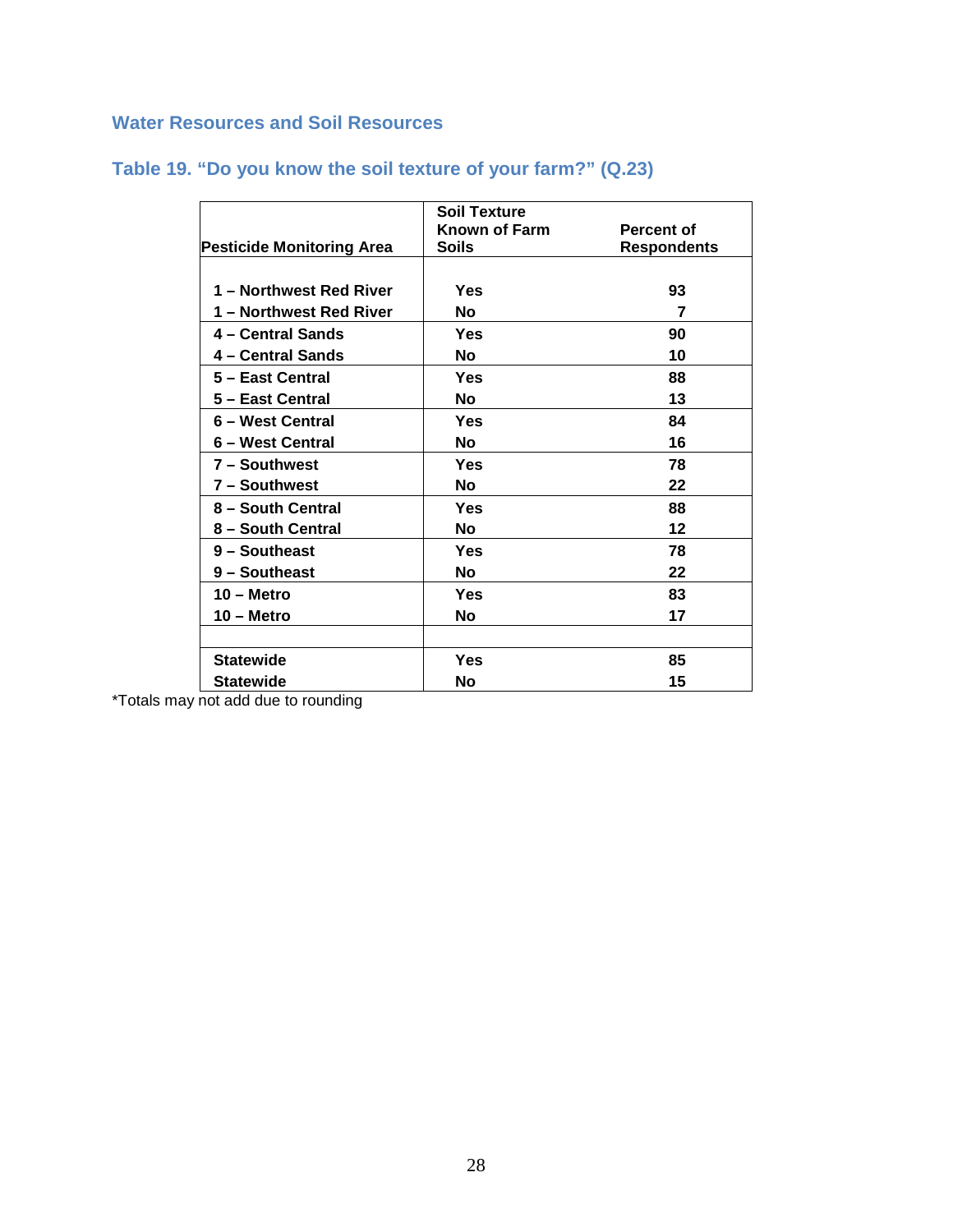## Water Resources and Soil Resources

### Table 19. "Do you know the soil texture of your farm?" (Q.23)

| Pesticide Monitoring Area | Soil Texture Known of Farm Soils | Percent of Respondents |
|---|---|---|
| 1 – Northwest Red River | Yes | 93 |
| 1 – Northwest Red River | No | 7 |
| 4 – Central Sands | Yes | 90 |
| 4 – Central Sands | No | 10 |
| 5 – East Central | Yes | 88 |
| 5 – East Central | No | 13 |
| 6 – West Central | Yes | 84 |
| 6 – West Central | No | 16 |
| 7 – Southwest | Yes | 78 |
| 7 – Southwest | No | 22 |
| 8 – South Central | Yes | 88 |
| 8 – South Central | No | 12 |
| 9 – Southeast | Yes | 78 |
| 9 – Southeast | No | 22 |
| 10 – Metro | Yes | 83 |
| 10 – Metro | No | 17 |
| | | |
| Statewide | Yes | 85 |
| Statewide | No | 15 |

*Totals may not add due to rounding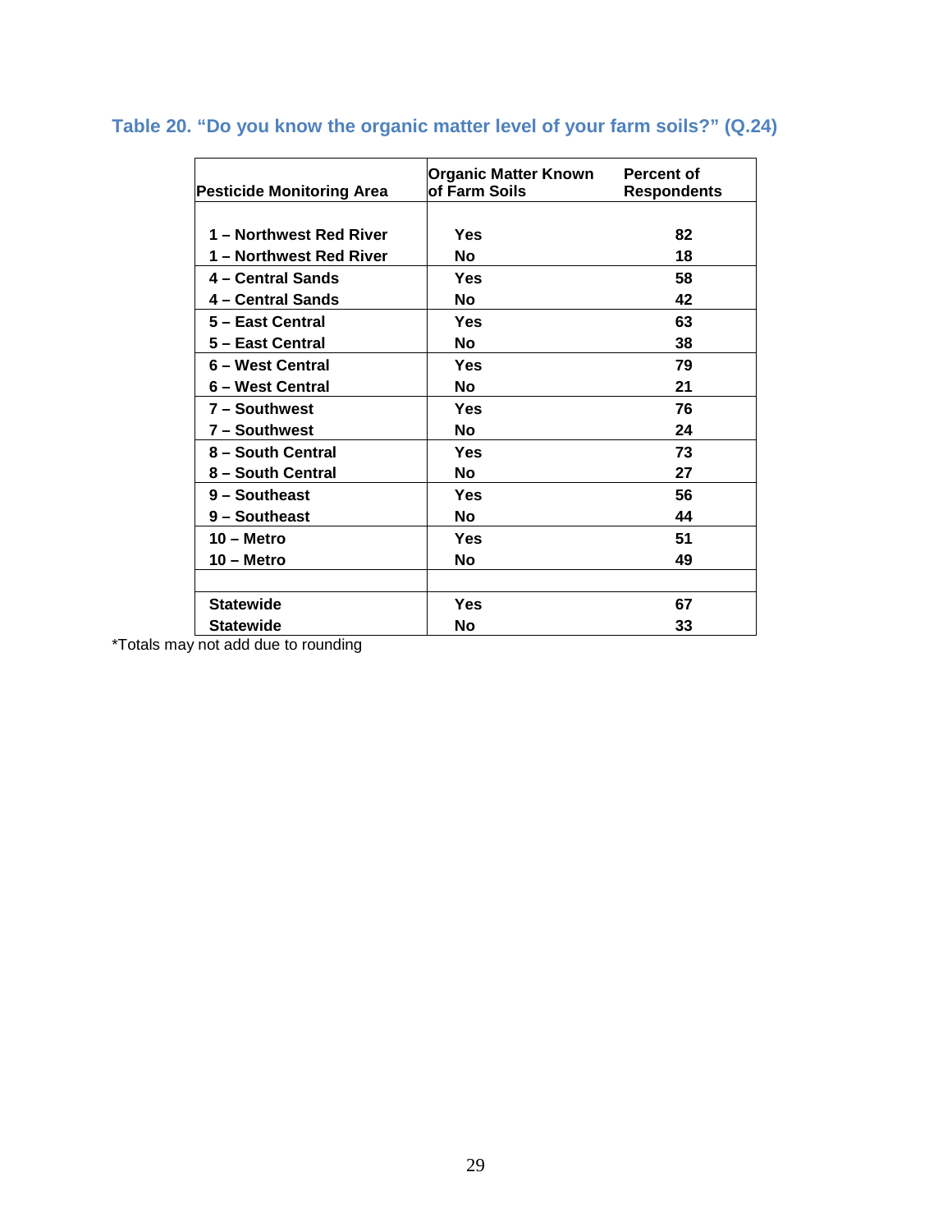### Table 20. “Do you know the organic matter level of your farm soils?” (Q.24)

| Pesticide Monitoring Area | Organic Matter Known of Farm Soils | Percent of Respondents |
|---|---|---|
| 1 – Northwest Red River | Yes | 82 |
| 1 – Northwest Red River | No | 18 |
| 4 – Central Sands | Yes | 58 |
| 4 – Central Sands | No | 42 |
| 5 – East Central | Yes | 63 |
| 5 – East Central | No | 38 |
| 6 – West Central | Yes | 79 |
| 6 – West Central | No | 21 |
| 7 – Southwest | Yes | 76 |
| 7 – Southwest | No | 24 |
| 8 – South Central | Yes | 73 |
| 8 – South Central | No | 27 |
| 9 – Southeast | Yes | 56 |
| 9 – Southeast | No | 44 |
| 10 – Metro | Yes | 51 |
| 10 – Metro | No | 49 |
| | | |
| Statewide | Yes | 67 |
| Statewide | No | 33 |

*Totals may not add due to rounding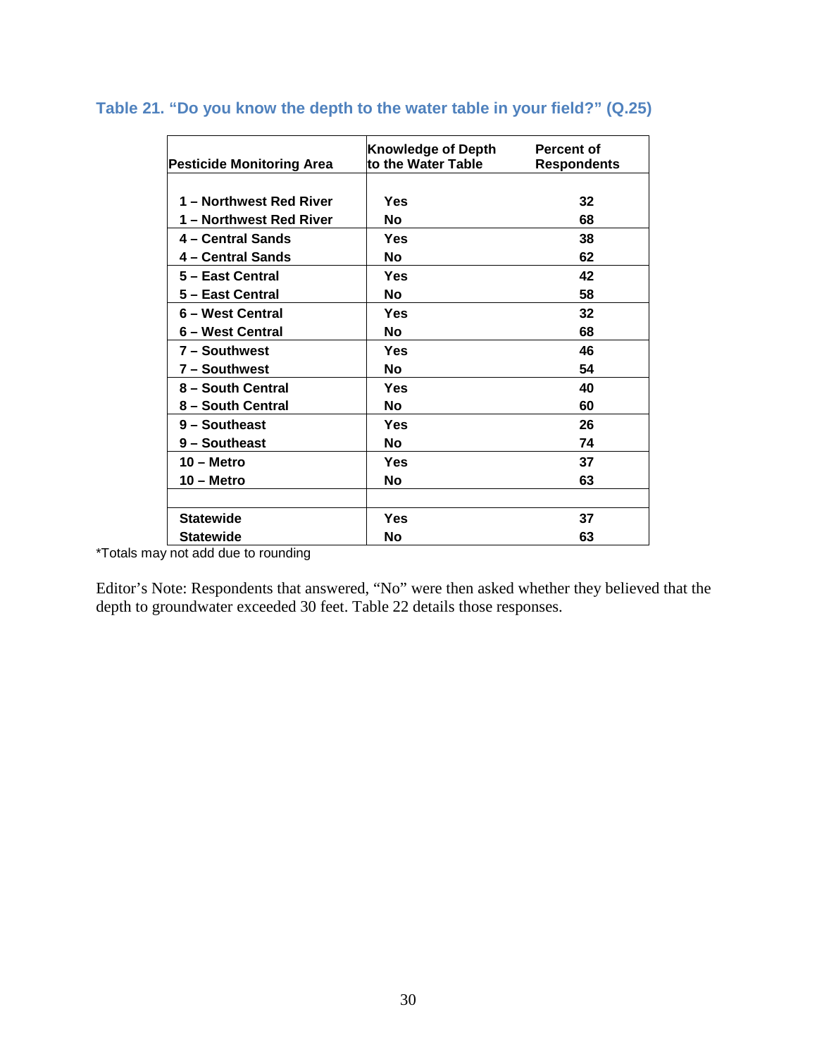### Table 21. "Do you know the depth to the water table in your field?" (Q.25)

| Pesticide Monitoring Area | Knowledge of Depth to the Water Table | Percent of Respondents |
|---|---|---|
| 1 – Northwest Red River | Yes | 32 |
| 1 – Northwest Red River | No | 68 |
| 4 – Central Sands | Yes | 38 |
| 4 – Central Sands | No | 62 |
| 5 – East Central | Yes | 42 |
| 5 – East Central | No | 58 |
| 6 – West Central | Yes | 32 |
| 6 – West Central | No | 68 |
| 7 – Southwest | Yes | 46 |
| 7 – Southwest | No | 54 |
| 8 – South Central | Yes | 40 |
| 8 – South Central | No | 60 |
| 9 – Southeast | Yes | 26 |
| 9 – Southeast | No | 74 |
| 10 – Metro | Yes | 37 |
| 10 – Metro | No | 63 |
| | | |
| Statewide | Yes | 37 |
| Statewide | No | 63 |

*Totals may not add due to rounding

Editor's Note: Respondents that answered, "No" were then asked whether they believed that the depth to groundwater exceeded 30 feet. Table 22 details those responses.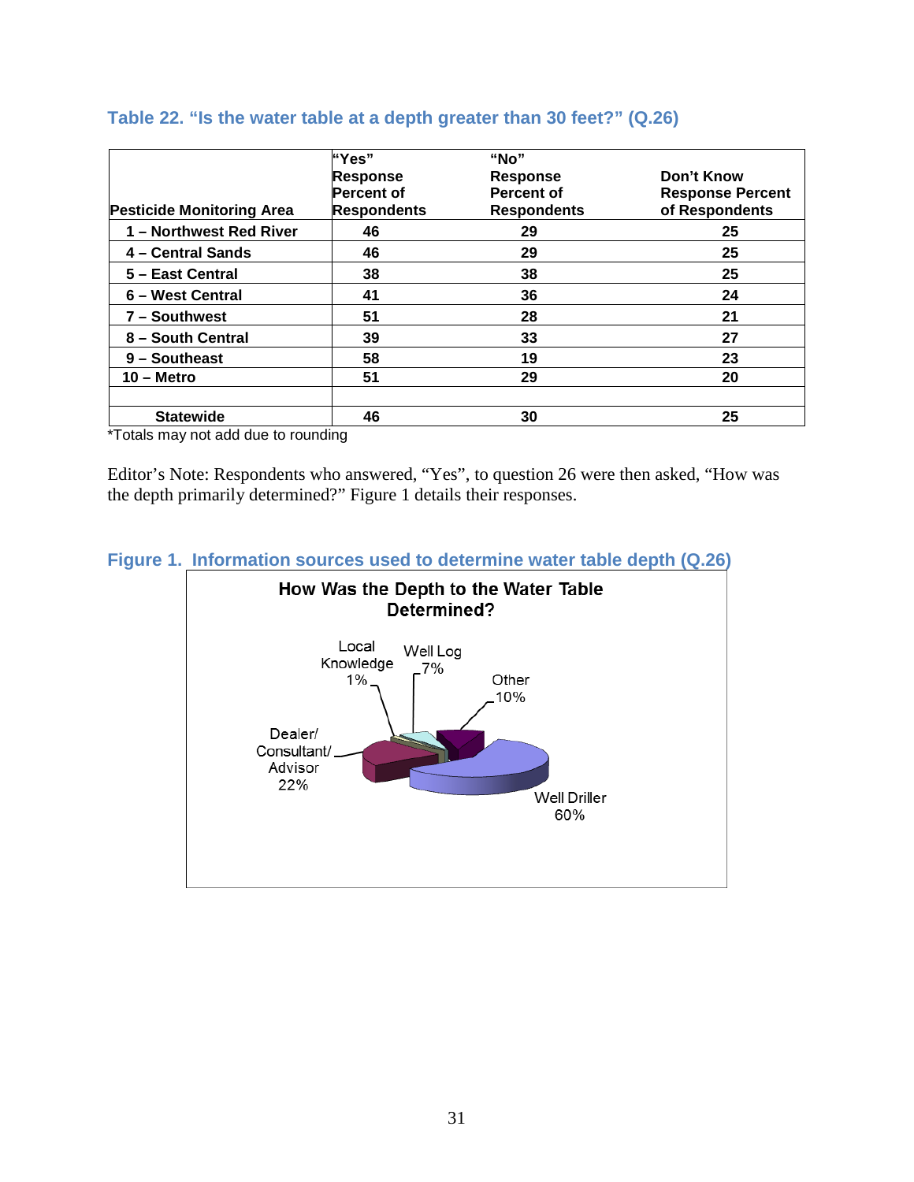### Table 22. "Is the water table at a depth greater than 30 feet?" (Q.26)

| Pesticide Monitoring Area | "Yes" Response Percent of Respondents | "No" Response Percent of Respondents | Don't Know Response Percent of Respondents |
|---|---|---|---|
| 1 – Northwest Red River | 46 | 29 | 25 |
| 4 – Central Sands | 46 | 29 | 25 |
| 5 – East Central | 38 | 38 | 25 |
| 6 – West Central | 41 | 36 | 24 |
| 7 – Southwest | 51 | 28 | 21 |
| 8 – South Central | 39 | 33 | 27 |
| 9 – Southeast | 58 | 19 | 23 |
| 10 – Metro | 51 | 29 | 20 |
| | | | |
| Statewide | 46 | 30 | 25 |

*Totals may not add due to rounding

Editor's Note: Respondents who answered, "Yes", to question 26 were then asked, "How was the depth primarily determined?" Figure 1 details their responses.

### Figure 1. Information sources used to determine water table depth (Q.26)

**How Was the Depth to the Water Table Determined?**

- Well Driller 60%
- Dealer/ Consultant/ Advisor 22%
- Other 10%
- Well Log 7%
- Local Knowledge 1%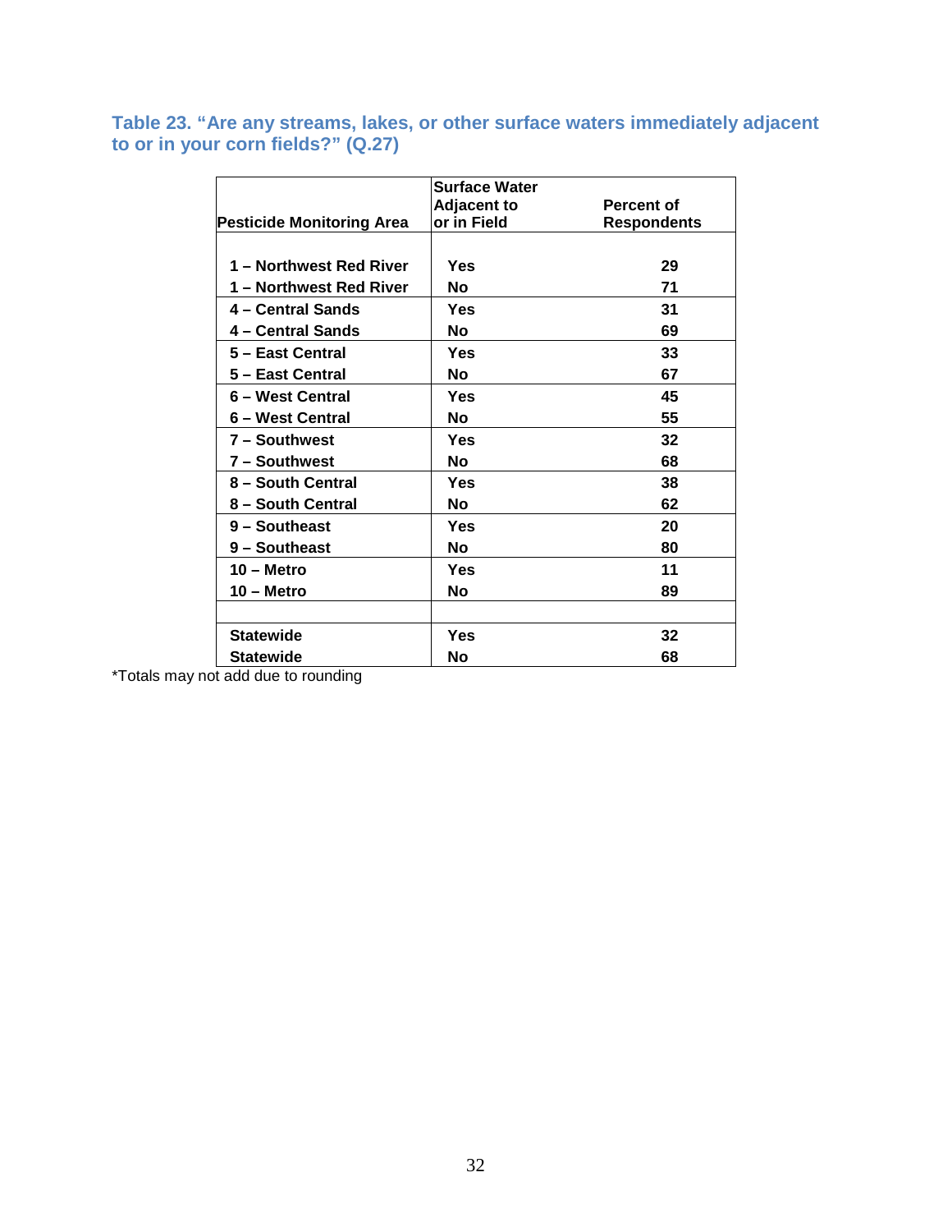### Table 23. "Are any streams, lakes, or other surface waters immediately adjacent to or in your corn fields?" (Q.27)

| Pesticide Monitoring Area | Surface Water Adjacent to or in Field | Percent of Respondents |
|---|---|---|
| 1 – Northwest Red River | Yes | 29 |
| 1 – Northwest Red River | No | 71 |
| 4 – Central Sands | Yes | 31 |
| 4 – Central Sands | No | 69 |
| 5 – East Central | Yes | 33 |
| 5 – East Central | No | 67 |
| 6 – West Central | Yes | 45 |
| 6 – West Central | No | 55 |
| 7 – Southwest | Yes | 32 |
| 7 – Southwest | No | 68 |
| 8 – South Central | Yes | 38 |
| 8 – South Central | No | 62 |
| 9 – Southeast | Yes | 20 |
| 9 – Southeast | No | 80 |
| 10 – Metro | Yes | 11 |
| 10 – Metro | No | 89 |
| | | |
| Statewide | Yes | 32 |
| Statewide | No | 68 |

*Totals may not add due to rounding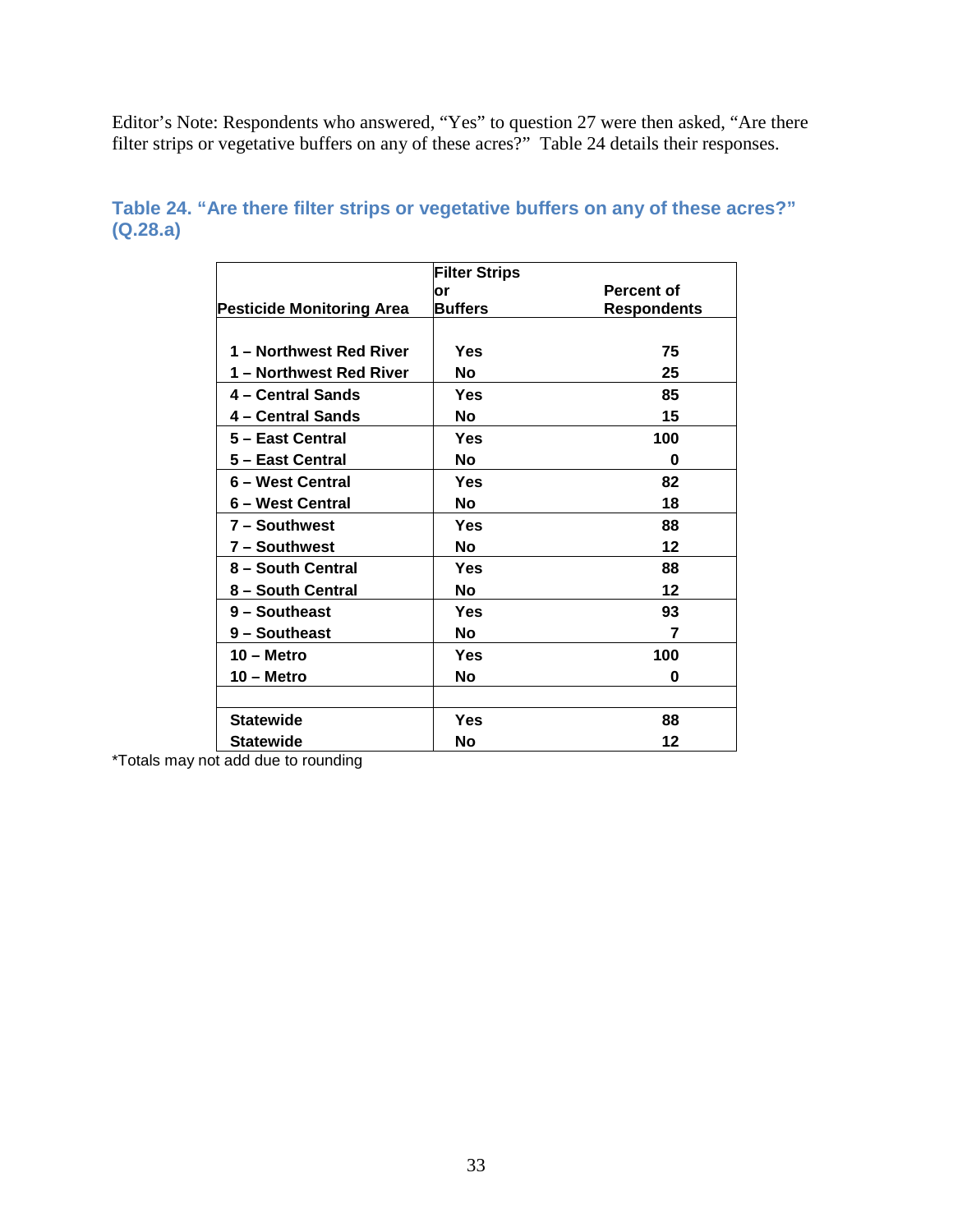Editor's Note: Respondents who answered, "Yes" to question 27 were then asked, "Are there filter strips or vegetative buffers on any of these acres?" Table 24 details their responses.

### Table 24. "Are there filter strips or vegetative buffers on any of these acres?" (Q.28.a)

| Pesticide Monitoring Area | Filter Strips or Buffers | Percent of Respondents |
|---|---|---|
| 1 – Northwest Red River | Yes | 75 |
| 1 – Northwest Red River | No | 25 |
| 4 – Central Sands | Yes | 85 |
| 4 – Central Sands | No | 15 |
| 5 – East Central | Yes | 100 |
| 5 – East Central | No | 0 |
| 6 – West Central | Yes | 82 |
| 6 – West Central | No | 18 |
| 7 – Southwest | Yes | 88 |
| 7 – Southwest | No | 12 |
| 8 – South Central | Yes | 88 |
| 8 – South Central | No | 12 |
| 9 – Southeast | Yes | 93 |
| 9 – Southeast | No | 7 |
| 10 – Metro | Yes | 100 |
| 10 – Metro | No | 0 |
| | | |
| Statewide | Yes | 88 |
| Statewide | No | 12 |

*Totals may not add due to rounding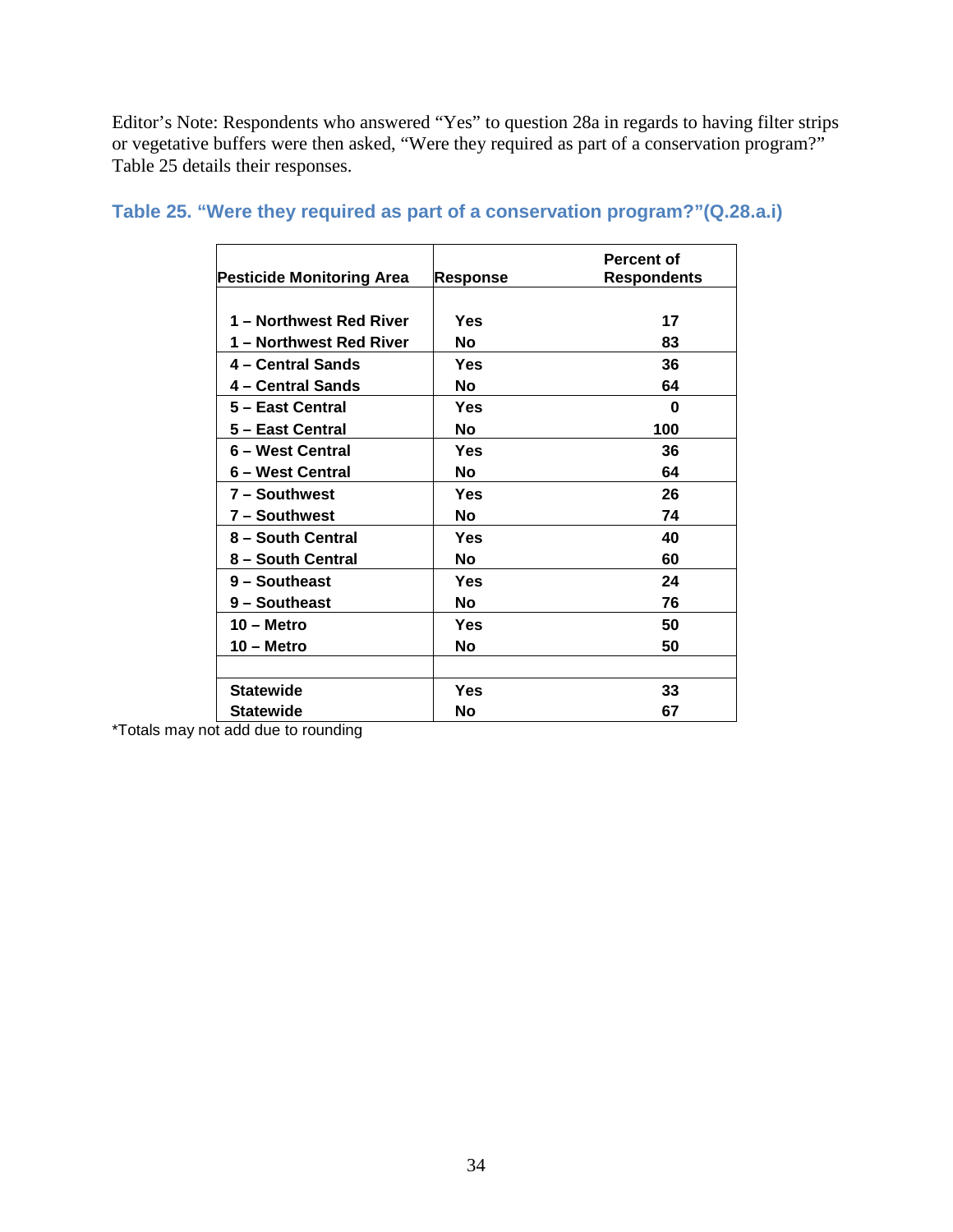Editor's Note: Respondents who answered "Yes" to question 28a in regards to having filter strips or vegetative buffers were then asked, "Were they required as part of a conservation program?" Table 25 details their responses.

### Table 25. "Were they required as part of a conservation program?"(Q.28.a.i)

| Pesticide Monitoring Area | Response | Percent of Respondents |
|---|---|---|
| 1 – Northwest Red River | Yes | 17 |
| 1 – Northwest Red River | No | 83 |
| 4 – Central Sands | Yes | 36 |
| 4 – Central Sands | No | 64 |
| 5 – East Central | Yes | 0 |
| 5 – East Central | No | 100 |
| 6 – West Central | Yes | 36 |
| 6 – West Central | No | 64 |
| 7 – Southwest | Yes | 26 |
| 7 – Southwest | No | 74 |
| 8 – South Central | Yes | 40 |
| 8 – South Central | No | 60 |
| 9 – Southeast | Yes | 24 |
| 9 – Southeast | No | 76 |
| 10 – Metro | Yes | 50 |
| 10 – Metro | No | 50 |
| | | |
| Statewide | Yes | 33 |
| Statewide | No | 67 |

*Totals may not add due to rounding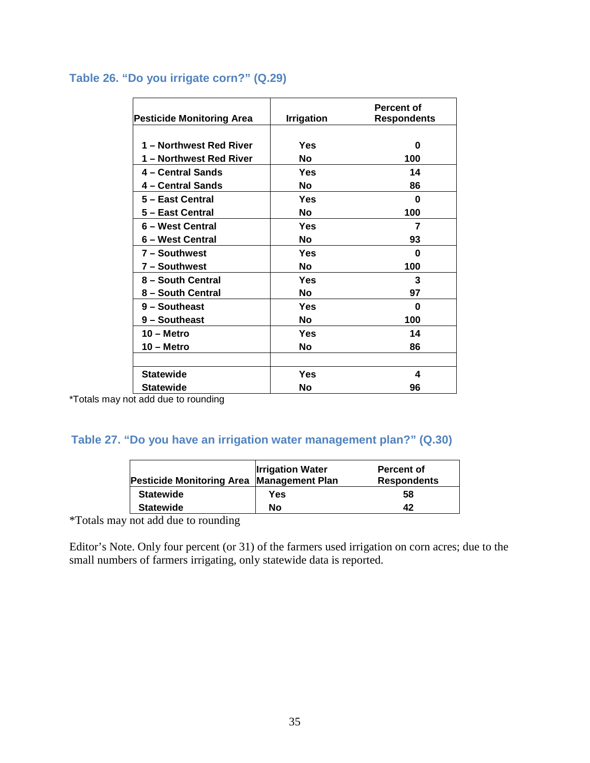### Table 26. “Do you irrigate corn?” (Q.29)

| Pesticide Monitoring Area | Irrigation | Percent of Respondents |
|---|---|---|
| 1 – Northwest Red River | Yes | 0 |
| 1 – Northwest Red River | No | 100 |
| 4 – Central Sands | Yes | 14 |
| 4 – Central Sands | No | 86 |
| 5 – East Central | Yes | 0 |
| 5 – East Central | No | 100 |
| 6 – West Central | Yes | 7 |
| 6 – West Central | No | 93 |
| 7 – Southwest | Yes | 0 |
| 7 – Southwest | No | 100 |
| 8 – South Central | Yes | 3 |
| 8 – South Central | No | 97 |
| 9 – Southeast | Yes | 0 |
| 9 – Southeast | No | 100 |
| 10 – Metro | Yes | 14 |
| 10 – Metro | No | 86 |
| | | |
| Statewide | Yes | 4 |
| Statewide | No | 96 |

*Totals may not add due to rounding

### Table 27. “Do you have an irrigation water management plan?” (Q.30)

| Pesticide Monitoring Area | Irrigation Water Management Plan | Percent of Respondents |
|---|---|---|
| Statewide | Yes | 58 |
| Statewide | No | 42 |

*Totals may not add due to rounding

Editor’s Note. Only four percent (or 31) of the farmers used irrigation on corn acres; due to the small numbers of farmers irrigating, only statewide data is reported.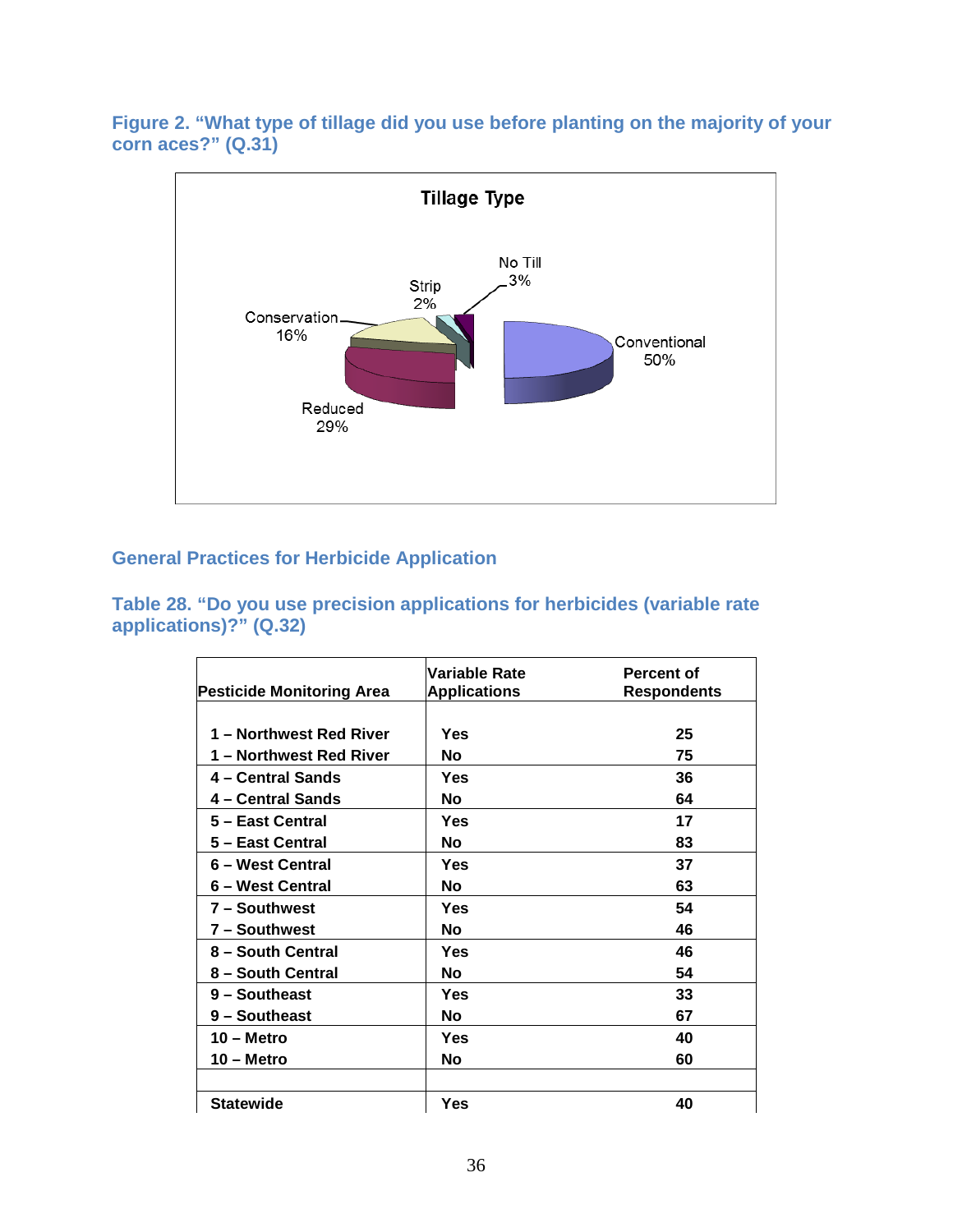**Figure 2. "What type of tillage did you use before planting on the majority of your corn aces?" (Q.31)**

Tillage Type

No Till 3%

Strip 2%

Conservation 16%

Conventional 50%

Reduced 29%

## General Practices for Herbicide Application

**Table 28. "Do you use precision applications for herbicides (variable rate applications)?" (Q.32)**

| Pesticide Monitoring Area | Variable Rate Applications | Percent of Respondents |
|---|---|---|
| 1 – Northwest Red River | Yes | 25 |
| 1 – Northwest Red River | No | 75 |
| 4 – Central Sands | Yes | 36 |
| 4 – Central Sands | No | 64 |
| 5 – East Central | Yes | 17 |
| 5 – East Central | No | 83 |
| 6 – West Central | Yes | 37 |
| 6 – West Central | No | 63 |
| 7 – Southwest | Yes | 54 |
| 7 – Southwest | No | 46 |
| 8 – South Central | Yes | 46 |
| 8 – South Central | No | 54 |
| 9 – Southeast | Yes | 33 |
| 9 – Southeast | No | 67 |
| 10 – Metro | Yes | 40 |
| 10 – Metro | No | 60 |
| | | |
| Statewide | Yes | 40 |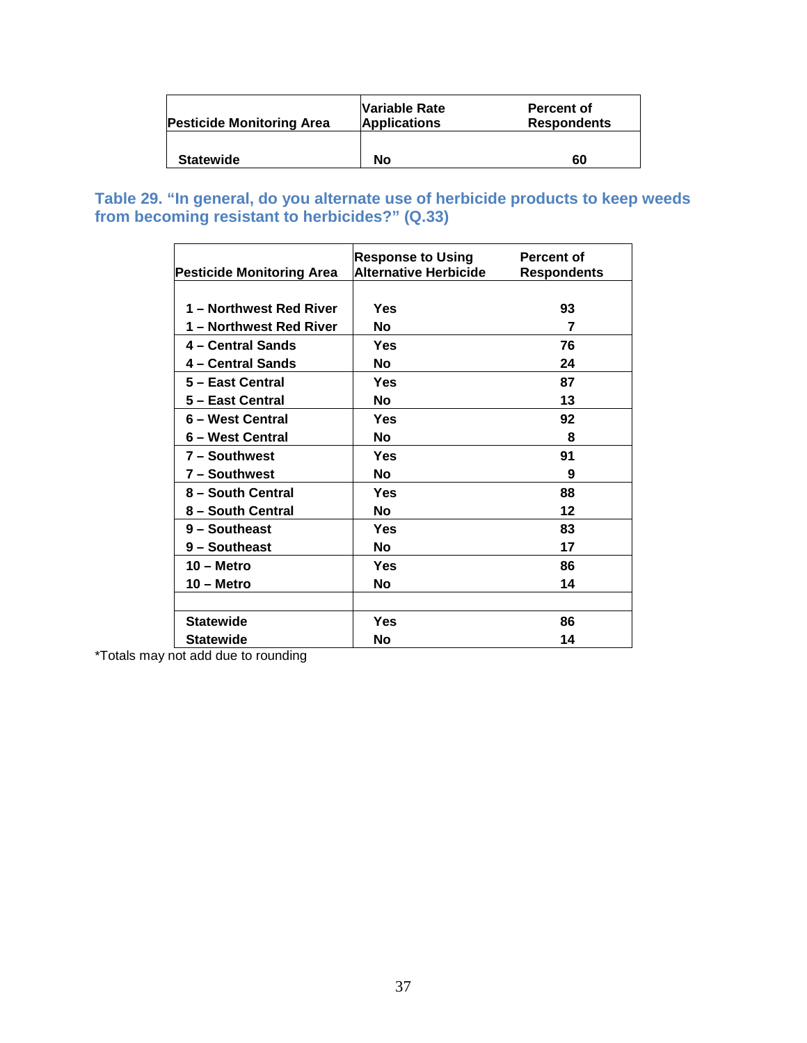| Pesticide Monitoring Area | Variable Rate Applications | Percent of Respondents |
|---|---|---|
| Statewide | No | 60 |

### Table 29. "In general, do you alternate use of herbicide products to keep weeds from becoming resistant to herbicides?" (Q.33)

| Pesticide Monitoring Area | Response to Using Alternative Herbicide | Percent of Respondents |
|---|---|---|
| 1 – Northwest Red River | Yes | 93 |
| 1 – Northwest Red River | No | 7 |
| 4 – Central Sands | Yes | 76 |
| 4 – Central Sands | No | 24 |
| 5 – East Central | Yes | 87 |
| 5 – East Central | No | 13 |
| 6 – West Central | Yes | 92 |
| 6 – West Central | No | 8 |
| 7 – Southwest | Yes | 91 |
| 7 – Southwest | No | 9 |
| 8 – South Central | Yes | 88 |
| 8 – South Central | No | 12 |
| 9 – Southeast | Yes | 83 |
| 9 – Southeast | No | 17 |
| 10 – Metro | Yes | 86 |
| 10 – Metro | No | 14 |
| | | |
| Statewide | Yes | 86 |
| Statewide | No | 14 |

*Totals may not add due to rounding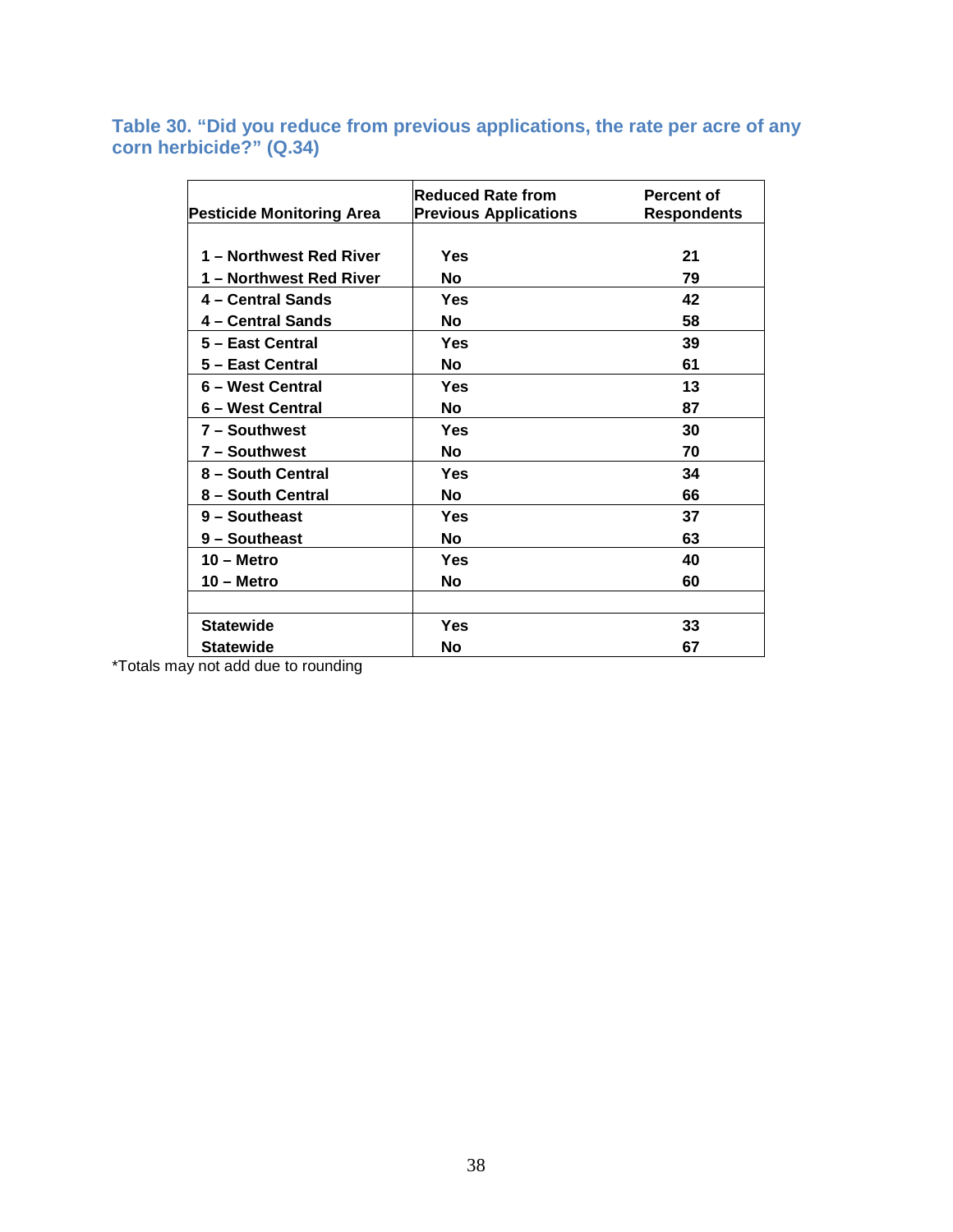### Table 30. "Did you reduce from previous applications, the rate per acre of any corn herbicide?" (Q.34)

| Pesticide Monitoring Area | Reduced Rate from Previous Applications | Percent of Respondents |
|---|---|---|
| 1 – Northwest Red River | Yes | 21 |
| 1 – Northwest Red River | No | 79 |
| 4 – Central Sands | Yes | 42 |
| 4 – Central Sands | No | 58 |
| 5 – East Central | Yes | 39 |
| 5 – East Central | No | 61 |
| 6 – West Central | Yes | 13 |
| 6 – West Central | No | 87 |
| 7 – Southwest | Yes | 30 |
| 7 – Southwest | No | 70 |
| 8 – South Central | Yes | 34 |
| 8 – South Central | No | 66 |
| 9 – Southeast | Yes | 37 |
| 9 – Southeast | No | 63 |
| 10 – Metro | Yes | 40 |
| 10 – Metro | No | 60 |
| | | |
| Statewide | Yes | 33 |
| Statewide | No | 67 |

*Totals may not add due to rounding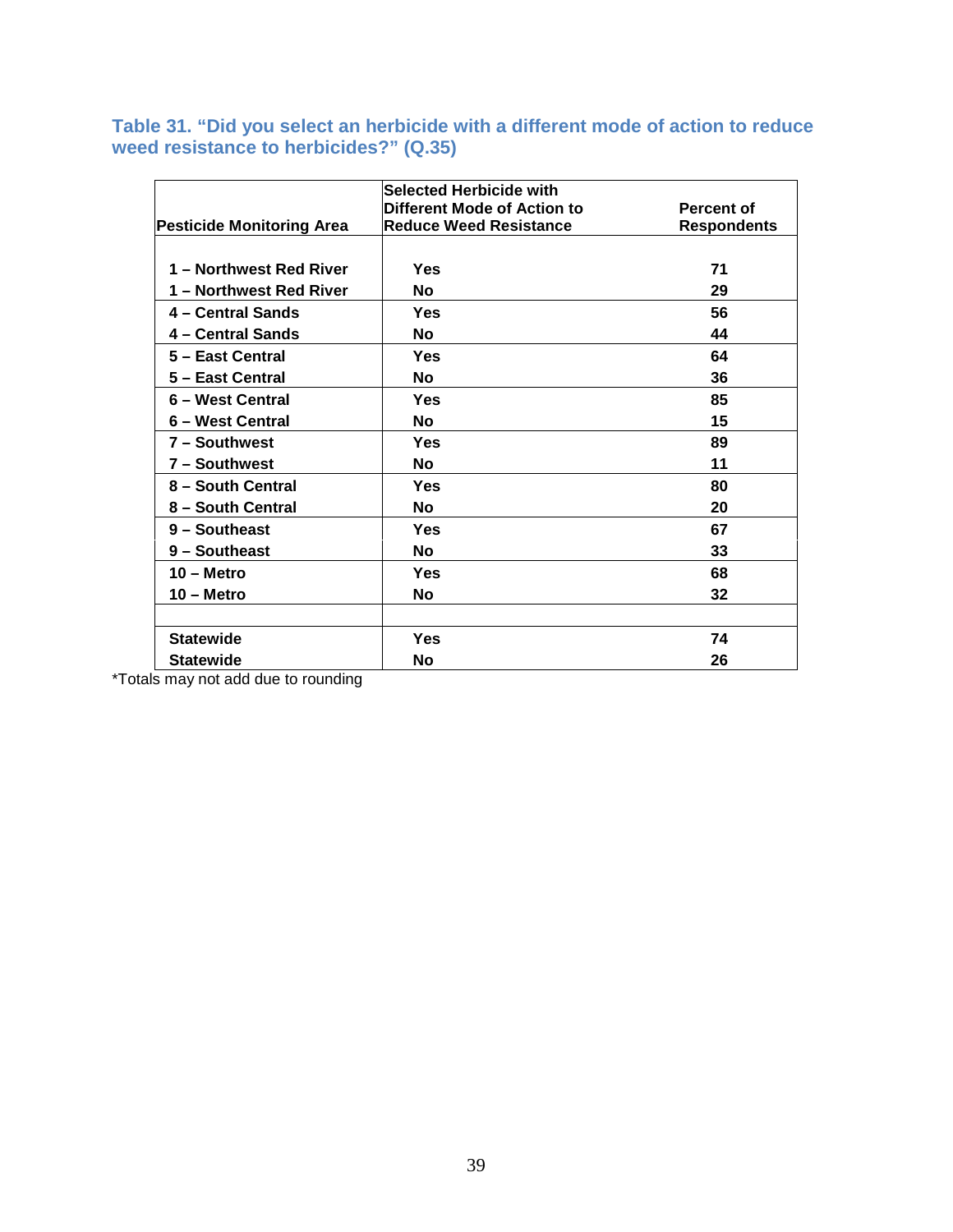### Table 31. "Did you select an herbicide with a different mode of action to reduce weed resistance to herbicides?" (Q.35)

| Pesticide Monitoring Area | Selected Herbicide with Different Mode of Action to Reduce Weed Resistance | Percent of Respondents |
|---|---|---|
| 1 – Northwest Red River | Yes | 71 |
| 1 – Northwest Red River | No | 29 |
| 4 – Central Sands | Yes | 56 |
| 4 – Central Sands | No | 44 |
| 5 – East Central | Yes | 64 |
| 5 – East Central | No | 36 |
| 6 – West Central | Yes | 85 |
| 6 – West Central | No | 15 |
| 7 – Southwest | Yes | 89 |
| 7 – Southwest | No | 11 |
| 8 – South Central | Yes | 80 |
| 8 – South Central | No | 20 |
| 9 – Southeast | Yes | 67 |
| 9 – Southeast | No | 33 |
| 10 – Metro | Yes | 68 |
| 10 – Metro | No | 32 |
| | | |
| Statewide | Yes | 74 |
| Statewide | No | 26 |

*Totals may not add due to rounding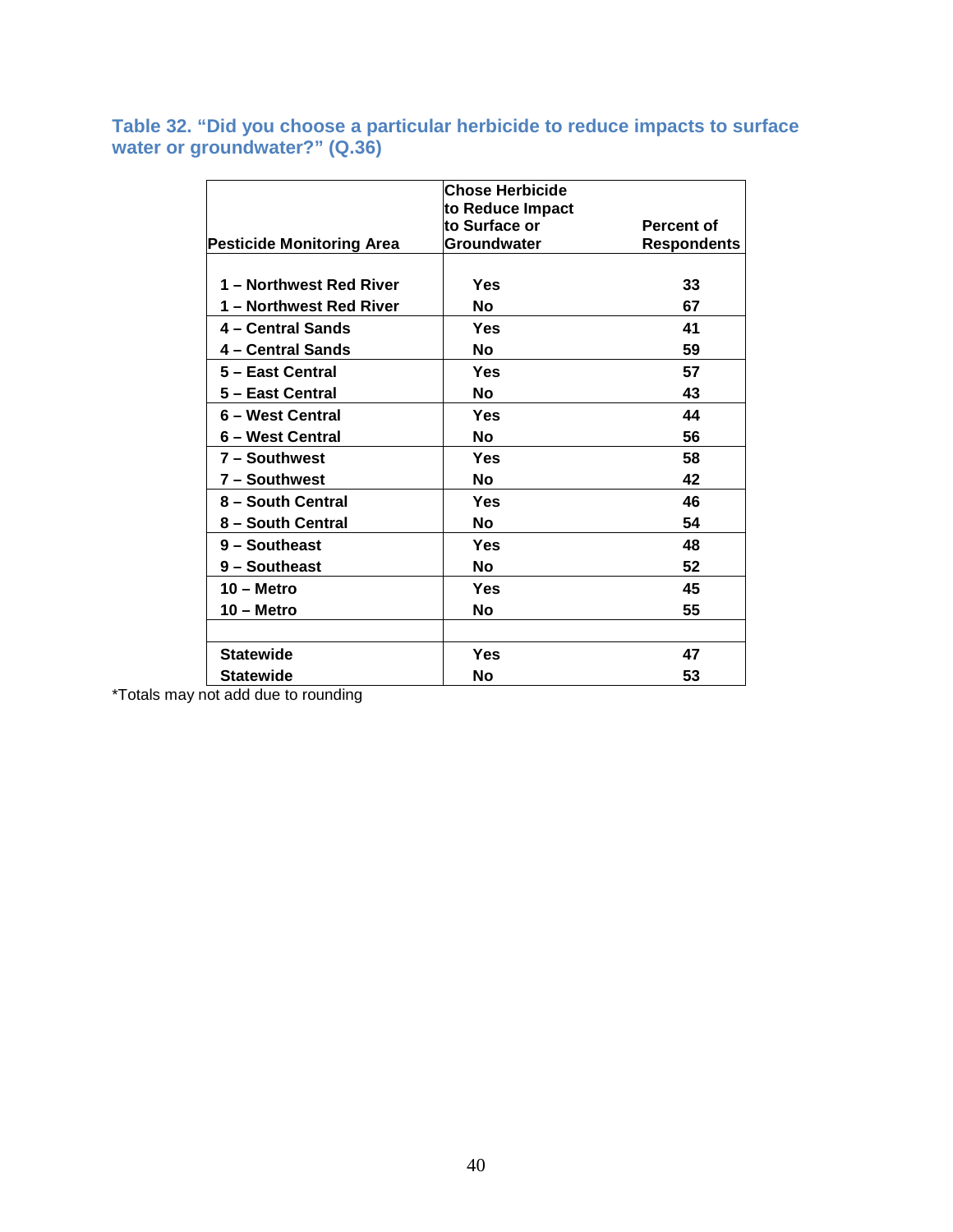### Table 32. "Did you choose a particular herbicide to reduce impacts to surface water or groundwater?" (Q.36)

| Pesticide Monitoring Area | Chose Herbicide to Reduce Impact to Surface or Groundwater | Percent of Respondents |
|---|---|---|
| 1 – Northwest Red River | Yes | 33 |
| 1 – Northwest Red River | No | 67 |
| 4 – Central Sands | Yes | 41 |
| 4 – Central Sands | No | 59 |
| 5 – East Central | Yes | 57 |
| 5 – East Central | No | 43 |
| 6 – West Central | Yes | 44 |
| 6 – West Central | No | 56 |
| 7 – Southwest | Yes | 58 |
| 7 – Southwest | No | 42 |
| 8 – South Central | Yes | 46 |
| 8 – South Central | No | 54 |
| 9 – Southeast | Yes | 48 |
| 9 – Southeast | No | 52 |
| 10 – Metro | Yes | 45 |
| 10 – Metro | No | 55 |
| | | |
| Statewide | Yes | 47 |
| Statewide | No | 53 |

*Totals may not add due to rounding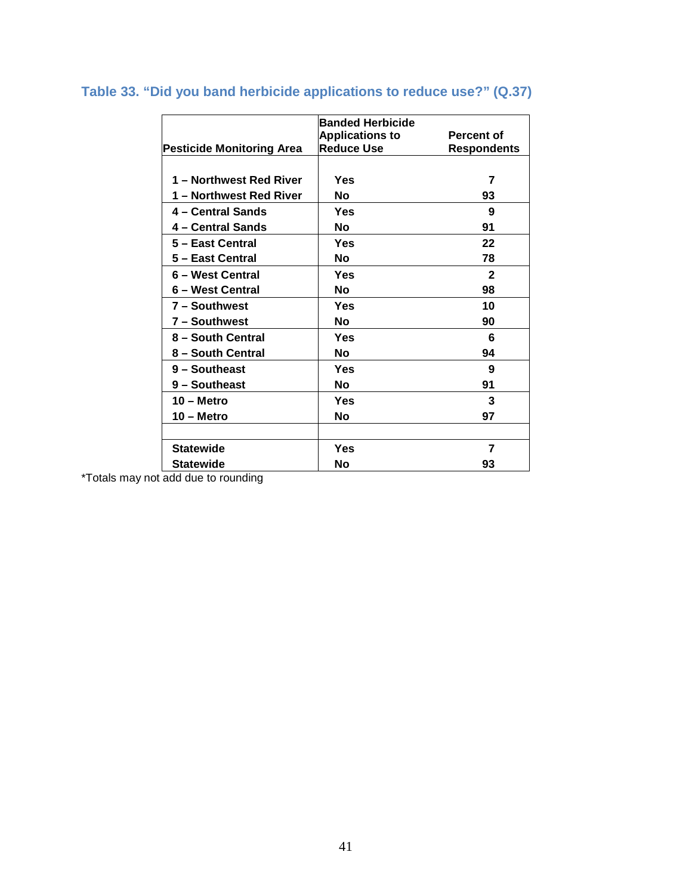### Table 33. "Did you band herbicide applications to reduce use?" (Q.37)

| Pesticide Monitoring Area | Banded Herbicide Applications to Reduce Use | Percent of Respondents |
|---|---|---|
| 1 – Northwest Red River | Yes | 7 |
| 1 – Northwest Red River | No | 93 |
| 4 – Central Sands | Yes | 9 |
| 4 – Central Sands | No | 91 |
| 5 – East Central | Yes | 22 |
| 5 – East Central | No | 78 |
| 6 – West Central | Yes | 2 |
| 6 – West Central | No | 98 |
| 7 – Southwest | Yes | 10 |
| 7 – Southwest | No | 90 |
| 8 – South Central | Yes | 6 |
| 8 – South Central | No | 94 |
| 9 – Southeast | Yes | 9 |
| 9 – Southeast | No | 91 |
| 10 – Metro | Yes | 3 |
| 10 – Metro | No | 97 |
| | | |
| Statewide | Yes | 7 |
| Statewide | No | 93 |

*Totals may not add due to rounding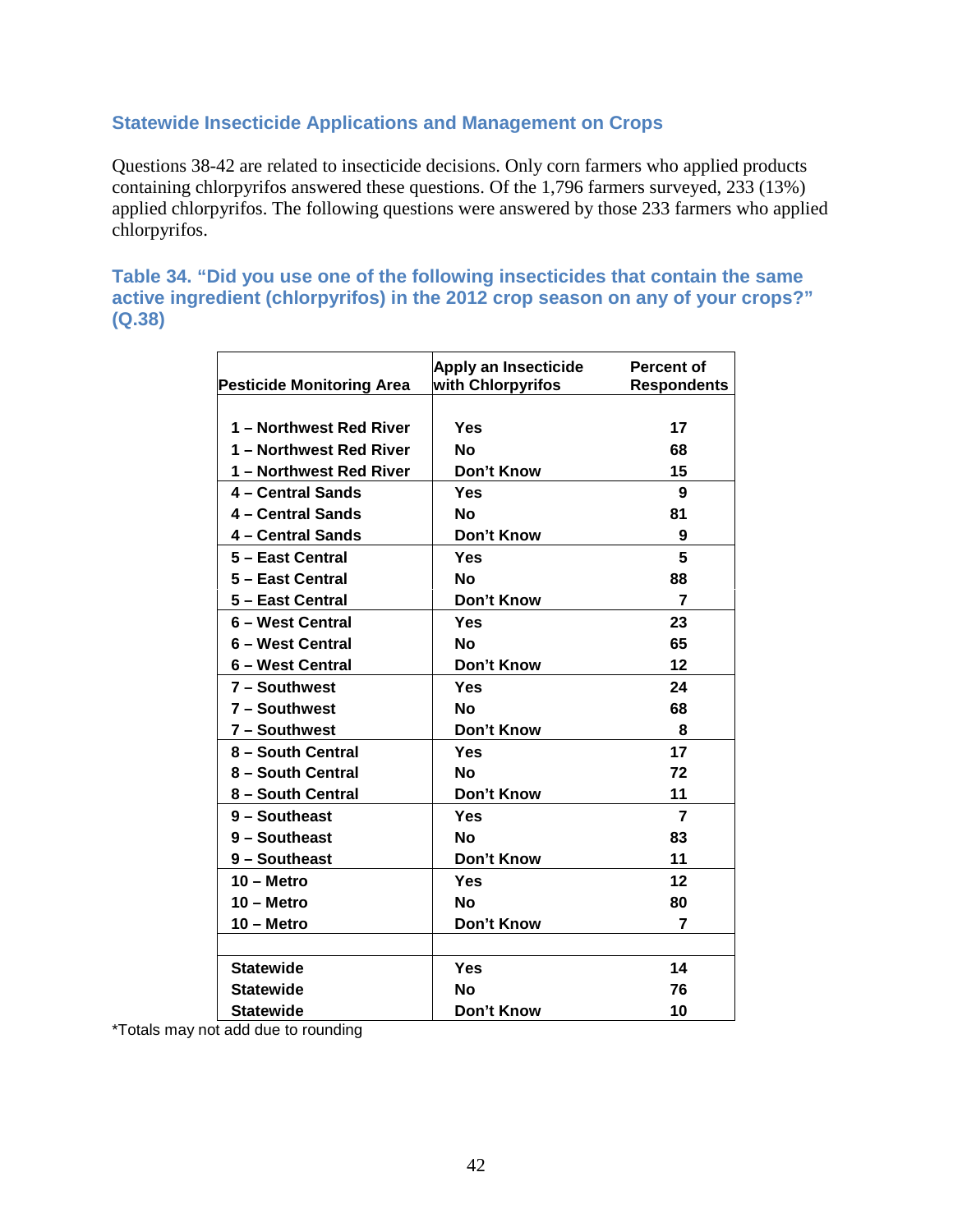## Statewide Insecticide Applications and Management on Crops

Questions 38-42 are related to insecticide decisions. Only corn farmers who applied products containing chlorpyrifos answered these questions. Of the 1,796 farmers surveyed, 233 (13%) applied chlorpyrifos. The following questions were answered by those 233 farmers who applied chlorpyrifos.

### Table 34. "Did you use one of the following insecticides that contain the same active ingredient (chlorpyrifos) in the 2012 crop season on any of your crops?" (Q.38)

| Pesticide Monitoring Area | Apply an Insecticide with Chlorpyrifos | Percent of Respondents |
|---|---|---|
| 1 – Northwest Red River | Yes | 17 |
| 1 – Northwest Red River | No | 68 |
| 1 – Northwest Red River | Don't Know | 15 |
| 4 – Central Sands | Yes | 9 |
| 4 – Central Sands | No | 81 |
| 4 – Central Sands | Don't Know | 9 |
| 5 – East Central | Yes | 5 |
| 5 – East Central | No | 88 |
| 5 – East Central | Don't Know | 7 |
| 6 – West Central | Yes | 23 |
| 6 – West Central | No | 65 |
| 6 – West Central | Don't Know | 12 |
| 7 – Southwest | Yes | 24 |
| 7 – Southwest | No | 68 |
| 7 – Southwest | Don't Know | 8 |
| 8 – South Central | Yes | 17 |
| 8 – South Central | No | 72 |
| 8 – South Central | Don't Know | 11 |
| 9 – Southeast | Yes | 7 |
| 9 – Southeast | No | 83 |
| 9 – Southeast | Don't Know | 11 |
| 10 – Metro | Yes | 12 |
| 10 – Metro | No | 80 |
| 10 – Metro | Don't Know | 7 |
| | | |
| Statewide | Yes | 14 |
| Statewide | No | 76 |
| Statewide | Don't Know | 10 |

*Totals may not add due to rounding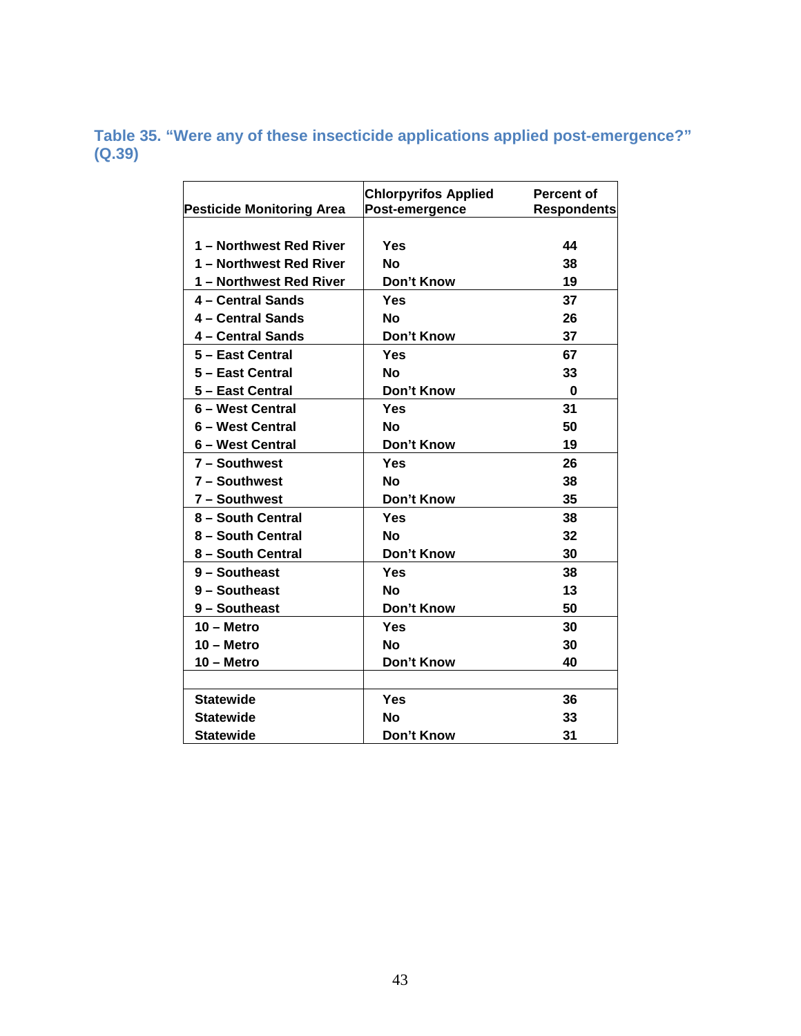### Table 35. "Were any of these insecticide applications applied post-emergence?" (Q.39)

| Pesticide Monitoring Area | Chlorpyrifos Applied Post-emergence | Percent of Respondents |
|---|---|---|
| 1 – Northwest Red River | Yes | 44 |
| 1 – Northwest Red River | No | 38 |
| 1 – Northwest Red River | Don't Know | 19 |
| 4 – Central Sands | Yes | 37 |
| 4 – Central Sands | No | 26 |
| 4 – Central Sands | Don't Know | 37 |
| 5 – East Central | Yes | 67 |
| 5 – East Central | No | 33 |
| 5 – East Central | Don't Know | 0 |
| 6 – West Central | Yes | 31 |
| 6 – West Central | No | 50 |
| 6 – West Central | Don't Know | 19 |
| 7 – Southwest | Yes | 26 |
| 7 – Southwest | No | 38 |
| 7 – Southwest | Don't Know | 35 |
| 8 – South Central | Yes | 38 |
| 8 – South Central | No | 32 |
| 8 – South Central | Don't Know | 30 |
| 9 – Southeast | Yes | 38 |
| 9 – Southeast | No | 13 |
| 9 – Southeast | Don't Know | 50 |
| 10 – Metro | Yes | 30 |
| 10 – Metro | No | 30 |
| 10 – Metro | Don't Know | 40 |
| | | |
| Statewide | Yes | 36 |
| Statewide | No | 33 |
| Statewide | Don't Know | 31 |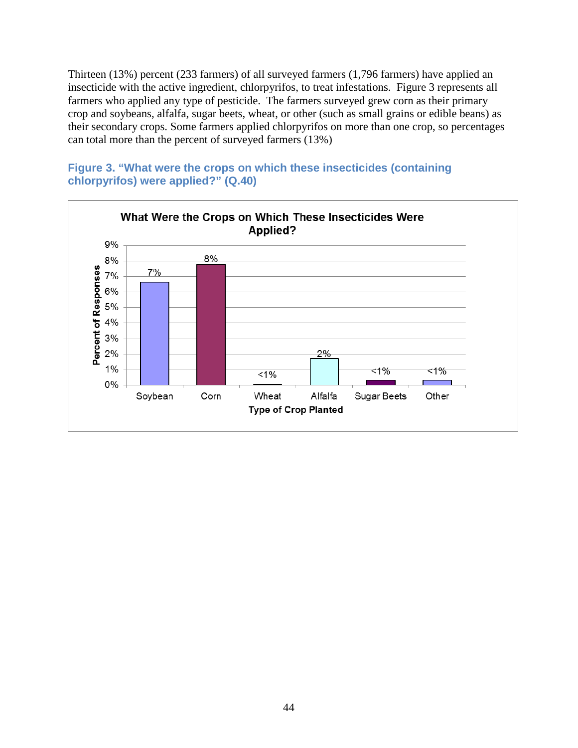Thirteen (13%) percent (233 farmers) of all surveyed farmers (1,796 farmers) have applied an insecticide with the active ingredient, chlorpyrifos, to treat infestations. Figure 3 represents all farmers who applied any type of pesticide. The farmers surveyed grew corn as their primary crop and soybeans, alfalfa, sugar beets, wheat, or other (such as small grains or edible beans) as their secondary crops. Some farmers applied chlorpyrifos on more than one crop, so percentages can total more than the percent of surveyed farmers (13%)

**Figure 3. "What were the crops on which these insecticides (containing chlorpyrifos) were applied?" (Q.40)**

| Type of Crop Planted | Percent of Responses |
| --- | --- |
| Soybean | 7% |
| Corn | 8% |
| Wheat | <1% |
| Alfalfa | 2% |
| Sugar Beets | <1% |
| Other | <1% |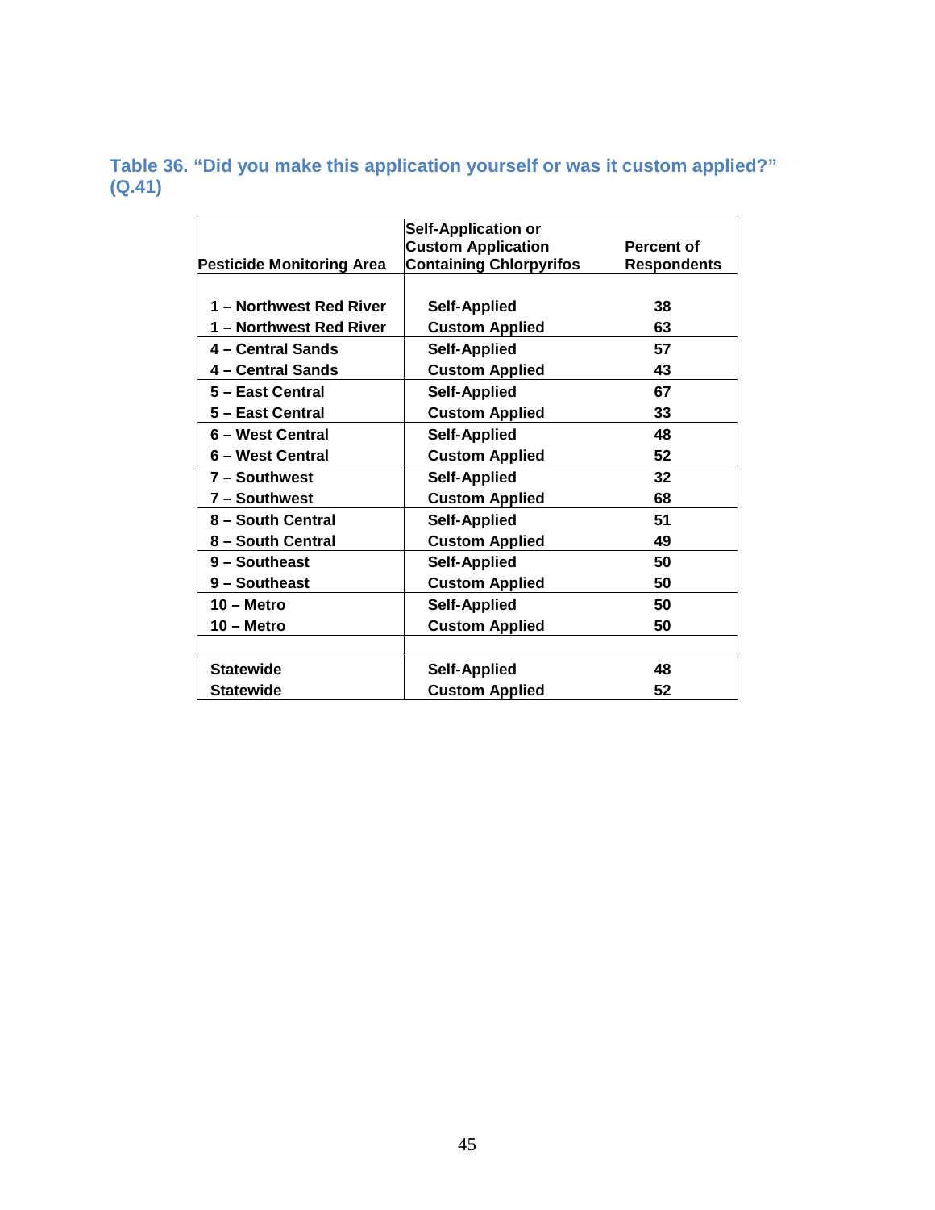### Table 36. "Did you make this application yourself or was it custom applied?" (Q.41)

| Pesticide Monitoring Area | Self-Application or Custom Application Containing Chlorpyrifos | Percent of Respondents |
|---|---|---|
| 1 – Northwest Red River | Self-Applied | 38 |
| 1 – Northwest Red River | Custom Applied | 63 |
| 4 – Central Sands | Self-Applied | 57 |
| 4 – Central Sands | Custom Applied | 43 |
| 5 – East Central | Self-Applied | 67 |
| 5 – East Central | Custom Applied | 33 |
| 6 – West Central | Self-Applied | 48 |
| 6 – West Central | Custom Applied | 52 |
| 7 – Southwest | Self-Applied | 32 |
| 7 – Southwest | Custom Applied | 68 |
| 8 – South Central | Self-Applied | 51 |
| 8 – South Central | Custom Applied | 49 |
| 9 – Southeast | Self-Applied | 50 |
| 9 – Southeast | Custom Applied | 50 |
| 10 – Metro | Self-Applied | 50 |
| 10 – Metro | Custom Applied | 50 |
| | | |
| Statewide | Self-Applied | 48 |
| Statewide | Custom Applied | 52 |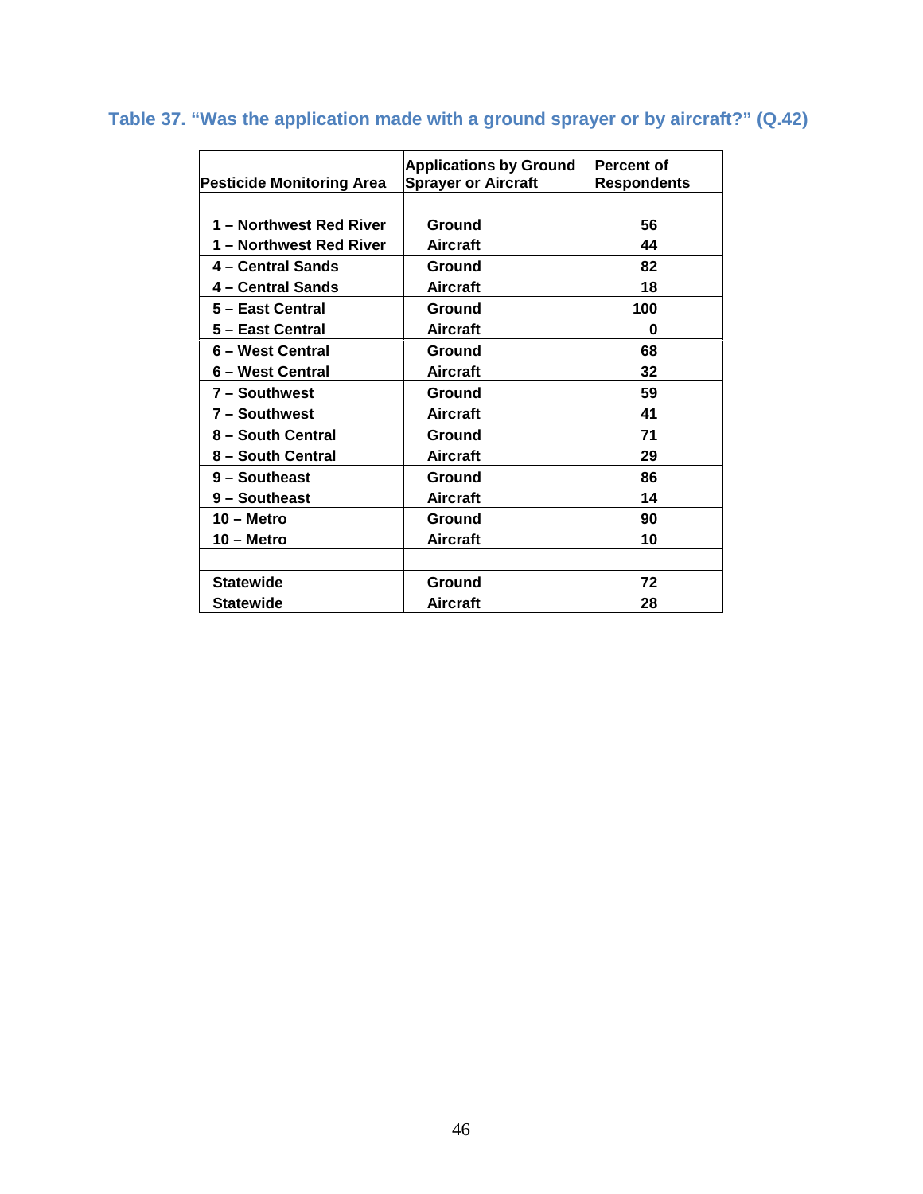### Table 37. "Was the application made with a ground sprayer or by aircraft?" (Q.42)

| Pesticide Monitoring Area | Applications by Ground Sprayer or Aircraft | Percent of Respondents |
|---|---|---|
| 1 – Northwest Red River | Ground | 56 |
| 1 – Northwest Red River | Aircraft | 44 |
| 4 – Central Sands | Ground | 82 |
| 4 – Central Sands | Aircraft | 18 |
| 5 – East Central | Ground | 100 |
| 5 – East Central | Aircraft | 0 |
| 6 – West Central | Ground | 68 |
| 6 – West Central | Aircraft | 32 |
| 7 – Southwest | Ground | 59 |
| 7 – Southwest | Aircraft | 41 |
| 8 – South Central | Ground | 71 |
| 8 – South Central | Aircraft | 29 |
| 9 – Southeast | Ground | 86 |
| 9 – Southeast | Aircraft | 14 |
| 10 – Metro | Ground | 90 |
| 10 – Metro | Aircraft | 10 |
| | | |
| Statewide | Ground | 72 |
| Statewide | Aircraft | 28 |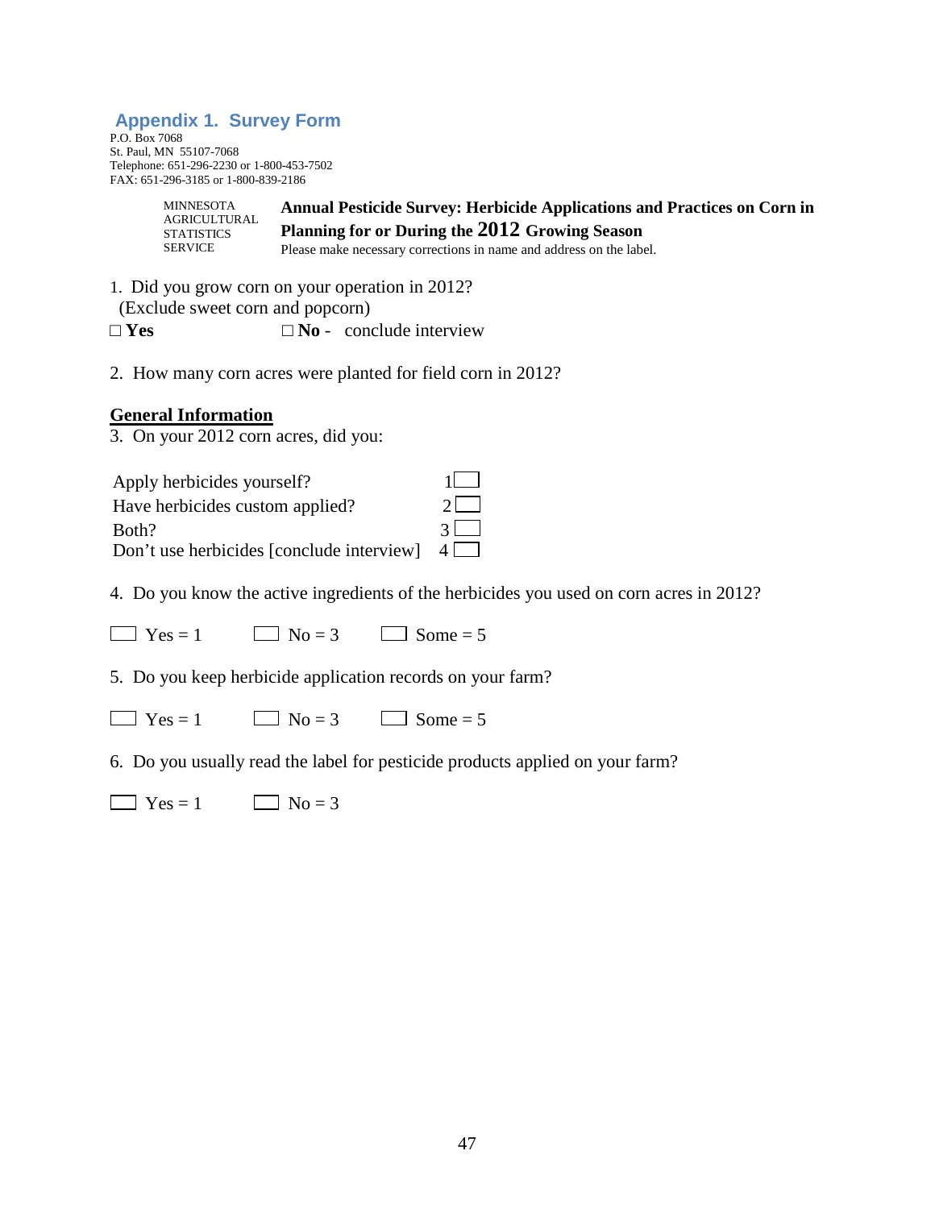## Appendix 1. Survey Form

P.O. Box 7068
St. Paul, MN 55107-7068
Telephone: 651-296-2230 or 1-800-453-7502
FAX: 651-296-3185 or 1-800-839-2186

MINNESOTA AGRICULTURAL STATISTICS SERVICE

**Annual Pesticide Survey: Herbicide Applications and Practices on Corn in Planning for or During the 2012 Growing Season**

Please make necessary corrections in name and address on the label.

1. Did you grow corn on your operation in 2012?
(Exclude sweet corn and popcorn)

□ **Yes** □ **No** - conclude interview

2. How many corn acres were planted for field corn in 2012?

**General Information**

3. On your 2012 corn acres, did you:

| | |
|---|---|
| Apply herbicides yourself? | 1 □ |
| Have herbicides custom applied? | 2 □ |
| Both? | 3 □ |
| Don't use herbicides [conclude interview] | 4 □ |

4. Do you know the active ingredients of the herbicides you used on corn acres in 2012?

□ Yes = 1 □ No = 3 □ Some = 5

5. Do you keep herbicide application records on your farm?

□ Yes = 1 □ No = 3 □ Some = 5

6. Do you usually read the label for pesticide products applied on your farm?

□ Yes = 1 □ No = 3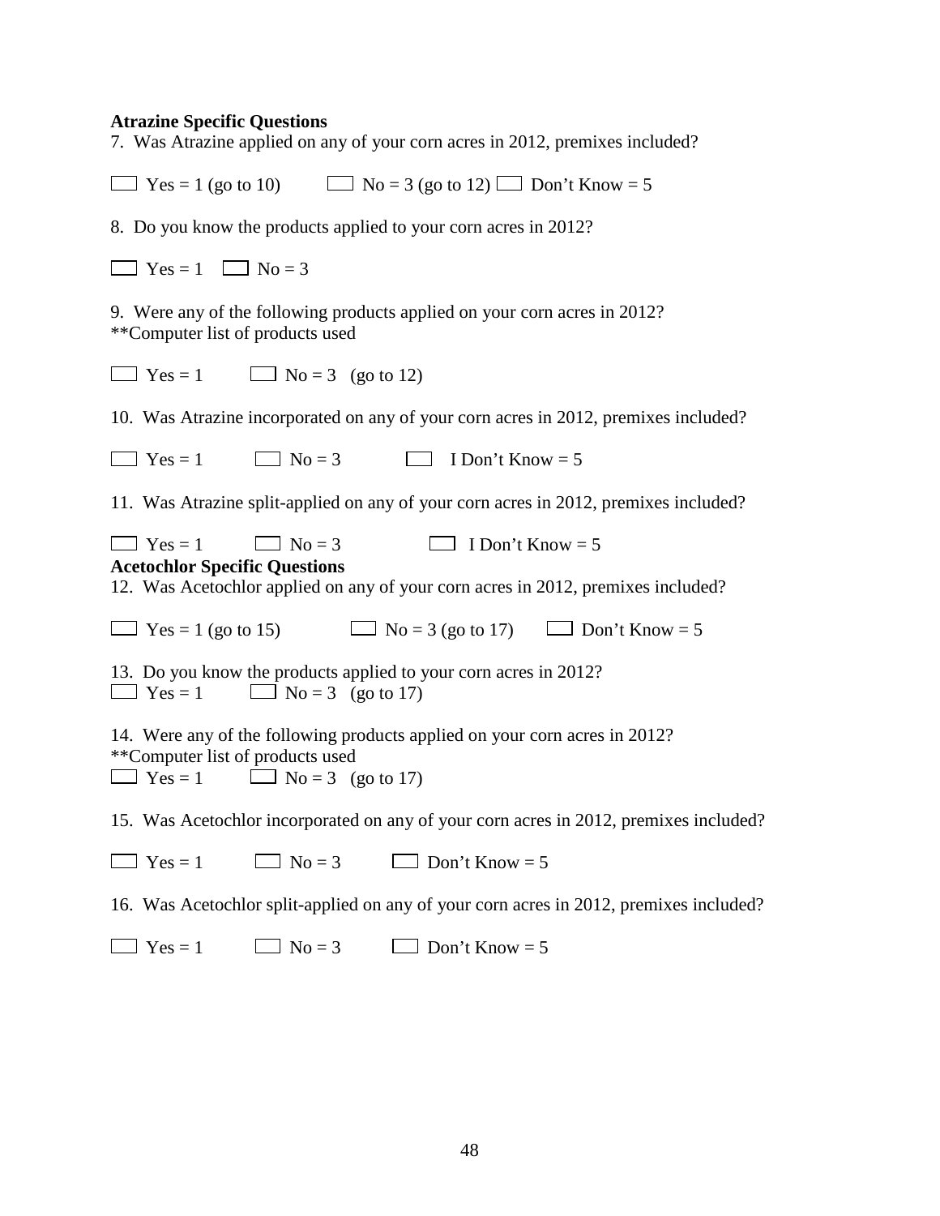**Atrazine Specific Questions**

7. Was Atrazine applied on any of your corn acres in 2012, premixes included?

☐ Yes = 1 (go to 10)  ☐ No = 3 (go to 12) ☐ Don't Know = 5

8. Do you know the products applied to your corn acres in 2012?

☐ Yes = 1  ☐ No = 3

9. Were any of the following products applied on your corn acres in 2012?
**Computer list of products used

☐ Yes = 1  ☐ No = 3 (go to 12)

10. Was Atrazine incorporated on any of your corn acres in 2012, premixes included?

☐ Yes = 1  ☐ No = 3  ☐ I Don't Know = 5

11. Was Atrazine split-applied on any of your corn acres in 2012, premixes included?

☐ Yes = 1  ☐ No = 3  ☐ I Don't Know = 5

**Acetochlor Specific Questions**

12. Was Acetochlor applied on any of your corn acres in 2012, premixes included?

☐ Yes = 1 (go to 15)  ☐ No = 3 (go to 17)  ☐ Don't Know = 5

13. Do you know the products applied to your corn acres in 2012?
☐ Yes = 1  ☐ No = 3 (go to 17)

14. Were any of the following products applied on your corn acres in 2012?
**Computer list of products used
☐ Yes = 1  ☐ No = 3 (go to 17)

15. Was Acetochlor incorporated on any of your corn acres in 2012, premixes included?

☐ Yes = 1  ☐ No = 3  ☐ Don't Know = 5

16. Was Acetochlor split-applied on any of your corn acres in 2012, premixes included?

☐ Yes = 1  ☐ No = 3  ☐ Don't Know = 5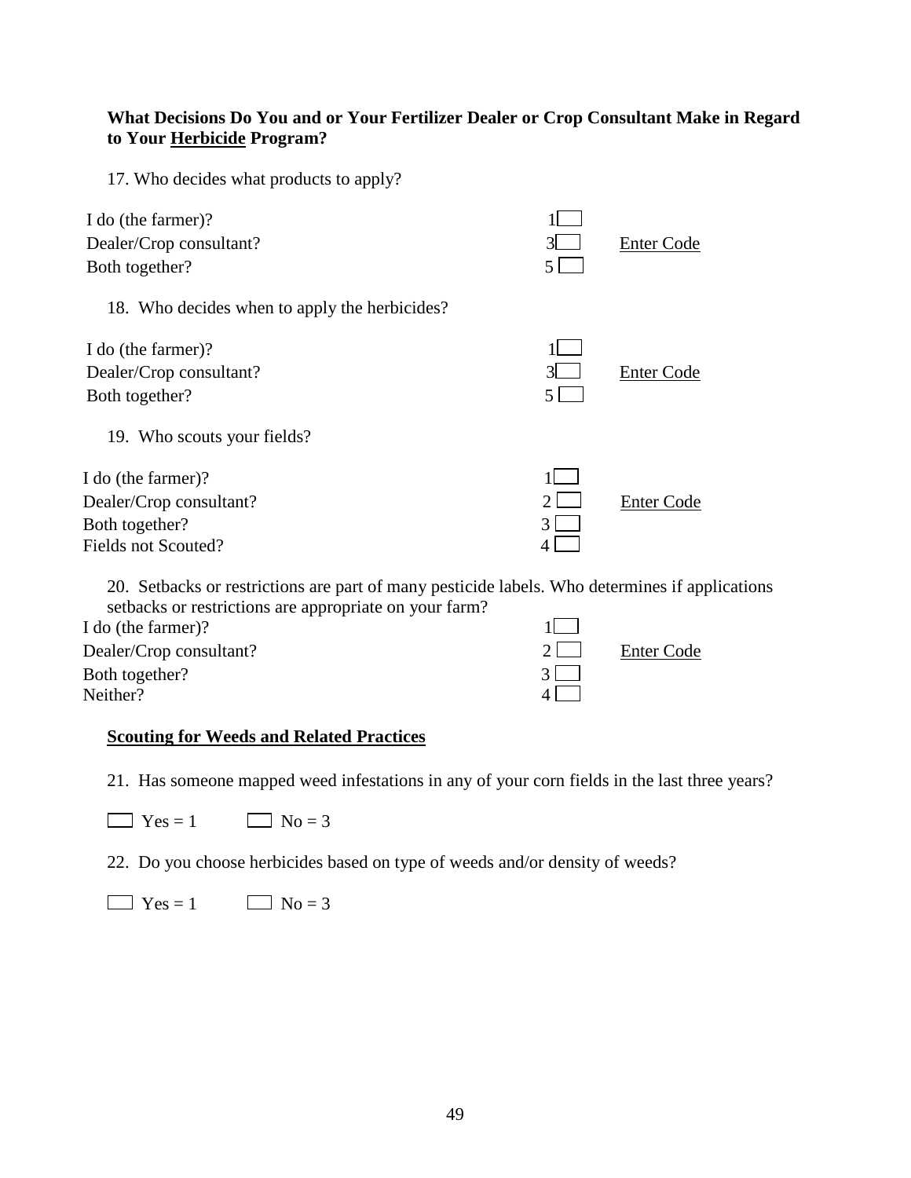**What Decisions Do You and or Your Fertilizer Dealer or Crop Consultant Make in Regard to Your Herbicide Program?**

17. Who decides what products to apply?

| | | |
|---|---|---|
| I do (the farmer)? | 1 ☐ | |
| Dealer/Crop consultant? | 3 ☐ | Enter Code |
| Both together? | 5 ☐ | |

18. Who decides when to apply the herbicides?

| | | |
|---|---|---|
| I do (the farmer)? | 1 ☐ | |
| Dealer/Crop consultant? | 3 ☐ | Enter Code |
| Both together? | 5 ☐ | |

19. Who scouts your fields?

| | | |
|---|---|---|
| I do (the farmer)? | 1 ☐ | |
| Dealer/Crop consultant? | 2 ☐ | Enter Code |
| Both together? | 3 ☐ | |
| Fields not Scouted? | 4 ☐ | |

20. Setbacks or restrictions are part of many pesticide labels. Who determines if applications setbacks or restrictions are appropriate on your farm?

| | | |
|---|---|---|
| I do (the farmer)? | 1 ☐ | |
| Dealer/Crop consultant? | 2 ☐ | Enter Code |
| Both together? | 3 ☐ | |
| Neither? | 4 ☐ | |

**Scouting for Weeds and Related Practices**

21. Has someone mapped weed infestations in any of your corn fields in the last three years?

☐ Yes = 1 ☐ No = 3

22. Do you choose herbicides based on type of weeds and/or density of weeds?

☐ Yes = 1 ☐ No = 3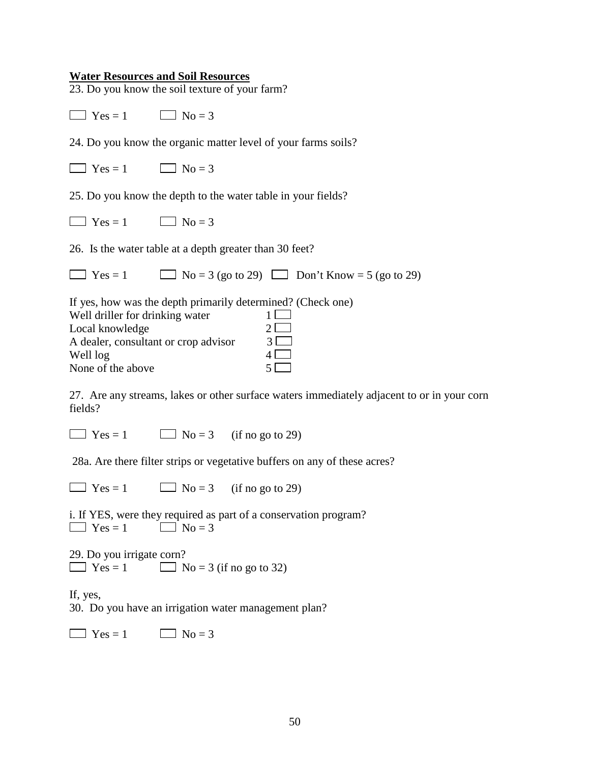## **Water Resources and Soil Resources**

23. Do you know the soil texture of your farm?

☐ Yes = 1 ☐ No = 3

24. Do you know the organic matter level of your farms soils?

☐ Yes = 1 ☐ No = 3

25. Do you know the depth to the water table in your fields?

☐ Yes = 1 ☐ No = 3

26. Is the water table at a depth greater than 30 feet?

☐ Yes = 1 ☐ No = 3 (go to 29) ☐ Don't Know = 5 (go to 29)

If yes, how was the depth primarily determined? (Check one)

| | |
|---|---|
| Well driller for drinking water | 1 ☐ |
| Local knowledge | 2 ☐ |
| A dealer, consultant or crop advisor | 3 ☐ |
| Well log | 4 ☐ |
| None of the above | 5 ☐ |

27. Are any streams, lakes or other surface waters immediately adjacent to or in your corn fields?

☐ Yes = 1 ☐ No = 3 (if no go to 29)

28a. Are there filter strips or vegetative buffers on any of these acres?

☐ Yes = 1 ☐ No = 3 (if no go to 29)

i. If YES, were they required as part of a conservation program?
☐ Yes = 1 ☐ No = 3

29. Do you irrigate corn?
☐ Yes = 1 ☐ No = 3 (if no go to 32)

If, yes,
30. Do you have an irrigation water management plan?

☐ Yes = 1 ☐ No = 3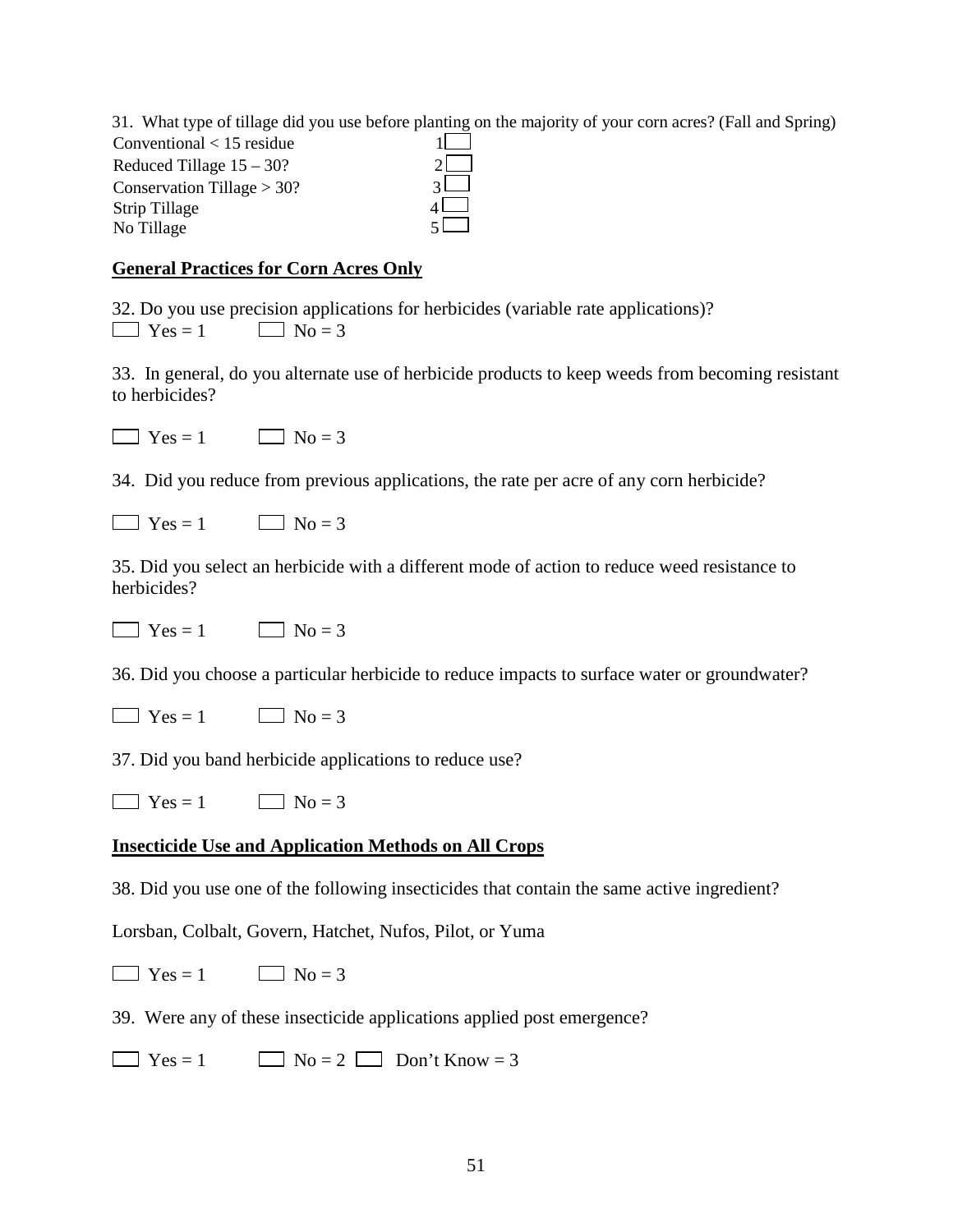31. What type of tillage did you use before planting on the majority of your corn acres? (Fall and Spring)

Conventional < 15 residue 1☐
Reduced Tillage 15 – 30? 2☐
Conservation Tillage > 30? 3☐
Strip Tillage 4☐
No Tillage 5☐

**General Practices for Corn Acres Only**

32. Do you use precision applications for herbicides (variable rate applications)?

☐ Yes = 1 ☐ No = 3

33. In general, do you alternate use of herbicide products to keep weeds from becoming resistant to herbicides?

☐ Yes = 1 ☐ No = 3

34. Did you reduce from previous applications, the rate per acre of any corn herbicide?

☐ Yes = 1 ☐ No = 3

35. Did you select an herbicide with a different mode of action to reduce weed resistance to herbicides?

☐ Yes = 1 ☐ No = 3

36. Did you choose a particular herbicide to reduce impacts to surface water or groundwater?

☐ Yes = 1 ☐ No = 3

37. Did you band herbicide applications to reduce use?

☐ Yes = 1 ☐ No = 3

**Insecticide Use and Application Methods on All Crops**

38. Did you use one of the following insecticides that contain the same active ingredient?

Lorsban, Colbalt, Govern, Hatchet, Nufos, Pilot, or Yuma

☐ Yes = 1 ☐ No = 3

39. Were any of these insecticide applications applied post emergence?

☐ Yes = 1 ☐ No = 2 ☐ Don't Know = 3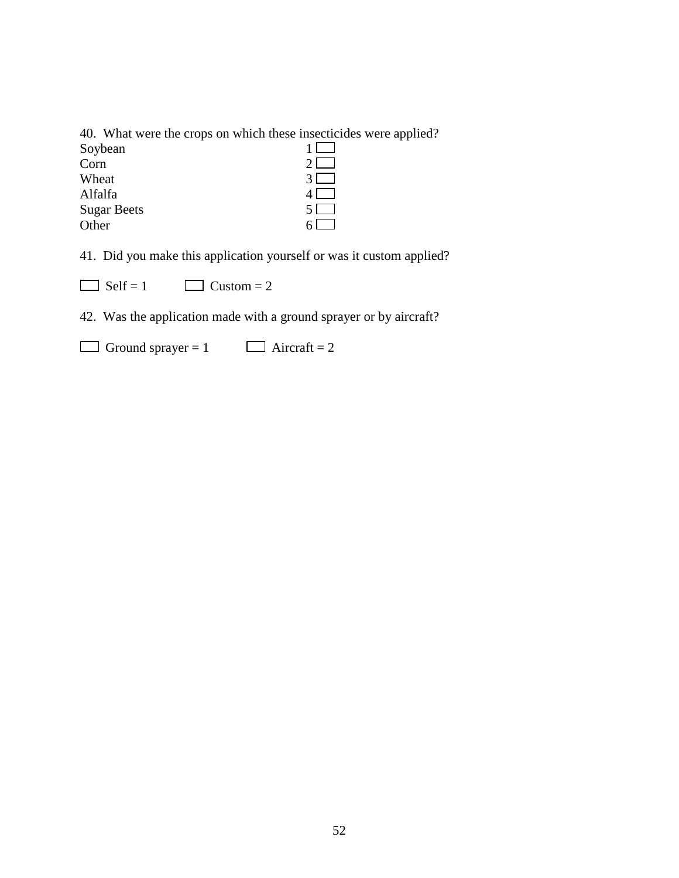40. What were the crops on which these insecticides were applied?

| | |
|---|---|
| Soybean | 1 ☐ |
| Corn | 2 ☐ |
| Wheat | 3 ☐ |
| Alfalfa | 4 ☐ |
| Sugar Beets | 5 ☐ |
| Other | 6 ☐ |

41. Did you make this application yourself or was it custom applied?

☐ Self = 1 ☐ Custom = 2

42. Was the application made with a ground sprayer or by aircraft?

☐ Ground sprayer = 1 ☐ Aircraft = 2